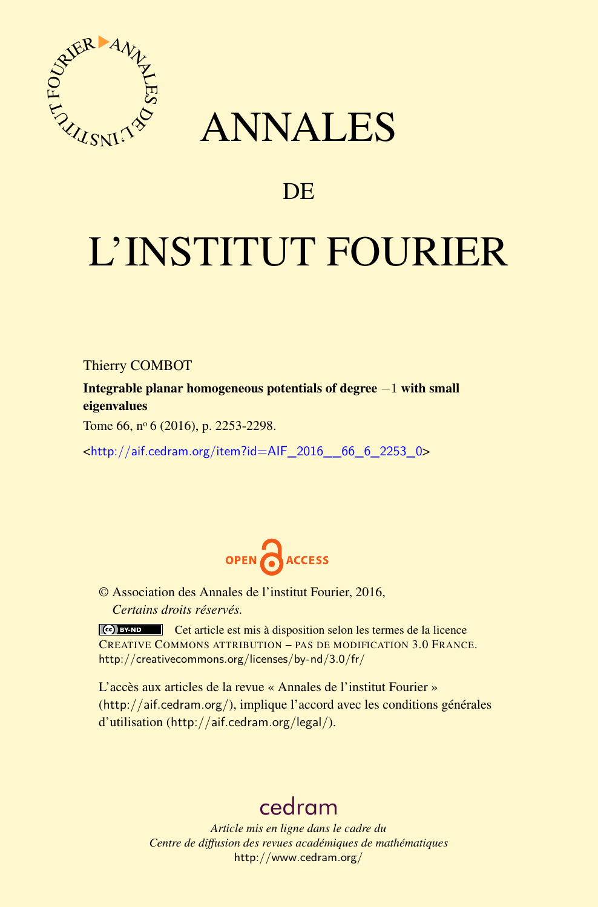# ANNALES

## DE

# L'INSTITUT FOURIER

Thierry COMBOT

**Integrable planar homogeneous potentials of degree $-1$ with small eigenvalues**

Tome 66, n° 6 (2016), p. 2253-2298.

<http://aif.cedram.org/item?id=AIF_2016__66_6_2253_0>

© Association des Annales de l'institut Fourier, 2016,
*Certains droits réservés.*

Cet article est mis à disposition selon les termes de la licence CREATIVE COMMONS ATTRIBUTION – PAS DE MODIFICATION 3.0 FRANCE.
http://creativecommons.org/licenses/by-nd/3.0/fr/

L'accès aux articles de la revue « Annales de l'institut Fourier » (http://aif.cedram.org/), implique l'accord avec les conditions générales d'utilisation (http://aif.cedram.org/legal/).

cedram

*Article mis en ligne dans le cadre du*
*Centre de diffusion des revues académiques de mathématiques*
http://www.cedram.org/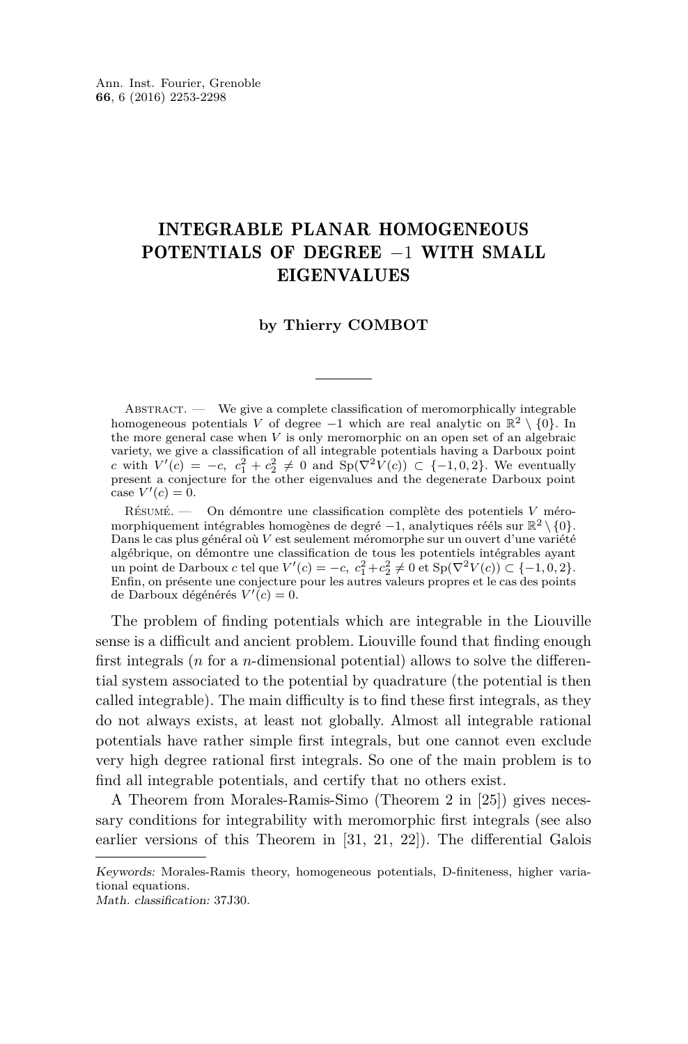# INTEGRABLE PLANAR HOMOGENEOUS POTENTIALS OF DEGREE $-1$ WITH SMALL EIGENVALUES

**by Thierry COMBOT**

Abstract. — We give a complete classification of meromorphically integrable homogeneous potentials $V$ of degree $-1$ which are real analytic on $\mathbb{R}^2 \setminus \{0\}$. In the more general case when $V$ is only meromorphic on an open set of an algebraic variety, we give a classification of all integrable potentials having a Darboux point $c$ with $V'(c) = -c,\ c_1^2 + c_2^2 \neq 0$ and $\mathrm{Sp}(\nabla^2 V(c)) \subset \{-1, 0, 2\}$. We eventually present a conjecture for the other eigenvalues and the degenerate Darboux point case $V'(c) = 0$.

Résumé. — On démontre une classification complète des potentiels $V$ méromorphiquement intégrables homogènes de degré $-1$, analytiques réels sur $\mathbb{R}^2 \setminus \{0\}$. Dans le cas plus général où $V$ est seulement méromorphe sur un ouvert d'une variété algébrique, on démontre une classification de tous les potentiels intégrables ayant un point de Darboux $c$ tel que $V'(c) = -c,\ c_1^2 + c_2^2 \neq 0$ et $\mathrm{Sp}(\nabla^2 V(c)) \subset \{-1, 0, 2\}$. Enfin, on présente une conjecture pour les autres valeurs propres et le cas des points de Darboux dégénérés $V'(c) = 0$.

The problem of finding potentials which are integrable in the Liouville sense is a difficult and ancient problem. Liouville found that finding enough first integrals ($n$ for a $n$-dimensional potential) allows to solve the differential system associated to the potential by quadrature (the potential is then called integrable). The main difficulty is to find these first integrals, as they do not always exists, at least not globally. Almost all integrable rational potentials have rather simple first integrals, but one cannot even exclude very high degree rational first integrals. So one of the main problem is to find all integrable potentials, and certify that no others exist.

A Theorem from Morales-Ramis-Simo (Theorem 2 in [25]) gives necessary conditions for integrability with meromorphic first integrals (see also earlier versions of this Theorem in [31, 21, 22]). The differential Galois

*Keywords:* Morales-Ramis theory, homogeneous potentials, D-finiteness, higher variational equations.
*Math. classification:* 37J30.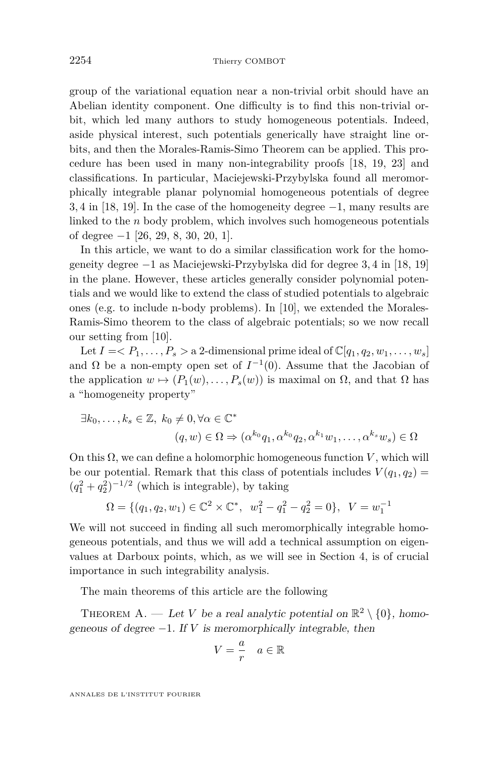group of the variational equation near a non-trivial orbit should have an Abelian identity component. One difficulty is to find this non-trivial orbit, which led many authors to study homogeneous potentials. Indeed, aside physical interest, such potentials generically have straight line orbits, and then the Morales-Ramis-Simo Theorem can be applied. This procedure has been used in many non-integrability proofs [18, 19, 23] and classifications. In particular, Maciejewski-Przybylska found all meromorphically integrable planar polynomial homogeneous potentials of degree $3, 4$ in [18, 19]. In the case of the homogeneity degree $-1$, many results are linked to the $n$ body problem, which involves such homogeneous potentials of degree $-1$ [26, 29, 8, 30, 20, 1].

In this article, we want to do a similar classification work for the homogeneity degree $-1$ as Maciejewski-Przybylska did for degree $3, 4$ in [18, 19] in the plane. However, these articles generally consider polynomial potentials and we would like to extend the class of studied potentials to algebraic ones (e.g. to include n-body problems). In [10], we extended the Morales-Ramis-Simo theorem to the class of algebraic potentials; so we now recall our setting from [10].

Let $I = < P_1, \dots, P_s >$ a 2-dimensional prime ideal of $\mathbb{C}[q_1, q_2, w_1, \dots, w_s]$ and $\Omega$ be a non-empty open set of $I^{-1}(0)$. Assume that the Jacobian of the application $w \mapsto (P_1(w), \dots, P_s(w))$ is maximal on $\Omega$, and that $\Omega$ has a "homogeneity property"

$$\exists k_0, \dots, k_s \in \mathbb{Z},\ k_0 \neq 0, \forall \alpha \in \mathbb{C}^* \\ (q, w) \in \Omega \Rightarrow (\alpha^{k_0} q_1, \alpha^{k_0} q_2, \alpha^{k_1} w_1, \dots, \alpha^{k_s} w_s) \in \Omega$$

On this $\Omega$, we can define a holomorphic homogeneous function $V$, which will be our potential. Remark that this class of potentials includes $V(q_1, q_2) = (q_1^2 + q_2^2)^{-1/2}$ (which is integrable), by taking

$$\Omega = \{(q_1, q_2, w_1) \in \mathbb{C}^2 \times \mathbb{C}^*,\ \ w_1^2 - q_1^2 - q_2^2 = 0\},\ \ V = w_1^{-1}$$

We will not succeed in finding all such meromorphically integrable homogeneous potentials, and thus we will add a technical assumption on eigenvalues at Darboux points, which, as we will see in Section 4, is of crucial importance in such integrability analysis.

The main theorems of this article are the following

Theorem A. — *Let $V$ be a real analytic potential on $\mathbb{R}^2 \setminus \{0\}$, homogeneous of degree $-1$. If $V$ is meromorphically integrable, then*

$$V = \frac{a}{r} \quad a \in \mathbb{R}$$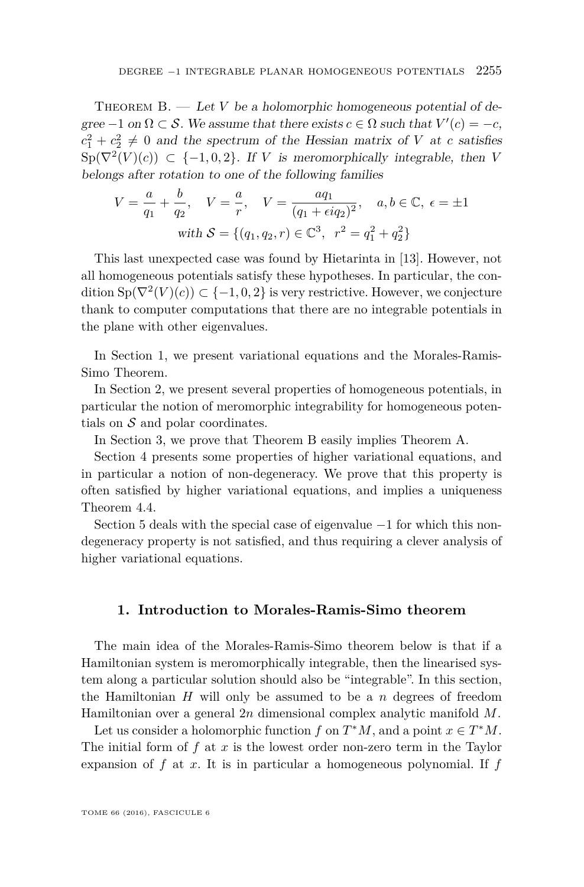Theorem B. — *Let $V$ be a holomorphic homogeneous potential of degree $-1$ on $\Omega \subset \mathcal{S}$. We assume that there exists $c \in \Omega$ such that $V'(c) = -c$, $c_1^2 + c_2^2 \neq 0$ and the spectrum of the Hessian matrix of $V$ at $c$ satisfies $\mathrm{Sp}(\nabla^2(V)(c)) \subset \{-1, 0, 2\}$. If $V$ is meromorphically integrable, then $V$ belongs after rotation to one of the following families*

$$V = \frac{a}{q_1} + \frac{b}{q_2}, \quad V = \frac{a}{r}, \quad V = \frac{aq_1}{(q_1 + \epsilon i q_2)^2}, \quad a, b \in \mathbb{C},\ \epsilon = \pm 1$$
$$\text{with } \mathcal{S} = \{(q_1, q_2, r) \in \mathbb{C}^3,\ \ r^2 = q_1^2 + q_2^2\}$$

This last unexpected case was found by Hietarinta in [13]. However, not all homogeneous potentials satisfy these hypotheses. In particular, the condition $\mathrm{Sp}(\nabla^2(V)(c)) \subset \{-1, 0, 2\}$ is very restrictive. However, we conjecture thank to computer computations that there are no integrable potentials in the plane with other eigenvalues.

In Section 1, we present variational equations and the Morales-Ramis-Simo Theorem.

In Section 2, we present several properties of homogeneous potentials, in particular the notion of meromorphic integrability for homogeneous potentials on $\mathcal{S}$ and polar coordinates.

In Section 3, we prove that Theorem B easily implies Theorem A.

Section 4 presents some properties of higher variational equations, and in particular a notion of non-degeneracy. We prove that this property is often satisfied by higher variational equations, and implies a uniqueness Theorem 4.4.

Section 5 deals with the special case of eigenvalue $-1$ for which this non-degeneracy property is not satisfied, and thus requiring a clever analysis of higher variational equations.

## 1. Introduction to Morales-Ramis-Simo theorem

The main idea of the Morales-Ramis-Simo theorem below is that if a Hamiltonian system is meromorphically integrable, then the linearised system along a particular solution should also be "integrable". In this section, the Hamiltonian $H$ will only be assumed to be a $n$ degrees of freedom Hamiltonian over a general $2n$ dimensional complex analytic manifold $M$.

Let us consider a holomorphic function $f$ on $T^*M$, and a point $x \in T^*M$. The initial form of $f$ at $x$ is the lowest order non-zero term in the Taylor expansion of $f$ at $x$. It is in particular a homogeneous polynomial. If $f$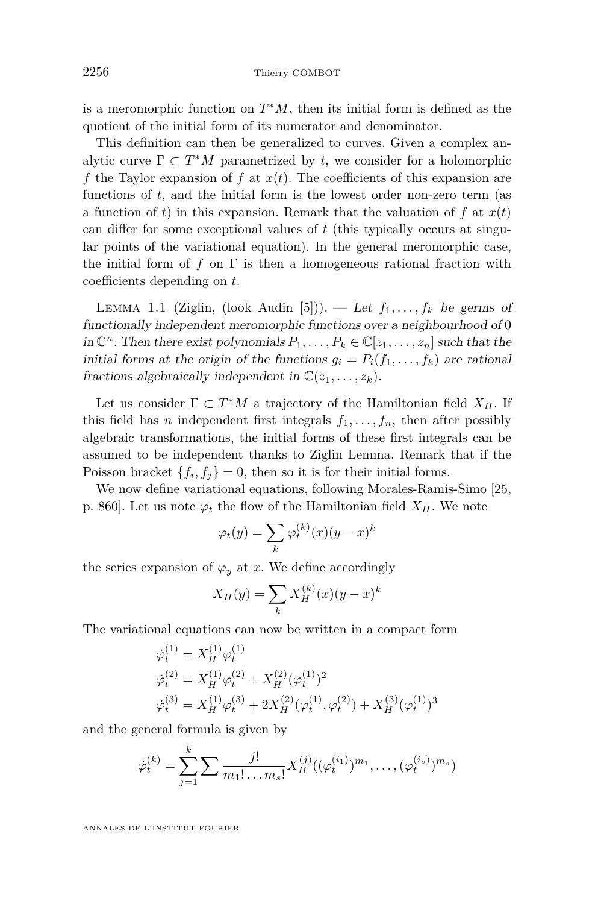is a meromorphic function on $T^*M$, then its initial form is defined as the quotient of the initial form of its numerator and denominator.

This definition can then be generalized to curves. Given a complex analytic curve $\Gamma \subset T^*M$ parametrized by $t$, we consider for a holomorphic $f$ the Taylor expansion of $f$ at $x(t)$. The coefficients of this expansion are functions of $t$, and the initial form is the lowest order non-zero term (as a function of $t$) in this expansion. Remark that the valuation of $f$ at $x(t)$ can differ for some exceptional values of $t$ (this typically occurs at singular points of the variational equation). In the general meromorphic case, the initial form of $f$ on $\Gamma$ is then a homogeneous rational fraction with coefficients depending on $t$.

Lemma 1.1 (Ziglin, (look Audin [5])). — *Let $f_1, \dots, f_k$ be germs of functionally independent meromorphic functions over a neighbourhood of $0$ in $\mathbb{C}^n$. Then there exist polynomials $P_1, \dots, P_k \in \mathbb{C}[z_1, \dots, z_n]$ such that the initial forms at the origin of the functions $g_i = P_i(f_1, \dots, f_k)$ are rational fractions algebraically independent in $\mathbb{C}(z_1, \dots, z_k)$.*

Let us consider $\Gamma \subset T^*M$ a trajectory of the Hamiltonian field $X_H$. If this field has $n$ independent first integrals $f_1, \dots, f_n$, then after possibly algebraic transformations, the initial forms of these first integrals can be assumed to be independent thanks to Ziglin Lemma. Remark that if the Poisson bracket $\{f_i, f_j\} = 0$, then so it is for their initial forms.

We now define variational equations, following Morales-Ramis-Simo [25, p. 860]. Let us note $\varphi_t$ the flow of the Hamiltonian field $X_H$. We note

$$\varphi_t(y) = \sum_k \varphi_t^{(k)}(x)(y-x)^k$$

the series expansion of $\varphi_y$ at $x$. We define accordingly

$$X_H(y) = \sum_k X_H^{(k)}(x)(y-x)^k$$

The variational equations can now be written in a compact form

$$\begin{aligned}
\dot{\varphi}_t^{(1)} &= X_H^{(1)} \varphi_t^{(1)} \\
\dot{\varphi}_t^{(2)} &= X_H^{(1)} \varphi_t^{(2)} + X_H^{(2)} (\varphi_t^{(1)})^2 \\
\dot{\varphi}_t^{(3)} &= X_H^{(1)} \varphi_t^{(3)} + 2X_H^{(2)} (\varphi_t^{(1)}, \varphi_t^{(2)}) + X_H^{(3)} (\varphi_t^{(1)})^3
\end{aligned}$$

and the general formula is given by

$$\dot{\varphi}_t^{(k)} = \sum_{j=1}^{k} \sum \frac{j!}{m_1! \dots m_s!} X_H^{(j)}((\varphi_t^{(i_1)})^{m_1}, \dots, (\varphi_t^{(i_s)})^{m_s})$$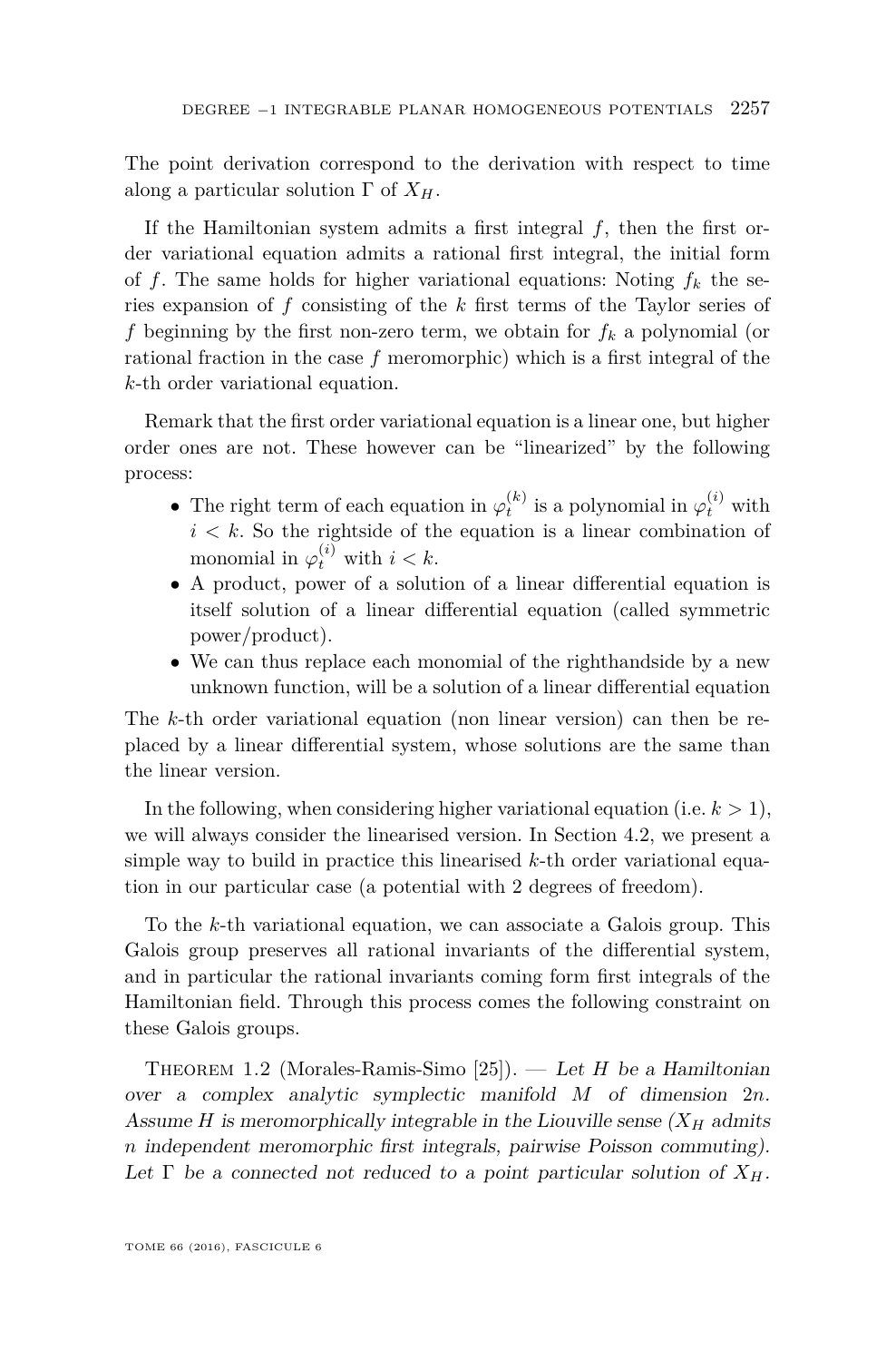The point derivation correspond to the derivation with respect to time along a particular solution $\Gamma$ of $X_H$.

If the Hamiltonian system admits a first integral $f$, then the first order variational equation admits a rational first integral, the initial form of $f$. The same holds for higher variational equations: Noting $f_k$ the series expansion of $f$ consisting of the $k$ first terms of the Taylor series of $f$ beginning by the first non-zero term, we obtain for $f_k$ a polynomial (or rational fraction in the case $f$ meromorphic) which is a first integral of the $k$-th order variational equation.

Remark that the first order variational equation is a linear one, but higher order ones are not. These however can be "linearized" by the following process:

- The right term of each equation in $\varphi_t^{(k)}$ is a polynomial in $\varphi_t^{(i)}$ with $i < k$. So the rightside of the equation is a linear combination of monomial in $\varphi_t^{(i)}$ with $i < k$.
- A product, power of a solution of a linear differential equation is itself solution of a linear differential equation (called symmetric power/product).
- We can thus replace each monomial of the righthandside by a new unknown function, will be a solution of a linear differential equation

The $k$-th order variational equation (non linear version) can then be replaced by a linear differential system, whose solutions are the same than the linear version.

In the following, when considering higher variational equation (i.e. $k > 1$), we will always consider the linearised version. In Section 4.2, we present a simple way to build in practice this linearised $k$-th order variational equation in our particular case (a potential with 2 degrees of freedom).

To the $k$-th variational equation, we can associate a Galois group. This Galois group preserves all rational invariants of the differential system, and in particular the rational invariants coming form first integrals of the Hamiltonian field. Through this process comes the following constraint on these Galois groups.

Theorem 1.2 (Morales-Ramis-Simo [25]). — *Let $H$ be a Hamiltonian over a complex analytic symplectic manifold $M$ of dimension $2n$. Assume $H$ is meromorphically integrable in the Liouville sense ($X_H$ admits $n$ independent meromorphic first integrals, pairwise Poisson commuting). Let $\Gamma$ be a connected not reduced to a point particular solution of $X_H$.*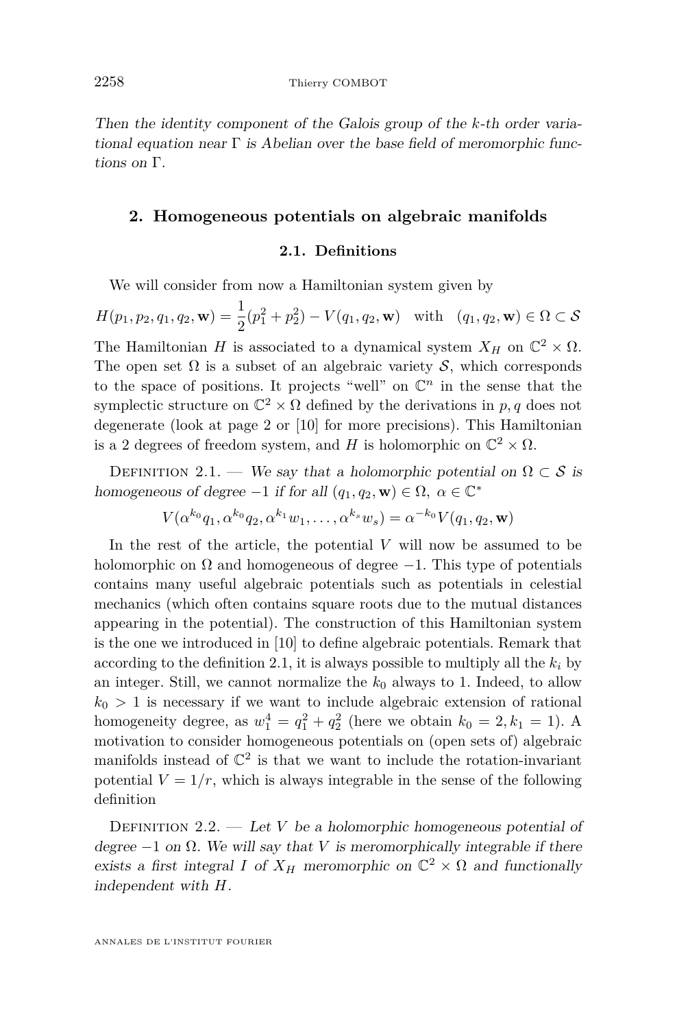*Then the identity component of the Galois group of the $k$-th order variational equation near $\Gamma$ is Abelian over the base field of meromorphic functions on $\Gamma$.*

## 2. Homogeneous potentials on algebraic manifolds

### 2.1. Definitions

We will consider from now a Hamiltonian system given by

$$H(p_1,p_2,q_1,q_2,\mathbf{w}) = \frac{1}{2}(p_1^2+p_2^2) - V(q_1,q_2,\mathbf{w}) \quad \text{with} \quad (q_1,q_2,\mathbf{w}) \in \Omega \subset \mathcal{S}$$

The Hamiltonian $H$ is associated to a dynamical system $X_H$ on $\mathbb{C}^2 \times \Omega$. The open set $\Omega$ is a subset of an algebraic variety $\mathcal{S}$, which corresponds to the space of positions. It projects "well" on $\mathbb{C}^n$ in the sense that the symplectic structure on $\mathbb{C}^2 \times \Omega$ defined by the derivations in $p, q$ does not degenerate (look at page 2 or [10] for more precisions). This Hamiltonian is a 2 degrees of freedom system, and $H$ is holomorphic on $\mathbb{C}^2 \times \Omega$.

Definition 2.1. — *We say that a holomorphic potential on $\Omega \subset \mathcal{S}$ is homogeneous of degree $-1$ if for all $(q_1,q_2,\mathbf{w}) \in \Omega,\ \alpha \in \mathbb{C}^*$*

$$V(\alpha^{k_0}q_1, \alpha^{k_0}q_2, \alpha^{k_1}w_1, \dots, \alpha^{k_s}w_s) = \alpha^{-k_0}V(q_1,q_2,\mathbf{w})$$

In the rest of the article, the potential $V$ will now be assumed to be holomorphic on $\Omega$ and homogeneous of degree $-1$. This type of potentials contains many useful algebraic potentials such as potentials in celestial mechanics (which often contains square roots due to the mutual distances appearing in the potential). The construction of this Hamiltonian system is the one we introduced in [10] to define algebraic potentials. Remark that according to the definition 2.1, it is always possible to multiply all the $k_i$ by an integer. Still, we cannot normalize the $k_0$ always to 1. Indeed, to allow $k_0 > 1$ is necessary if we want to include algebraic extension of rational homogeneity degree, as $w_1^4 = q_1^2 + q_2^2$ (here we obtain $k_0 = 2, k_1 = 1$). A motivation to consider homogeneous potentials on (open sets of) algebraic manifolds instead of $\mathbb{C}^2$ is that we want to include the rotation-invariant potential $V = 1/r$, which is always integrable in the sense of the following definition

Definition 2.2. — *Let $V$ be a holomorphic homogeneous potential of degree $-1$ on $\Omega$. We will say that $V$ is meromorphically integrable if there exists a first integral $I$ of $X_H$ meromorphic on $\mathbb{C}^2 \times \Omega$ and functionally independent with $H$.*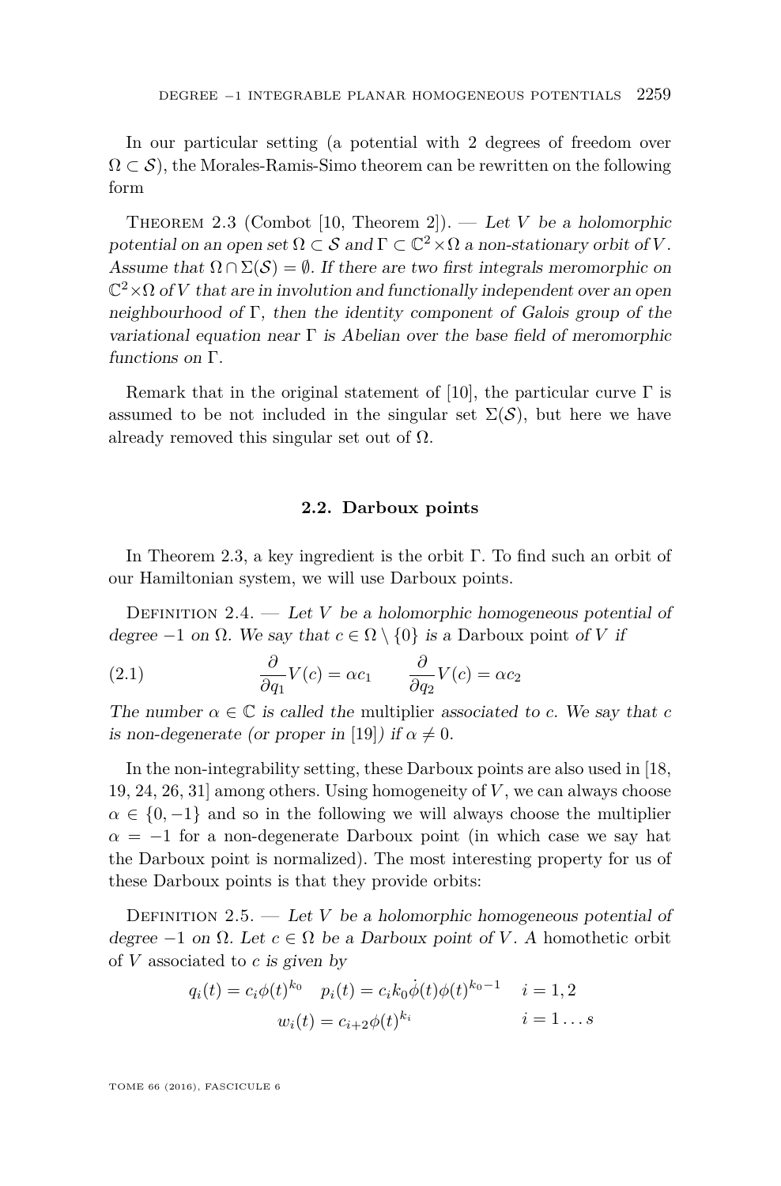In our particular setting (a potential with 2 degrees of freedom over $\Omega \subset \mathcal{S}$), the Morales-Ramis-Simo theorem can be rewritten on the following form

Theorem 2.3 (Combot [10, Theorem 2]). — *Let $V$ be a holomorphic potential on an open set $\Omega \subset \mathcal{S}$ and $\Gamma \subset \mathbb{C}^2 \times \Omega$ a non-stationary orbit of $V$. Assume that $\Omega \cap \Sigma(\mathcal{S}) = \emptyset$. If there are two first integrals meromorphic on $\mathbb{C}^2 \times \Omega$ of $V$ that are in involution and functionally independent over an open neighbourhood of $\Gamma$, then the identity component of Galois group of the variational equation near $\Gamma$ is Abelian over the base field of meromorphic functions on $\Gamma$.*

Remark that in the original statement of [10], the particular curve $\Gamma$ is assumed to be not included in the singular set $\Sigma(\mathcal{S})$, but here we have already removed this singular set out of $\Omega$.

### 2.2. Darboux points

In Theorem 2.3, a key ingredient is the orbit $\Gamma$. To find such an orbit of our Hamiltonian system, we will use Darboux points.

Definition 2.4. — *Let $V$ be a holomorphic homogeneous potential of degree $-1$ on $\Omega$. We say that $c \in \Omega \setminus \{0\}$ is a* Darboux point *of $V$ if*

$$\frac{\partial}{\partial q_1} V(c) = \alpha c_1 \qquad \frac{\partial}{\partial q_2} V(c) = \alpha c_2 \tag{2.1}$$

*The number $\alpha \in \mathbb{C}$ is called the* multiplier *associated to $c$. We say that $c$ is non-degenerate (or proper in [19]) if $\alpha \neq 0$.*

In the non-integrability setting, these Darboux points are also used in [18, 19, 24, 26, 31] among others. Using homogeneity of $V$, we can always choose $\alpha \in \{0, -1\}$ and so in the following we will always choose the multiplier $\alpha = -1$ for a non-degenerate Darboux point (in which case we say hat the Darboux point is normalized). The most interesting property for us of these Darboux points is that they provide orbits:

Definition 2.5. — *Let $V$ be a holomorphic homogeneous potential of degree $-1$ on $\Omega$. Let $c \in \Omega$ be a Darboux point of $V$. A* homothetic orbit *of $V$ associated to $c$ is given by*

$$q_i(t) = c_i \phi(t)^{k_0} \quad p_i(t) = c_i k_0 \dot{\phi}(t) \phi(t)^{k_0 - 1} \quad i = 1, 2$$
$$w_i(t) = c_{i+2} \phi(t)^{k_i} \qquad i = 1 \ldots s$$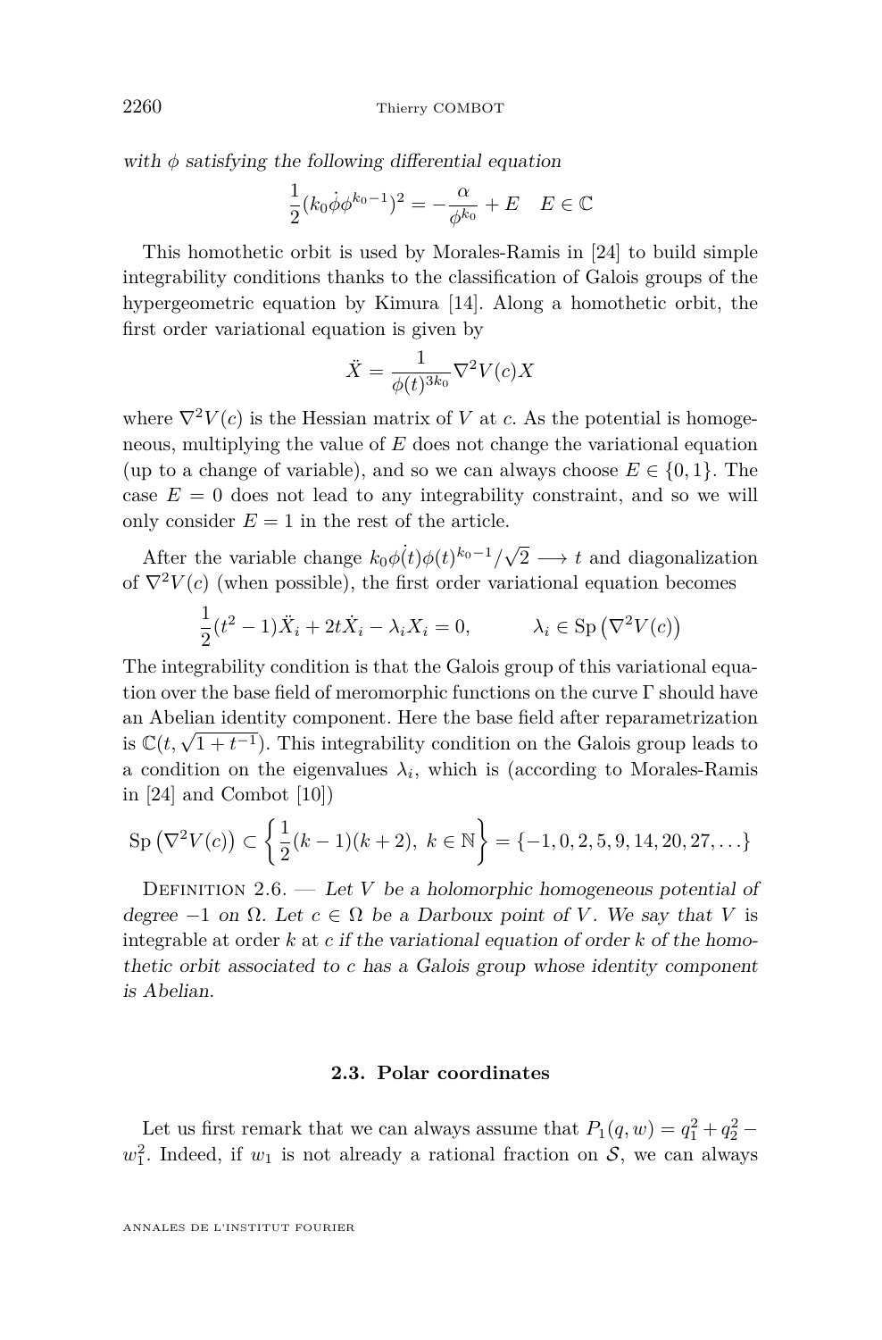*with $\phi$ satisfying the following differential equation*

$$\frac{1}{2}(k_0\dot{\phi}\phi^{k_0-1})^2 = -\frac{\alpha}{\phi^{k_0}} + E \quad E \in \mathbb{C}$$

This homothetic orbit is used by Morales-Ramis in [24] to build simple integrability conditions thanks to the classification of Galois groups of the hypergeometric equation by Kimura [14]. Along a homothetic orbit, the first order variational equation is given by

$$\ddot{X} = \frac{1}{\phi(t)^{3k_0}}\nabla^2 V(c) X$$

where $\nabla^2 V(c)$ is the Hessian matrix of $V$ at $c$. As the potential is homogeneous, multiplying the value of $E$ does not change the variational equation (up to a change of variable), and so we can always choose $E \in \{0,1\}$. The case $E = 0$ does not lead to any integrability constraint, and so we will only consider $E = 1$ in the rest of the article.

After the variable change $k_0\dot{\phi(t)}\phi(t)^{k_0-1}/\sqrt{2} \longrightarrow t$ and diagonalization of $\nabla^2 V(c)$ (when possible), the first order variational equation becomes

$$\frac{1}{2}(t^2-1)\ddot{X}_i + 2t\dot{X}_i - \lambda_i X_i = 0, \qquad \lambda_i \in \mathrm{Sp}\left(\nabla^2 V(c)\right)$$

The integrability condition is that the Galois group of this variational equation over the base field of meromorphic functions on the curve $\Gamma$ should have an Abelian identity component. Here the base field after reparametrization is $\mathbb{C}(t, \sqrt{1+t^{-1}})$. This integrability condition on the Galois group leads to a condition on the eigenvalues $\lambda_i$, which is (according to Morales-Ramis in [24] and Combot [10])

$$\mathrm{Sp}\left(\nabla^2 V(c)\right) \subset \left\{\frac{1}{2}(k-1)(k+2),\ k \in \mathbb{N}\right\} = \{-1, 0, 2, 5, 9, 14, 20, 27, \ldots\}$$

Definition 2.6. — *Let $V$ be a holomorphic homogeneous potential of degree $-1$ on $\Omega$. Let $c \in \Omega$ be a Darboux point of $V$. We say that $V$ is* integrable at order $k$ at $c$ *if the variational equation of order $k$ of the homothetic orbit associated to $c$ has a Galois group whose identity component is Abelian.*

### 2.3. Polar coordinates

Let us first remark that we can always assume that $P_1(q,w) = q_1^2 + q_2^2 - w_1^2$. Indeed, if $w_1$ is not already a rational fraction on $\mathcal{S}$, we can always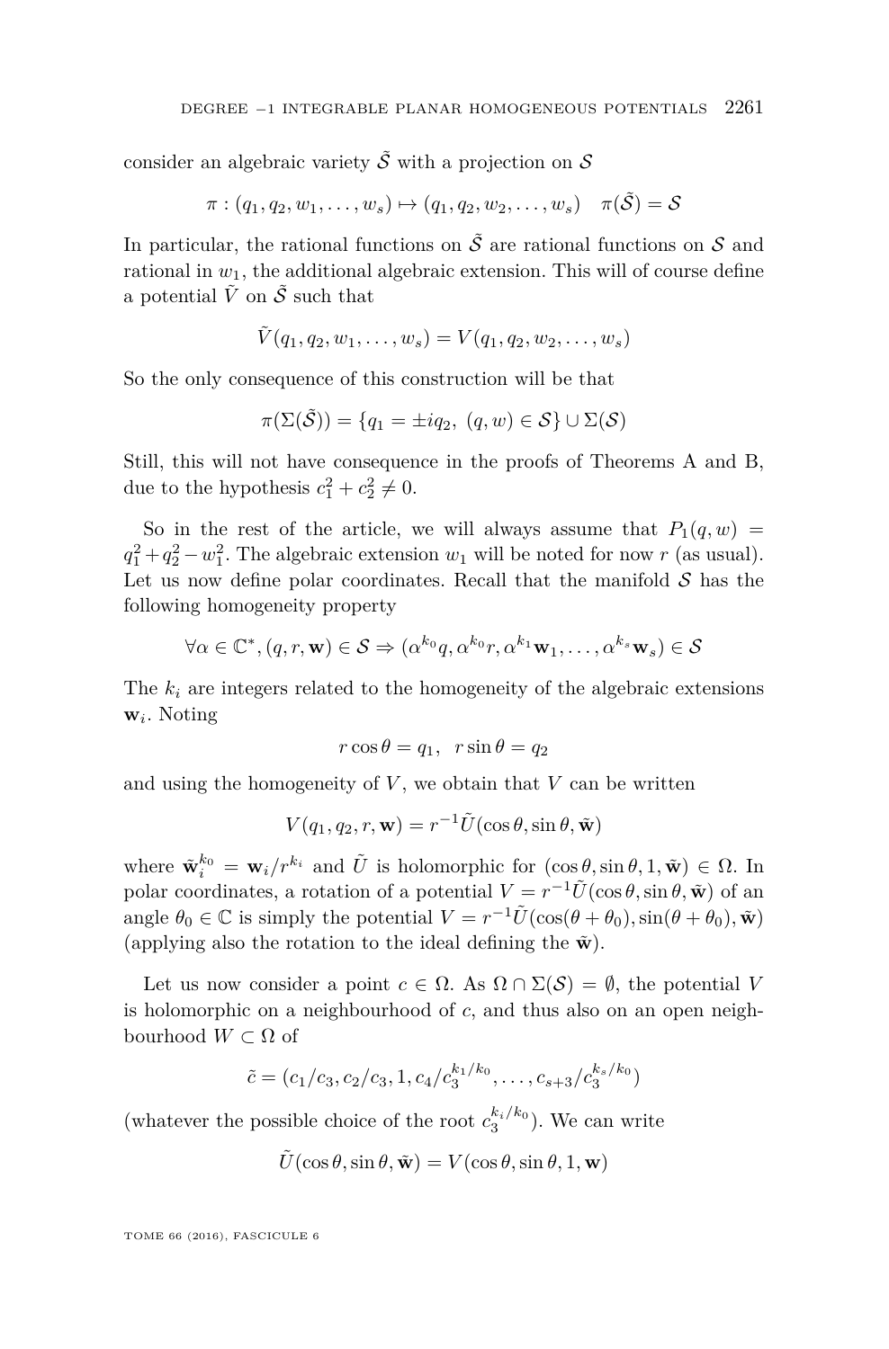consider an algebraic variety $\tilde{\mathcal{S}}$ with a projection on $\mathcal{S}$

$$\pi : (q_1, q_2, w_1, \dots, w_s) \mapsto (q_1, q_2, w_2, \dots, w_s) \quad \pi(\tilde{\mathcal{S}}) = \mathcal{S}$$

In particular, the rational functions on $\tilde{\mathcal{S}}$ are rational functions on $\mathcal{S}$ and rational in $w_1$, the additional algebraic extension. This will of course define a potential $\tilde{V}$ on $\tilde{\mathcal{S}}$ such that

$$\tilde{V}(q_1, q_2, w_1, \dots, w_s) = V(q_1, q_2, w_2, \dots, w_s)$$

So the only consequence of this construction will be that

$$\pi(\Sigma(\tilde{\mathcal{S}})) = \{q_1 = \pm i q_2,\ (q, w) \in \mathcal{S}\} \cup \Sigma(\mathcal{S})$$

Still, this will not have consequence in the proofs of Theorems A and B, due to the hypothesis $c_1^2 + c_2^2 \neq 0$.

So in the rest of the article, we will always assume that $P_1(q, w) = q_1^2 + q_2^2 - w_1^2$. The algebraic extension $w_1$ will be noted for now $r$ (as usual). Let us now define polar coordinates. Recall that the manifold $\mathcal{S}$ has the following homogeneity property

$$\forall \alpha \in \mathbb{C}^*, (q, r, \mathbf{w}) \in \mathcal{S} \Rightarrow (\alpha^{k_0} q, \alpha^{k_0} r, \alpha^{k_1} \mathbf{w}_1, \dots, \alpha^{k_s} \mathbf{w}_s) \in \mathcal{S}$$

The $k_i$ are integers related to the homogeneity of the algebraic extensions $\mathbf{w}_i$. Noting

$$r \cos\theta = q_1, \quad r \sin\theta = q_2$$

and using the homogeneity of $V$, we obtain that $V$ can be written

$$V(q_1, q_2, r, \mathbf{w}) = r^{-1} \tilde{U}(\cos\theta, \sin\theta, \tilde{\mathbf{w}})$$

where $\tilde{\mathbf{w}}_i^{k_0} = \mathbf{w}_i / r^{k_i}$ and $\tilde{U}$ is holomorphic for $(\cos\theta, \sin\theta, 1, \tilde{\mathbf{w}}) \in \Omega$. In polar coordinates, a rotation of a potential $V = r^{-1}\tilde{U}(\cos\theta, \sin\theta, \tilde{\mathbf{w}})$ of an angle $\theta_0 \in \mathbb{C}$ is simply the potential $V = r^{-1}\tilde{U}(\cos(\theta + \theta_0), \sin(\theta + \theta_0), \tilde{\mathbf{w}})$ (applying also the rotation to the ideal defining the $\tilde{\mathbf{w}}$).

Let us now consider a point $c \in \Omega$. As $\Omega \cap \Sigma(\mathcal{S}) = \emptyset$, the potential $V$ is holomorphic on a neighbourhood of $c$, and thus also on an open neighbourhood $W \subset \Omega$ of

$$\tilde{c} = (c_1/c_3, c_2/c_3, 1, c_4/c_3^{k_1/k_0}, \dots, c_{s+3}/c_3^{k_s/k_0})$$

(whatever the possible choice of the root $c_3^{k_i/k_0}$). We can write

$$\tilde{U}(\cos\theta, \sin\theta, \tilde{\mathbf{w}}) = V(\cos\theta, \sin\theta, 1, \mathbf{w})$$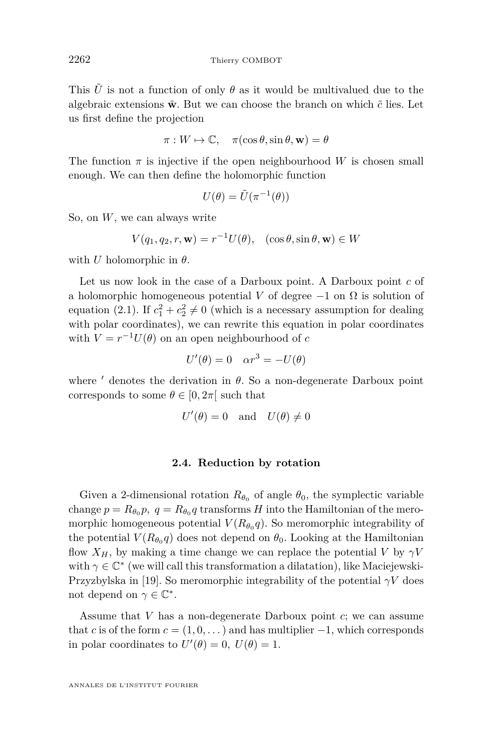This $\tilde{U}$ is not a function of only $\theta$ as it would be multivalued due to the algebraic extensions $\tilde{\mathbf{w}}$. But we can choose the branch on which $\tilde{c}$ lies. Let us first define the projection

$$\pi : W \mapsto \mathbb{C}, \quad \pi(\cos\theta, \sin\theta, \mathbf{w}) = \theta$$

The function $\pi$ is injective if the open neighbourhood $W$ is chosen small enough. We can then define the holomorphic function

$$U(\theta) = \tilde{U}(\pi^{-1}(\theta))$$

So, on $W$, we can always write

$$V(q_1, q_2, r, \mathbf{w}) = r^{-1}U(\theta), \quad (\cos\theta, \sin\theta, \mathbf{w}) \in W$$

with $U$ holomorphic in $\theta$.

Let us now look in the case of a Darboux point. A Darboux point $c$ of a holomorphic homogeneous potential $V$ of degree $-1$ on $\Omega$ is solution of equation (2.1). If $c_1^2 + c_2^2 \neq 0$ (which is a necessary assumption for dealing with polar coordinates), we can rewrite this equation in polar coordinates with $V = r^{-1}U(\theta)$ on an open neighbourhood of $c$

$$U'(\theta) = 0 \quad \alpha r^3 = -U(\theta)$$

where $'$ denotes the derivation in $\theta$. So a non-degenerate Darboux point corresponds to some $\theta \in [0, 2\pi[$ such that

$$U'(\theta) = 0 \quad \text{and} \quad U(\theta) \neq 0$$

### 2.4. Reduction by rotation

Given a 2-dimensional rotation $R_{\theta_0}$ of angle $\theta_0$, the symplectic variable change $p = R_{\theta_0} p,\ q = R_{\theta_0} q$ transforms $H$ into the Hamiltonian of the meromorphic homogeneous potential $V(R_{\theta_0} q)$. So meromorphic integrability of the potential $V(R_{\theta_0} q)$ does not depend on $\theta_0$. Looking at the Hamiltonian flow $X_H$, by making a time change we can replace the potential $V$ by $\gamma V$ with $\gamma \in \mathbb{C}^*$ (we will call this transformation a dilatation), like Maciejewski-Przyzbylska in [19]. So meromorphic integrability of the potential $\gamma V$ does not depend on $\gamma \in \mathbb{C}^*$.

Assume that $V$ has a non-degenerate Darboux point $c$; we can assume that $c$ is of the form $c = (1, 0, \dots)$ and has multiplier $-1$, which corresponds in polar coordinates to $U'(\theta) = 0,\ U(\theta) = 1$.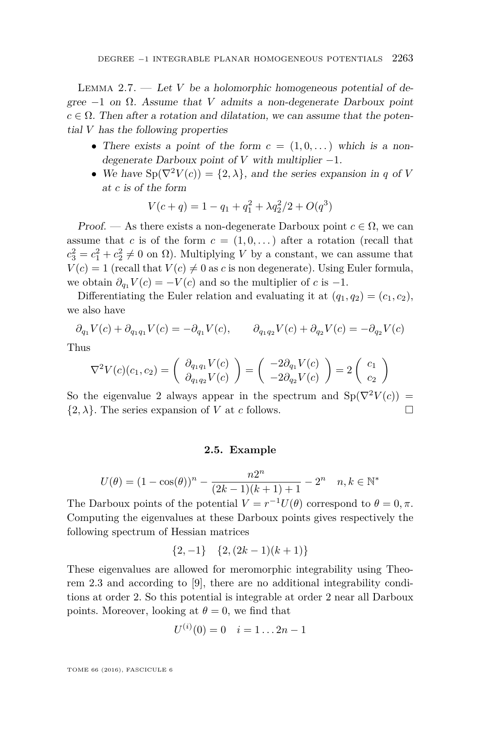Lemma 2.7. — *Let $V$ be a holomorphic homogeneous potential of degree $-1$ on $\Omega$. Assume that $V$ admits a non-degenerate Darboux point $c \in \Omega$. Then after a rotation and dilatation, we can assume that the potential $V$ has the following properties*

- *There exists a point of the form $c = (1, 0, \dots)$ which is a non-degenerate Darboux point of $V$ with multiplier $-1$.*
- *We have $\mathrm{Sp}(\nabla^2 V(c)) = \{2, \lambda\}$, and the series expansion in $q$ of $V$ at $c$ is of the form*

$$V(c+q) = 1 - q_1 + q_1^2 + \lambda q_2^2/2 + O(q^3)$$

*Proof.* — As there exists a non-degenerate Darboux point $c \in \Omega$, we can assume that $c$ is of the form $c = (1, 0, \dots)$ after a rotation (recall that $c_3^2 = c_1^2 + c_2^2 \neq 0$ on $\Omega$). Multiplying $V$ by a constant, we can assume that $V(c) = 1$ (recall that $V(c) \neq 0$ as $c$ is non degenerate). Using Euler formula, we obtain $\partial_{q_1} V(c) = -V(c)$ and so the multiplier of $c$ is $-1$.

Differentiating the Euler relation and evaluating it at $(q_1, q_2) = (c_1, c_2)$, we also have

$$\partial_{q_1} V(c) + \partial_{q_1 q_1} V(c) = -\partial_{q_1} V(c), \qquad \partial_{q_1 q_2} V(c) + \partial_{q_2} V(c) = -\partial_{q_2} V(c)$$

Thus

$$\nabla^2 V(c)(c_1, c_2) = \begin{pmatrix} \partial_{q_1 q_1} V(c) \\ \partial_{q_1 q_2} V(c) \end{pmatrix} = \begin{pmatrix} -2\partial_{q_1} V(c) \\ -2\partial_{q_2} V(c) \end{pmatrix} = 2 \begin{pmatrix} c_1 \\ c_2 \end{pmatrix}$$

So the eigenvalue 2 always appear in the spectrum and $\mathrm{Sp}(\nabla^2 V(c)) = \{2, \lambda\}$. The series expansion of $V$ at $c$ follows. $\square$

## 2.5. Example

$$U(\theta) = (1 - \cos(\theta))^n - \frac{n 2^n}{(2k-1)(k+1) + 1} - 2^n \quad n, k \in \mathbb{N}^*$$

The Darboux points of the potential $V = r^{-1} U(\theta)$ correspond to $\theta = 0, \pi$. Computing the eigenvalues at these Darboux points gives respectively the following spectrum of Hessian matrices

$$\{2, -1\} \quad \{2, (2k-1)(k+1)\}$$

These eigenvalues are allowed for meromorphic integrability using Theorem 2.3 and according to [9], there are no additional integrability conditions at order 2. So this potential is integrable at order 2 near all Darboux points. Moreover, looking at $\theta = 0$, we find that

$$U^{(i)}(0) = 0 \quad i = 1 \dots 2n-1$$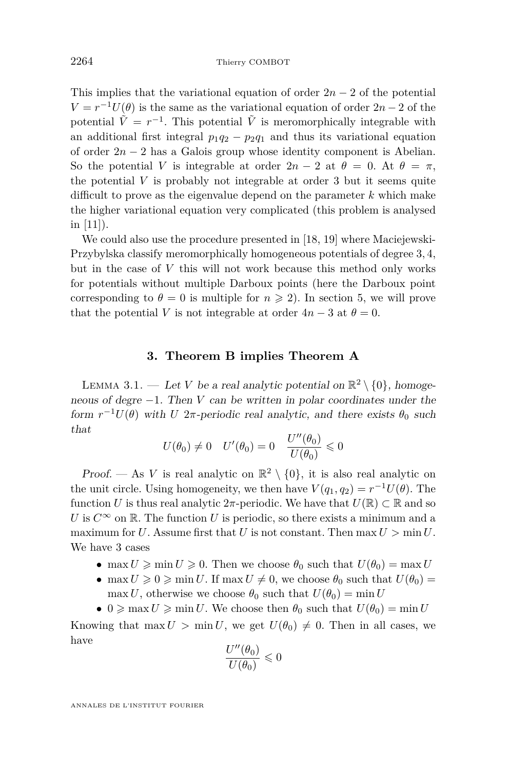This implies that the variational equation of order $2n-2$ of the potential $V = r^{-1}U(\theta)$ is the same as the variational equation of order $2n-2$ of the potential $\tilde{V} = r^{-1}$. This potential $\tilde{V}$ is meromorphically integrable with an additional first integral $p_1q_2 - p_2q_1$ and thus its variational equation of order $2n-2$ has a Galois group whose identity component is Abelian. So the potential $V$ is integrable at order $2n-2$ at $\theta = 0$. At $\theta = \pi$, the potential $V$ is probably not integrable at order 3 but it seems quite difficult to prove as the eigenvalue depend on the parameter $k$ which make the higher variational equation very complicated (this problem is analysed in [11]).

We could also use the procedure presented in [18, 19] where Maciejewski-Przybylska classify meromorphically homogeneous potentials of degree $3, 4$, but in the case of $V$ this will not work because this method only works for potentials without multiple Darboux points (here the Darboux point corresponding to $\theta = 0$ is multiple for $n \geqslant 2$). In section 5, we will prove that the potential $V$ is not integrable at order $4n-3$ at $\theta = 0$.

## 3. Theorem B implies Theorem A

Lemma 3.1. — *Let $V$ be a real analytic potential on $\mathbb{R}^2 \setminus \{0\}$, homogeneous of degree $-1$. Then $V$ can be written in polar coordinates under the form $r^{-1}U(\theta)$ with $U$ $2\pi$-periodic real analytic, and there exists $\theta_0$ such that*

$$U(\theta_0) \neq 0 \quad U'(\theta_0) = 0 \quad \frac{U''(\theta_0)}{U(\theta_0)} \leqslant 0$$

*Proof.* — As $V$ is real analytic on $\mathbb{R}^2 \setminus \{0\}$, it is also real analytic on the unit circle. Using homogeneity, we then have $V(q_1, q_2) = r^{-1}U(\theta)$. The function $U$ is thus real analytic $2\pi$-periodic. We have that $U(\mathbb{R}) \subset \mathbb{R}$ and so $U$ is $C^\infty$ on $\mathbb{R}$. The function $U$ is periodic, so there exists a minimum and a maximum for $U$. Assume first that $U$ is not constant. Then $\max U > \min U$. We have 3 cases

- $\max U \geqslant \min U \geqslant 0$. Then we choose $\theta_0$ such that $U(\theta_0) = \max U$
- $\max U \geqslant 0 \geqslant \min U$. If $\max U \neq 0$, we choose $\theta_0$ such that $U(\theta_0) = \max U$, otherwise we choose $\theta_0$ such that $U(\theta_0) = \min U$
- $0 \geqslant \max U \geqslant \min U$. We choose then $\theta_0$ such that $U(\theta_0) = \min U$

Knowing that $\max U > \min U$, we get $U(\theta_0) \neq 0$. Then in all cases, we have

$$\frac{U''(\theta_0)}{U(\theta_0)} \leqslant 0$$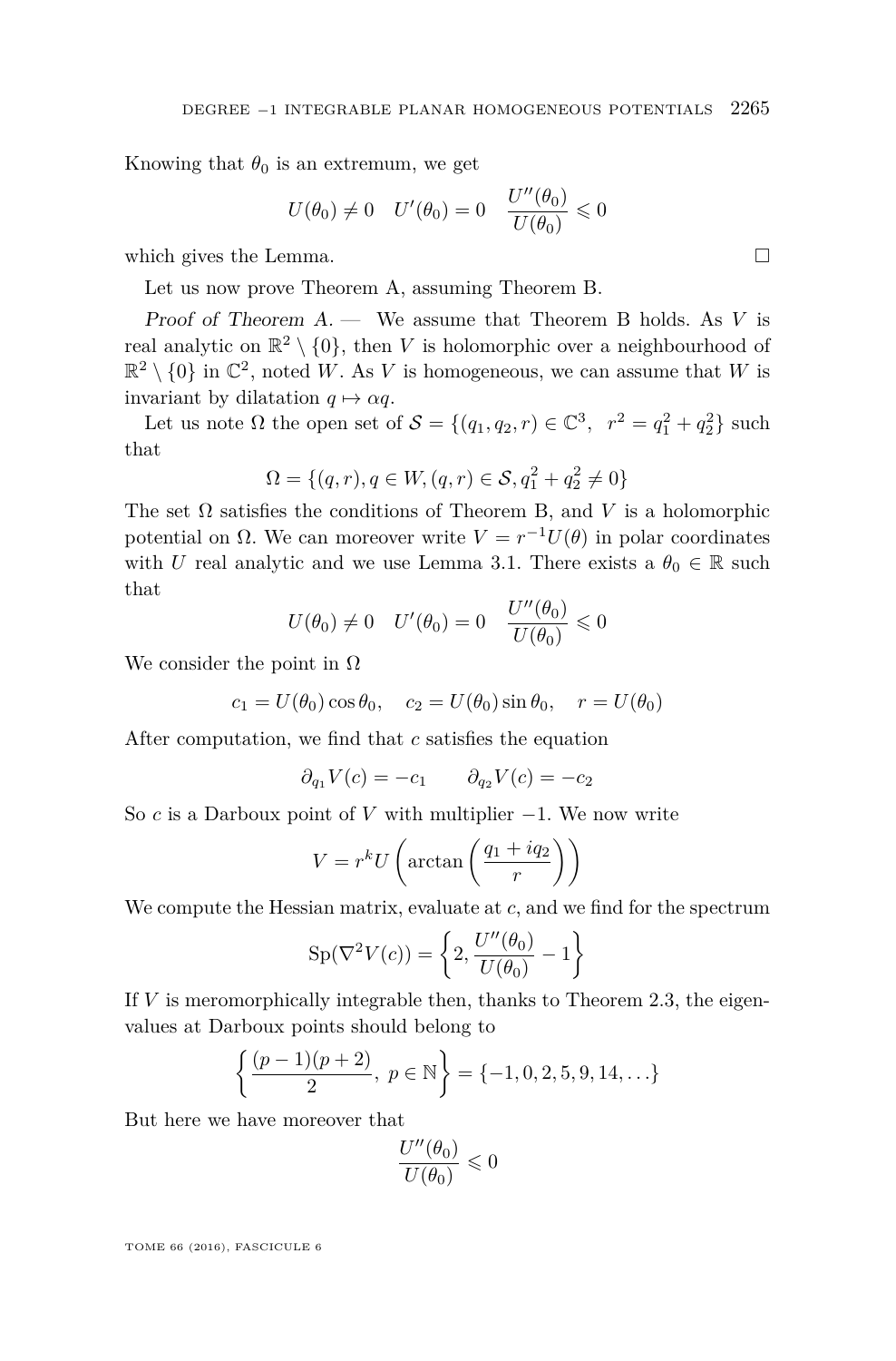Knowing that $\theta_0$ is an extremum, we get

$$U(\theta_0) \neq 0 \quad U'(\theta_0) = 0 \quad \frac{U''(\theta_0)}{U(\theta_0)} \leqslant 0$$

which gives the Lemma. □

Let us now prove Theorem A, assuming Theorem B.

*Proof of Theorem A.* — We assume that Theorem B holds. As $V$ is real analytic on $\mathbb{R}^2 \setminus \{0\}$, then $V$ is holomorphic over a neighbourhood of $\mathbb{R}^2 \setminus \{0\}$ in $\mathbb{C}^2$, noted $W$. As $V$ is homogeneous, we can assume that $W$ is invariant by dilatation $q \mapsto \alpha q$.

Let us note $\Omega$ the open set of $\mathcal{S} = \{(q_1, q_2, r) \in \mathbb{C}^3, \;\; r^2 = q_1^2 + q_2^2\}$ such that

$$\Omega = \{(q, r), q \in W, (q, r) \in \mathcal{S}, q_1^2 + q_2^2 \neq 0\}$$

The set $\Omega$ satisfies the conditions of Theorem B, and $V$ is a holomorphic potential on $\Omega$. We can moreover write $V = r^{-1}U(\theta)$ in polar coordinates with $U$ real analytic and we use Lemma 3.1. There exists a $\theta_0 \in \mathbb{R}$ such that

$$U(\theta_0) \neq 0 \quad U'(\theta_0) = 0 \quad \frac{U''(\theta_0)}{U(\theta_0)} \leqslant 0$$

We consider the point in $\Omega$

$$c_1 = U(\theta_0)\cos\theta_0, \quad c_2 = U(\theta_0)\sin\theta_0, \quad r = U(\theta_0)$$

After computation, we find that $c$ satisfies the equation

$$\partial_{q_1} V(c) = -c_1 \qquad \partial_{q_2} V(c) = -c_2$$

So $c$ is a Darboux point of $V$ with multiplier $-1$. We now write

$$V = r^k U\left(\arctan\left(\frac{q_1 + iq_2}{r}\right)\right)$$

We compute the Hessian matrix, evaluate at $c$, and we find for the spectrum

$$\mathrm{Sp}(\nabla^2 V(c)) = \left\{2, \frac{U''(\theta_0)}{U(\theta_0)} - 1\right\}$$

If $V$ is meromorphically integrable then, thanks to Theorem 2.3, the eigenvalues at Darboux points should belong to

$$\left\{\frac{(p-1)(p+2)}{2}, \; p \in \mathbb{N}\right\} = \{-1, 0, 2, 5, 9, 14, \ldots\}$$

But here we have moreover that

$$\frac{U''(\theta_0)}{U(\theta_0)} \leqslant 0$$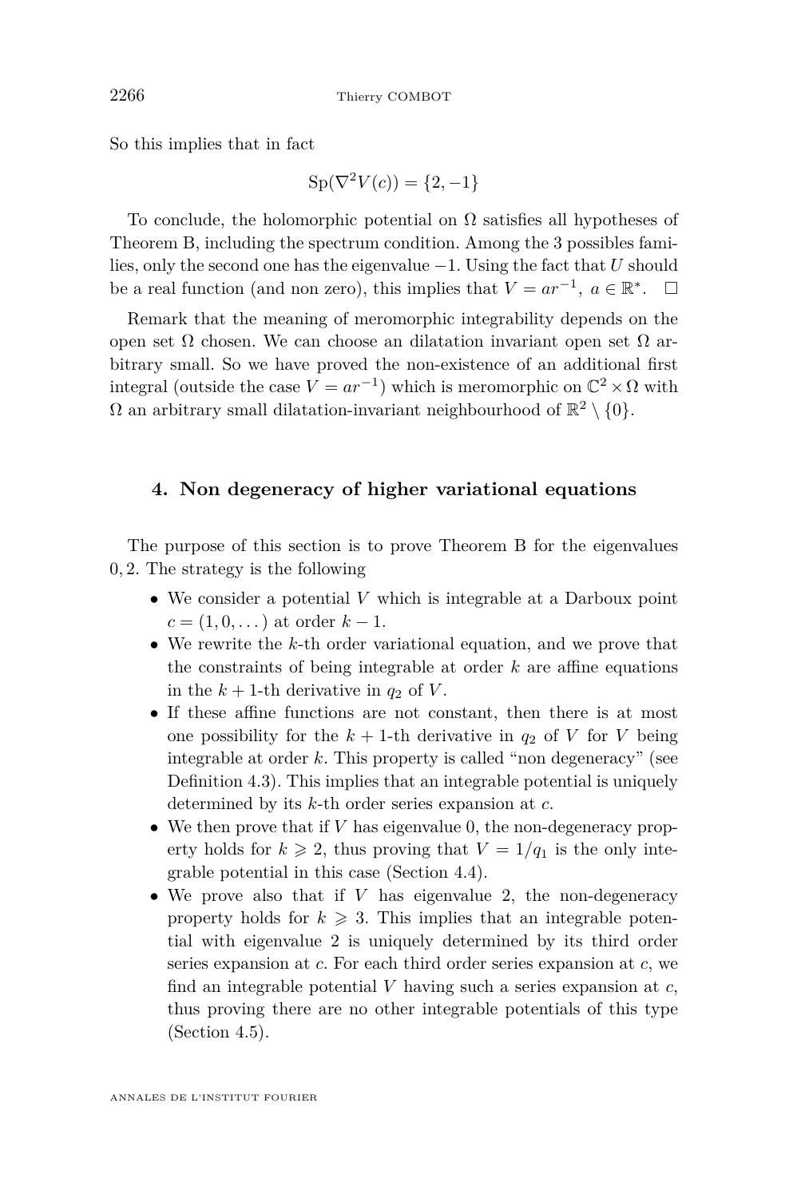So this implies that in fact

$$\mathrm{Sp}(\nabla^2 V(c)) = \{2, -1\}$$

To conclude, the holomorphic potential on $\Omega$ satisfies all hypotheses of Theorem B, including the spectrum condition. Among the 3 possibles families, only the second one has the eigenvalue $-1$. Using the fact that $U$ should be a real function (and non zero), this implies that $V = ar^{-1}$, $a \in \mathbb{R}^*$. $\square$

Remark that the meaning of meromorphic integrability depends on the open set $\Omega$ chosen. We can choose an dilatation invariant open set $\Omega$ arbitrary small. So we have proved the non-existence of an additional first integral (outside the case $V = ar^{-1}$) which is meromorphic on $\mathbb{C}^2 \times \Omega$ with $\Omega$ an arbitrary small dilatation-invariant neighbourhood of $\mathbb{R}^2 \setminus \{0\}$.

## 4. Non degeneracy of higher variational equations

The purpose of this section is to prove Theorem B for the eigenvalues $0, 2$. The strategy is the following

- We consider a potential $V$ which is integrable at a Darboux point $c = (1, 0, \dots)$ at order $k - 1$.
- We rewrite the $k$-th order variational equation, and we prove that the constraints of being integrable at order $k$ are affine equations in the $k+1$-th derivative in $q_2$ of $V$.
- If these affine functions are not constant, then there is at most one possibility for the $k+1$-th derivative in $q_2$ of $V$ for $V$ being integrable at order $k$. This property is called "non degeneracy" (see Definition 4.3). This implies that an integrable potential is uniquely determined by its $k$-th order series expansion at $c$.
- We then prove that if $V$ has eigenvalue 0, the non-degeneracy property holds for $k \geqslant 2$, thus proving that $V = 1/q_1$ is the only integrable potential in this case (Section 4.4).
- We prove also that if $V$ has eigenvalue 2, the non-degeneracy property holds for $k \geqslant 3$. This implies that an integrable potential with eigenvalue 2 is uniquely determined by its third order series expansion at $c$. For each third order series expansion at $c$, we find an integrable potential $V$ having such a series expansion at $c$, thus proving there are no other integrable potentials of this type (Section 4.5).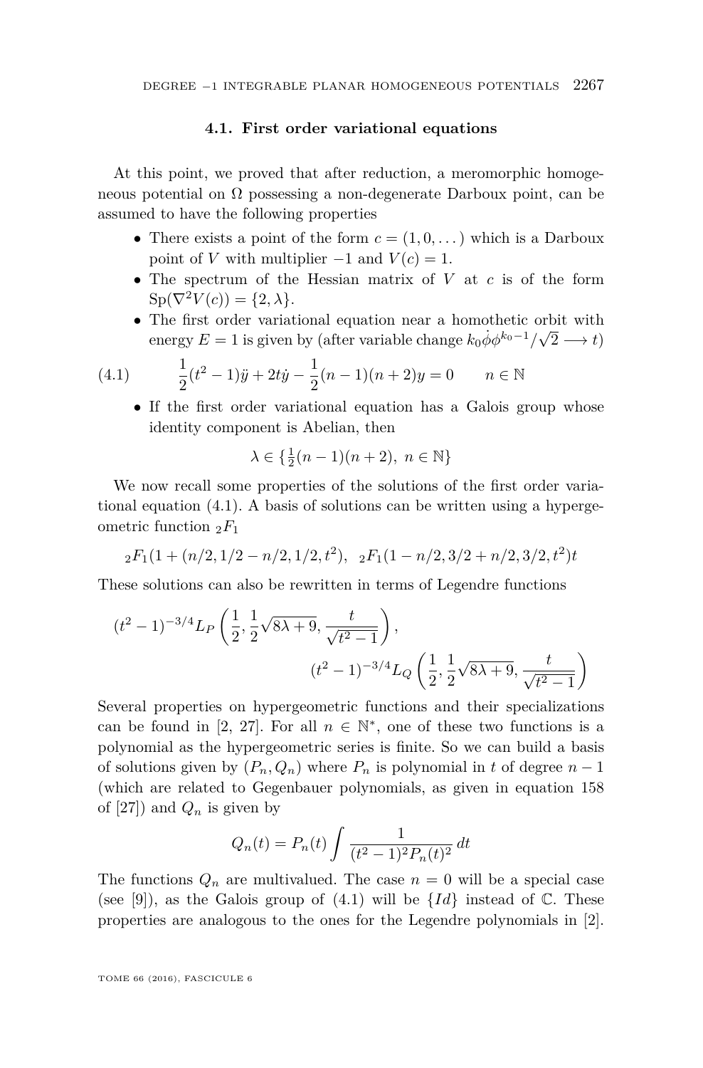### 4.1. First order variational equations

At this point, we proved that after reduction, a meromorphic homogeneous potential on $\Omega$ possessing a non-degenerate Darboux point, can be assumed to have the following properties

- There exists a point of the form $c = (1, 0, \dots)$ which is a Darboux point of $V$ with multiplier $-1$ and $V(c) = 1$.
- The spectrum of the Hessian matrix of $V$ at $c$ is of the form $\mathrm{Sp}(\nabla^2 V(c)) = \{2, \lambda\}$.
- The first order variational equation near a homothetic orbit with energy $E = 1$ is given by (after variable change $k_0\dot{\phi}\phi^{k_0-1}/\sqrt{2} \longrightarrow t$)

$$\tag{4.1} \frac{1}{2}(t^2-1)\ddot{y} + 2t\dot{y} - \frac{1}{2}(n-1)(n+2)y = 0 \qquad n \in \mathbb{N}$$

- If the first order variational equation has a Galois group whose identity component is Abelian, then

$$\lambda \in \{\tfrac{1}{2}(n-1)(n+2),\ n \in \mathbb{N}\}$$

We now recall some properties of the solutions of the first order variational equation (4.1). A basis of solutions can be written using a hypergeometric function ${}_2F_1$

$${}_2F_1(1 + (n/2, 1/2 - n/2, 1/2, t^2), \ \ {}_2F_1(1 - n/2, 3/2 + n/2, 3/2, t^2)t$$

These solutions can also be rewritten in terms of Legendre functions

$$(t^2-1)^{-3/4} L_P\left(\frac{1}{2}, \frac{1}{2}\sqrt{8\lambda+9}, \frac{t}{\sqrt{t^2-1}}\right),$$
$$(t^2-1)^{-3/4} L_Q\left(\frac{1}{2}, \frac{1}{2}\sqrt{8\lambda+9}, \frac{t}{\sqrt{t^2-1}}\right)$$

Several properties on hypergeometric functions and their specializations can be found in [2, 27]. For all $n \in \mathbb{N}^*$, one of these two functions is a polynomial as the hypergeometric series is finite. So we can build a basis of solutions given by $(P_n, Q_n)$ where $P_n$ is polynomial in $t$ of degree $n-1$ (which are related to Gegenbauer polynomials, as given in equation 158 of [27]) and $Q_n$ is given by

$$Q_n(t) = P_n(t) \int \frac{1}{(t^2-1)^2 P_n(t)^2}\, dt$$

The functions $Q_n$ are multivalued. The case $n = 0$ will be a special case (see [9]), as the Galois group of (4.1) will be $\{Id\}$ instead of $\mathbb{C}$. These properties are analogous to the ones for the Legendre polynomials in [2].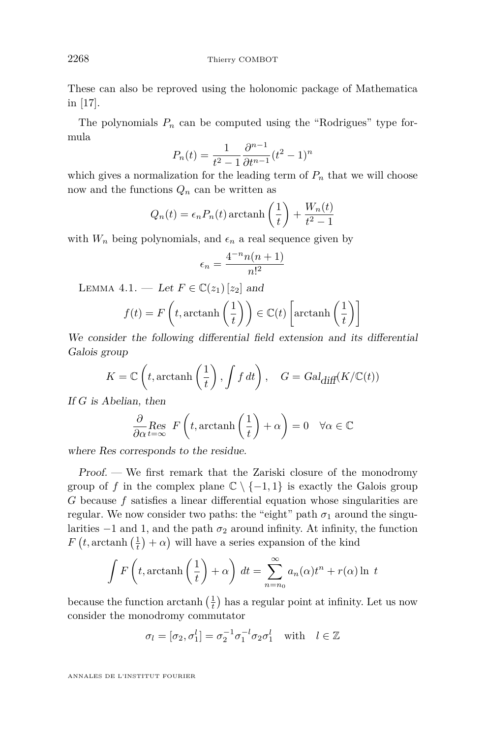These can also be reproved using the holonomic package of Mathematica in [17].

The polynomials $P_n$ can be computed using the "Rodrigues" type formula

$$P_n(t) = \frac{1}{t^2-1} \frac{\partial^{n-1}}{\partial t^{n-1}} (t^2-1)^n$$

which gives a normalization for the leading term of $P_n$ that we will choose now and the functions $Q_n$ can be written as

$$Q_n(t) = \epsilon_n P_n(t) \operatorname{arctanh}\left(\frac{1}{t}\right) + \frac{W_n(t)}{t^2-1}$$

with $W_n$ being polynomials, and $\epsilon_n$ a real sequence given by

$$\epsilon_n = \frac{4^{-n} n(n+1)}{n!^2}$$

Lemma 4.1. — *Let $F \in \mathbb{C}(z_1)[z_2]$ and*

$$f(t) = F\left(t, \operatorname{arctanh}\left(\frac{1}{t}\right)\right) \in \mathbb{C}(t)\left[\operatorname{arctanh}\left(\frac{1}{t}\right)\right]$$

*We consider the following differential field extension and its differential Galois group*

$$K = \mathbb{C}\left(t, \operatorname{arctanh}\left(\frac{1}{t}\right), \int f \, dt\right), \quad G = Gal_{\text{diff}}(K/\mathbb{C}(t))$$

*If $G$ is Abelian, then*

$$\frac{\partial}{\partial \alpha} \underset{t=\infty}{Res}\; F\left(t, \operatorname{arctanh}\left(\frac{1}{t}\right) + \alpha\right) = 0 \quad \forall \alpha \in \mathbb{C}$$

*where Res corresponds to the residue.*

*Proof.* — We first remark that the Zariski closure of the monodromy group of $f$ in the complex plane $\mathbb{C} \setminus \{-1, 1\}$ is exactly the Galois group $G$ because $f$ satisfies a linear differential equation whose singularities are regular. We now consider two paths: the "eight" path $\sigma_1$ around the singularities $-1$ and $1$, and the path $\sigma_2$ around infinity. At infinity, the function $F\left(t, \operatorname{arctanh}\left(\frac{1}{t}\right) + \alpha\right)$ will have a series expansion of the kind

$$\int F\left(t, \operatorname{arctanh}\left(\frac{1}{t}\right) + \alpha\right) dt = \sum_{n=n_0}^{\infty} a_n(\alpha) t^n + r(\alpha) \ln\, t$$

because the function $\operatorname{arctanh}\left(\frac{1}{t}\right)$ has a regular point at infinity. Let us now consider the monodromy commutator

$$\sigma_l = [\sigma_2, \sigma_1^l] = \sigma_2^{-1} \sigma_1^{-l} \sigma_2 \sigma_1^l \quad \text{with} \quad l \in \mathbb{Z}$$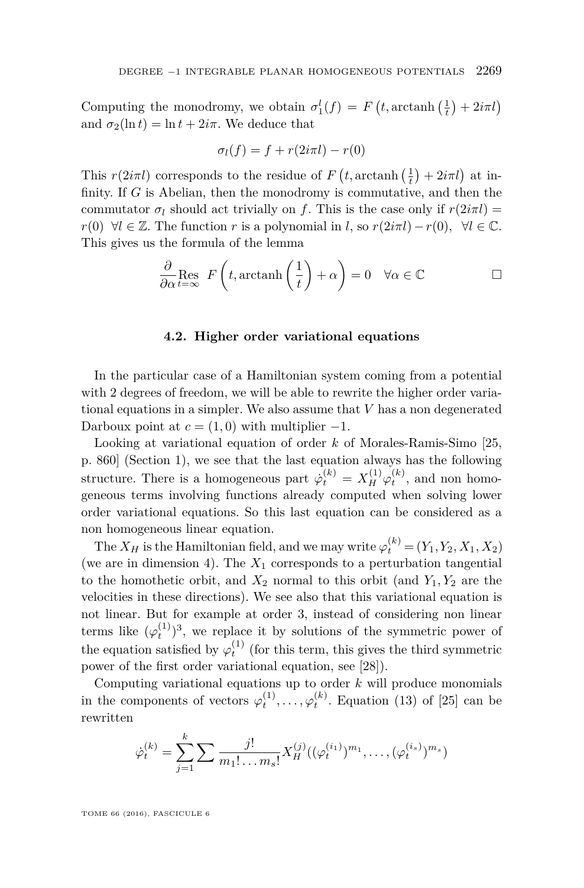Computing the monodromy, we obtain $\sigma_1^l(f) = F\left(t, \operatorname{arctanh}\left(\frac{1}{t}\right) + 2i\pi l\right)$ and $\sigma_2(\ln t) = \ln t + 2i\pi$. We deduce that

$$\sigma_l(f) = f + r(2i\pi l) - r(0)$$

This $r(2i\pi l)$ corresponds to the residue of $F\left(t, \operatorname{arctanh}\left(\frac{1}{t}\right) + 2i\pi l\right)$ at infinity. If $G$ is Abelian, then the monodromy is commutative, and then the commutator $\sigma_l$ should act trivially on $f$. This is the case only if $r(2i\pi l) = r(0) \;\; \forall l \in \mathbb{Z}$. The function $r$ is a polynomial in $l$, so $r(2i\pi l) - r(0), \;\; \forall l \in \mathbb{C}$. This gives us the formula of the lemma

$$\frac{\partial}{\partial \alpha} \operatorname*{Res}_{t=\infty} \; F\left(t, \operatorname{arctanh}\left(\frac{1}{t}\right) + \alpha\right) = 0 \quad \forall \alpha \in \mathbb{C} \qquad \square$$

### 4.2. Higher order variational equations

In the particular case of a Hamiltonian system coming from a potential with 2 degrees of freedom, we will be able to rewrite the higher order variational equations in a simpler. We also assume that $V$ has a non degenerated Darboux point at $c = (1, 0)$ with multiplier $-1$.

Looking at variational equation of order $k$ of Morales-Ramis-Simo [25, p. 860] (Section 1), we see that the last equation always has the following structure. There is a homogeneous part $\dot{\varphi}_t^{(k)} = X_H^{(1)} \varphi_t^{(k)}$, and non homogeneous terms involving functions already computed when solving lower order variational equations. So this last equation can be considered as a non homogeneous linear equation.

The $X_H$ is the Hamiltonian field, and we may write $\varphi_t^{(k)} = (Y_1, Y_2, X_1, X_2)$ (we are in dimension 4). The $X_1$ corresponds to a perturbation tangential to the homothetic orbit, and $X_2$ normal to this orbit (and $Y_1, Y_2$ are the velocities in these directions). We see also that this variational equation is not linear. But for example at order 3, instead of considering non linear terms like $(\varphi_t^{(1)})^3$, we replace it by solutions of the symmetric power of the equation satisfied by $\varphi_t^{(1)}$ (for this term, this gives the third symmetric power of the first order variational equation, see [28]).

Computing variational equations up to order $k$ will produce monomials in the components of vectors $\varphi_t^{(1)}, \dots, \varphi_t^{(k)}$. Equation (13) of [25] can be rewritten

$$\dot{\varphi}_t^{(k)} = \sum_{j=1}^{k} \sum \frac{j!}{m_1! \dots m_s!} X_H^{(j)}((\varphi_t^{(i_1)})^{m_1}, \dots, (\varphi_t^{(i_s)})^{m_s})$$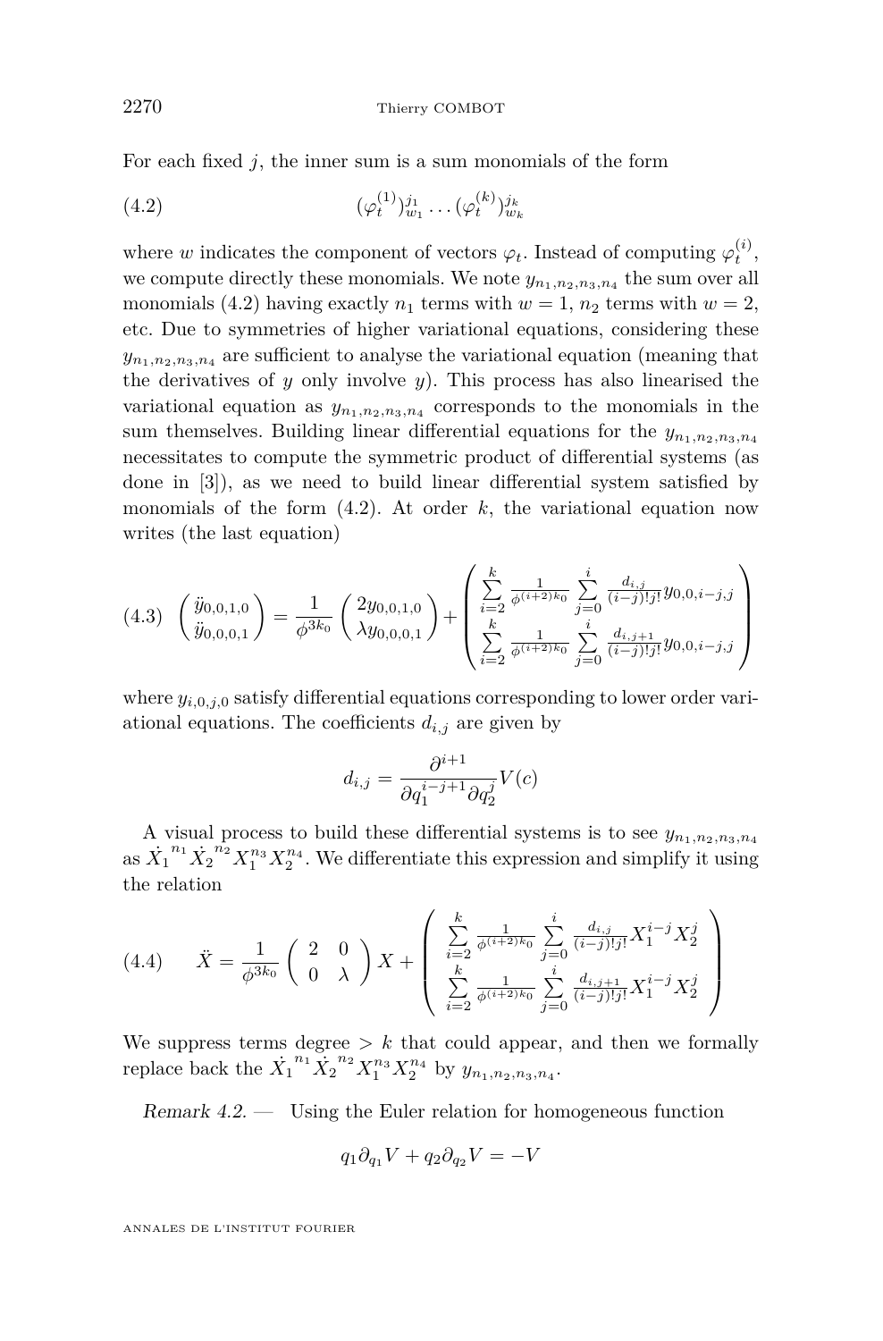For each fixed $j$, the inner sum is a sum monomials of the form

$$(\varphi_t^{(1)})_{w_1}^{j_1} \dots (\varphi_t^{(k)})_{w_k}^{j_k} \tag{4.2}$$

where $w$ indicates the component of vectors $\varphi_t$. Instead of computing $\varphi_t^{(i)}$, we compute directly these monomials. We note $y_{n_1,n_2,n_3,n_4}$ the sum over all monomials (4.2) having exactly $n_1$ terms with $w=1$, $n_2$ terms with $w=2$, etc. Due to symmetries of higher variational equations, considering these $y_{n_1,n_2,n_3,n_4}$ are sufficient to analyse the variational equation (meaning that the derivatives of $y$ only involve $y$). This process has also linearised the variational equation as $y_{n_1,n_2,n_3,n_4}$ corresponds to the monomials in the sum themselves. Building linear differential equations for the $y_{n_1,n_2,n_3,n_4}$ necessitates to compute the symmetric product of differential systems (as done in [3]), as we need to build linear differential system satisfied by monomials of the form (4.2). At order $k$, the variational equation now writes (the last equation)

$$\begin{pmatrix} \ddot{y}_{0,0,1,0} \\ \ddot{y}_{0,0,0,1} \end{pmatrix} = \frac{1}{\phi^{3k_0}} \begin{pmatrix} 2y_{0,0,1,0} \\ \lambda y_{0,0,0,1} \end{pmatrix} + \begin{pmatrix} \sum\limits_{i=2}^{k} \frac{1}{\phi^{(i+2)k_0}} \sum\limits_{j=0}^{i} \frac{d_{i,j}}{(i-j)!j!} y_{0,0,i-j,j} \\ \sum\limits_{i=2}^{k} \frac{1}{\phi^{(i+2)k_0}} \sum\limits_{j=0}^{i} \frac{d_{i,j+1}}{(i-j)!j!} y_{0,0,i-j,j} \end{pmatrix} \tag{4.3}$$

where $y_{i,0,j,0}$ satisfy differential equations corresponding to lower order variational equations. The coefficients $d_{i,j}$ are given by

$$d_{i,j} = \frac{\partial^{i+1}}{\partial q_1^{i-j+1} \partial q_2^{j}} V(c)$$

A visual process to build these differential systems is to see $y_{n_1,n_2,n_3,n_4}$ as $\dot{X}_1^{n_1} \dot{X}_2^{n_2} X_1^{n_3} X_2^{n_4}$. We differentiate this expression and simplify it using the relation

$$\ddot{X} = \frac{1}{\phi^{3k_0}} \begin{pmatrix} 2 & 0 \\ 0 & \lambda \end{pmatrix} X + \begin{pmatrix} \sum\limits_{i=2}^{k} \frac{1}{\phi^{(i+2)k_0}} \sum\limits_{j=0}^{i} \frac{d_{i,j}}{(i-j)!j!} X_1^{i-j} X_2^{j} \\ \sum\limits_{i=2}^{k} \frac{1}{\phi^{(i+2)k_0}} \sum\limits_{j=0}^{i} \frac{d_{i,j+1}}{(i-j)!j!} X_1^{i-j} X_2^{j} \end{pmatrix} \tag{4.4}$$

We suppress terms degree $> k$ that could appear, and then we formally replace back the $\dot{X}_1^{n_1} \dot{X}_2^{n_2} X_1^{n_3} X_2^{n_4}$ by $y_{n_1,n_2,n_3,n_4}$.

*Remark 4.2.* — Using the Euler relation for homogeneous function

$$q_1 \partial_{q_1} V + q_2 \partial_{q_2} V = -V$$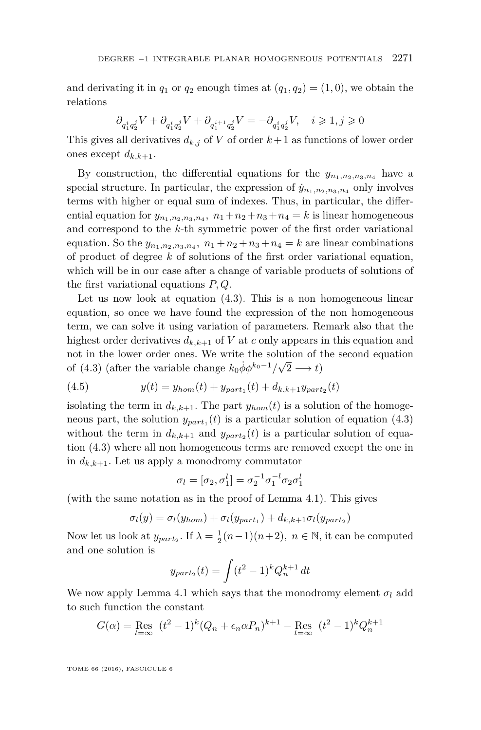and derivating it in $q_1$ or $q_2$ enough times at $(q_1,q_2)=(1,0)$, we obtain the relations

$$\partial_{q_1^i q_2^j} V + \partial_{q_1^i q_2^j} V + \partial_{q_1^{i+1} q_2^j} V = -\partial_{q_1^i q_2^j} V, \quad i \geqslant 1, j \geqslant 0$$

This gives all derivatives $d_{k,j}$ of $V$ of order $k+1$ as functions of lower order ones except $d_{k,k+1}$.

By construction, the differential equations for the $y_{n_1,n_2,n_3,n_4}$ have a special structure. In particular, the expression of $\dot{y}_{n_1,n_2,n_3,n_4}$ only involves terms with higher or equal sum of indexes. Thus, in particular, the differential equation for $y_{n_1,n_2,n_3,n_4}$, $n_1+n_2+n_3+n_4=k$ is linear homogeneous and correspond to the $k$-th symmetric power of the first order variational equation. So the $y_{n_1,n_2,n_3,n_4}$, $n_1+n_2+n_3+n_4=k$ are linear combinations of product of degree $k$ of solutions of the first order variational equation, which will be in our case after a change of variable products of solutions of the first variational equations $P, Q$.

Let us now look at equation (4.3). This is a non homogeneous linear equation, so once we have found the expression of the non homogeneous term, we can solve it using variation of parameters. Remark also that the highest order derivatives $d_{k,k+1}$ of $V$ at $c$ only appears in this equation and not in the lower order ones. We write the solution of the second equation of (4.3) (after the variable change $k_0\dot{\phi}\phi^{k_0-1}/\sqrt{2} \longrightarrow t$)

$$y(t) = y_{hom}(t) + y_{part_1}(t) + d_{k,k+1} y_{part_2}(t) \tag{4.5}$$

isolating the term in $d_{k,k+1}$. The part $y_{hom}(t)$ is a solution of the homogeneous part, the solution $y_{part_1}(t)$ is a particular solution of equation (4.3) without the term in $d_{k,k+1}$ and $y_{part_2}(t)$ is a particular solution of equation (4.3) where all non homogeneous terms are removed except the one in in $d_{k,k+1}$. Let us apply a monodromy commutator

$$\sigma_l = [\sigma_2, \sigma_1^l] = \sigma_2^{-1}\sigma_1^{-l}\sigma_2\sigma_1^l$$

(with the same notation as in the proof of Lemma 4.1). This gives

$$\sigma_l(y) = \sigma_l(y_{hom}) + \sigma_l(y_{part_1}) + d_{k,k+1}\sigma_l(y_{part_2})$$

Now let us look at $y_{part_2}$. If $\lambda = \frac{1}{2}(n-1)(n+2)$, $n \in \mathbb{N}$, it can be computed and one solution is

$$y_{part_2}(t) = \int (t^2-1)^k Q_n^{k+1}\, dt$$

We now apply Lemma 4.1 which says that the monodromy element $\sigma_l$ add to such function the constant

$$G(\alpha) = \operatorname*{Res}_{t=\infty}\ (t^2-1)^k (Q_n + \epsilon_n \alpha P_n)^{k+1} - \operatorname*{Res}_{t=\infty}\ (t^2-1)^k Q_n^{k+1}$$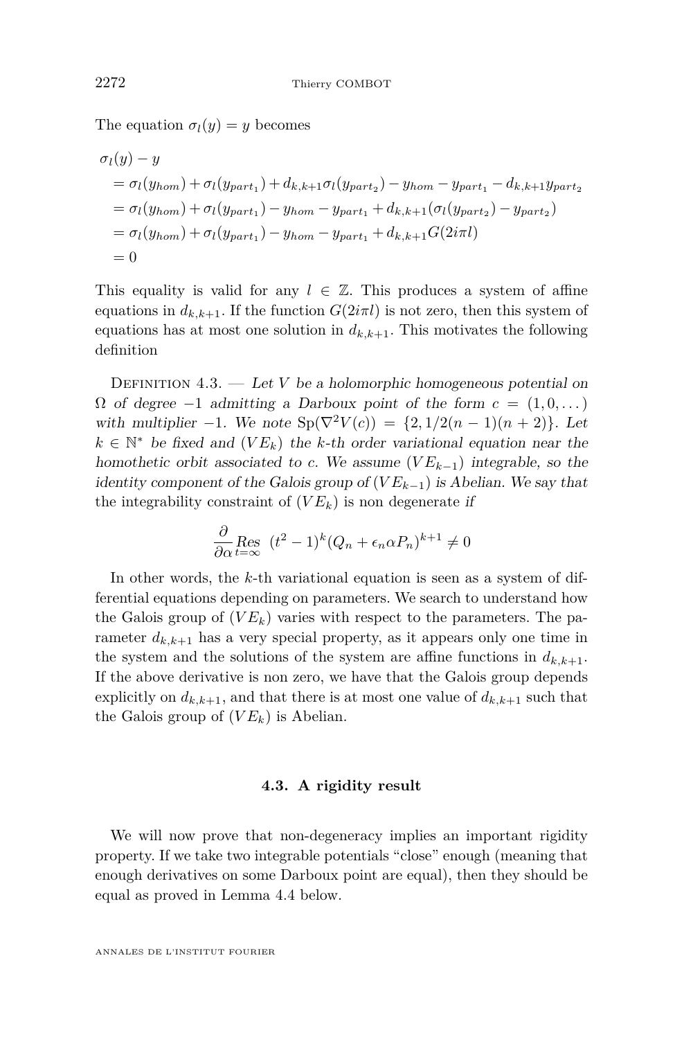The equation $\sigma_l(y) = y$ becomes

$$\begin{aligned}
&\sigma_l(y) - y \\
&= \sigma_l(y_{hom}) + \sigma_l(y_{part_1}) + d_{k,k+1}\sigma_l(y_{part_2}) - y_{hom} - y_{part_1} - d_{k,k+1}y_{part_2} \\
&= \sigma_l(y_{hom}) + \sigma_l(y_{part_1}) - y_{hom} - y_{part_1} + d_{k,k+1}(\sigma_l(y_{part_2}) - y_{part_2}) \\
&= \sigma_l(y_{hom}) + \sigma_l(y_{part_1}) - y_{hom} - y_{part_1} + d_{k,k+1}G(2i\pi l) \\
&= 0
\end{aligned}$$

This equality is valid for any $l \in \mathbb{Z}$. This produces a system of affine equations in $d_{k,k+1}$. If the function $G(2i\pi l)$ is not zero, then this system of equations has at most one solution in $d_{k,k+1}$. This motivates the following definition

Definition 4.3. — *Let $V$ be a holomorphic homogeneous potential on $\Omega$ of degree $-1$ admitting a Darboux point of the form $c = (1, 0, \dots)$ with multiplier $-1$. We note $\mathrm{Sp}(\nabla^2 V(c)) = \{2, 1/2(n-1)(n+2)\}$. Let $k \in \mathbb{N}^*$ be fixed and $(VE_k)$ the $k$-th order variational equation near the homothetic orbit associated to $c$. We assume $(VE_{k-1})$ integrable, so the identity component of the Galois group of $(VE_{k-1})$ is Abelian. We say that* the integrability constraint of $(VE_k)$ is non degenerate *if*

$$\frac{\partial}{\partial \alpha} \underset{t=\infty}{Res}\ (t^2-1)^k (Q_n + \epsilon_n \alpha P_n)^{k+1} \neq 0$$

In other words, the $k$-th variational equation is seen as a system of differential equations depending on parameters. We search to understand how the Galois group of $(VE_k)$ varies with respect to the parameters. The parameter $d_{k,k+1}$ has a very special property, as it appears only one time in the system and the solutions of the system are affine functions in $d_{k,k+1}$. If the above derivative is non zero, we have that the Galois group depends explicitly on $d_{k,k+1}$, and that there is at most one value of $d_{k,k+1}$ such that the Galois group of $(VE_k)$ is Abelian.

### 4.3. A rigidity result

We will now prove that non-degeneracy implies an important rigidity property. If we take two integrable potentials "close" enough (meaning that enough derivatives on some Darboux point are equal), then they should be equal as proved in Lemma 4.4 below.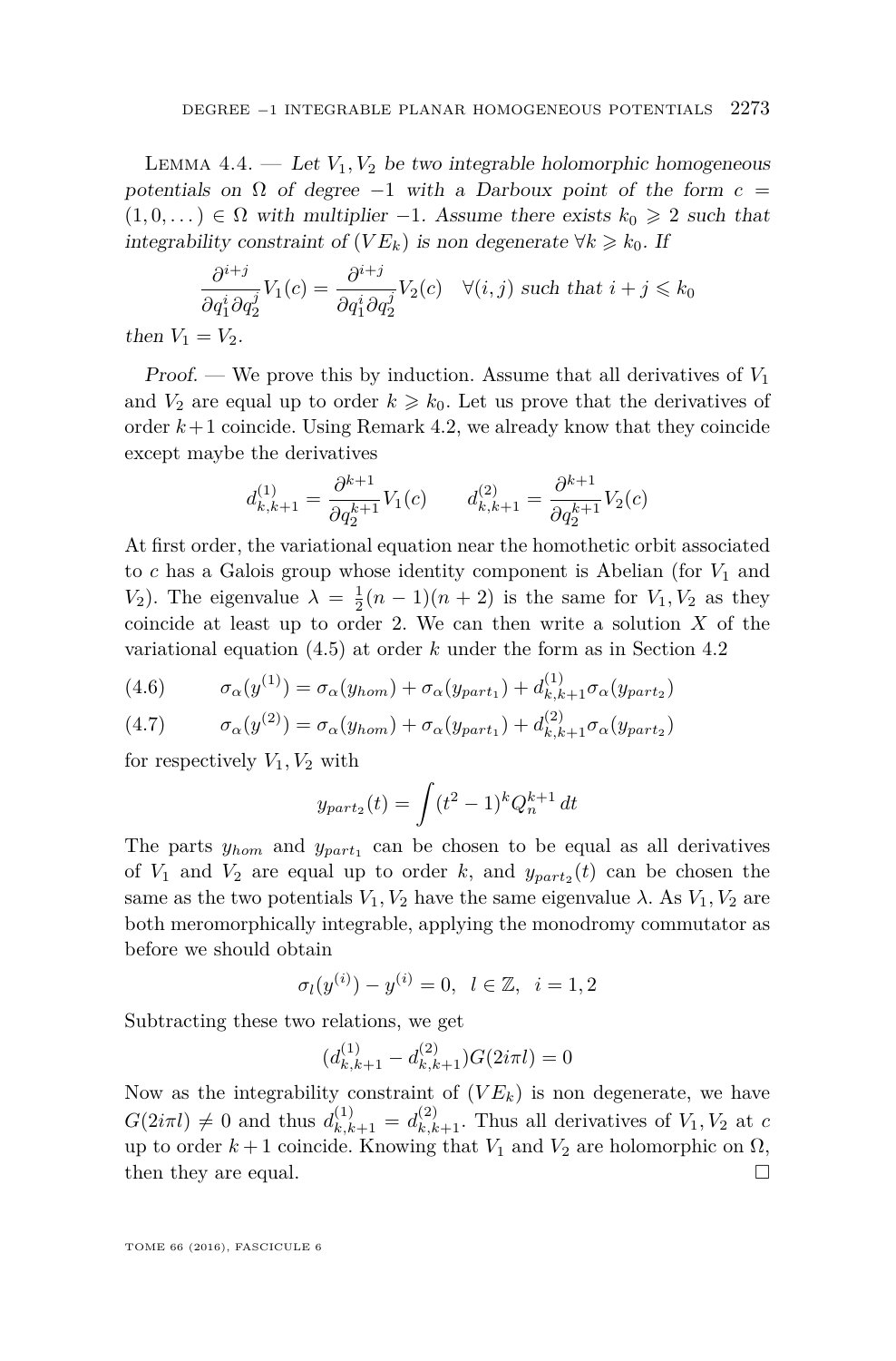Lemma 4.4. — *Let $V_1, V_2$ be two integrable holomorphic homogeneous potentials on $\Omega$ of degree $-1$ with a Darboux point of the form $c = (1, 0, \dots) \in \Omega$ with multiplier $-1$. Assume there exists $k_0 \geqslant 2$ such that integrability constraint of $(VE_k)$ is non degenerate $\forall k \geqslant k_0$. If*

$$\frac{\partial^{i+j}}{\partial q_1^i \partial q_2^j} V_1(c) = \frac{\partial^{i+j}}{\partial q_1^i \partial q_2^j} V_2(c) \quad \forall (i,j) \text{ such that } i+j \leqslant k_0$$

*then $V_1 = V_2$.*

*Proof.* — We prove this by induction. Assume that all derivatives of $V_1$ and $V_2$ are equal up to order $k \geqslant k_0$. Let us prove that the derivatives of order $k+1$ coincide. Using Remark 4.2, we already know that they coincide except maybe the derivatives

$$d_{k,k+1}^{(1)} = \frac{\partial^{k+1}}{\partial q_2^{k+1}} V_1(c) \qquad d_{k,k+1}^{(2)} = \frac{\partial^{k+1}}{\partial q_2^{k+1}} V_2(c)$$

At first order, the variational equation near the homothetic orbit associated to $c$ has a Galois group whose identity component is Abelian (for $V_1$ and $V_2$). The eigenvalue $\lambda = \frac{1}{2}(n-1)(n+2)$ is the same for $V_1, V_2$ as they coincide at least up to order 2. We can then write a solution $X$ of the variational equation (4.5) at order $k$ under the form as in Section 4.2

$$\sigma_\alpha(y^{(1)}) = \sigma_\alpha(y_{hom}) + \sigma_\alpha(y_{part_1}) + d_{k,k+1}^{(1)} \sigma_\alpha(y_{part_2}) \tag{4.6}$$

$$\sigma_\alpha(y^{(2)}) = \sigma_\alpha(y_{hom}) + \sigma_\alpha(y_{part_1}) + d_{k,k+1}^{(2)} \sigma_\alpha(y_{part_2}) \tag{4.7}$$

for respectively $V_1, V_2$ with

$$y_{part_2}(t) = \int (t^2-1)^k Q_n^{k+1} \, dt$$

The parts $y_{hom}$ and $y_{part_1}$ can be chosen to be equal as all derivatives of $V_1$ and $V_2$ are equal up to order $k$, and $y_{part_2}(t)$ can be chosen the same as the two potentials $V_1, V_2$ have the same eigenvalue $\lambda$. As $V_1, V_2$ are both meromorphically integrable, applying the monodromy commutator as before we should obtain

$$\sigma_l(y^{(i)}) - y^{(i)} = 0, \;\; l \in \mathbb{Z}, \;\; i = 1, 2$$

Subtracting these two relations, we get

$$(d_{k,k+1}^{(1)} - d_{k,k+1}^{(2)}) G(2i\pi l) = 0$$

Now as the integrability constraint of $(VE_k)$ is non degenerate, we have $G(2i\pi l) \neq 0$ and thus $d_{k,k+1}^{(1)} = d_{k,k+1}^{(2)}$. Thus all derivatives of $V_1, V_2$ at $c$ up to order $k+1$ coincide. Knowing that $V_1$ and $V_2$ are holomorphic on $\Omega$, then they are equal. □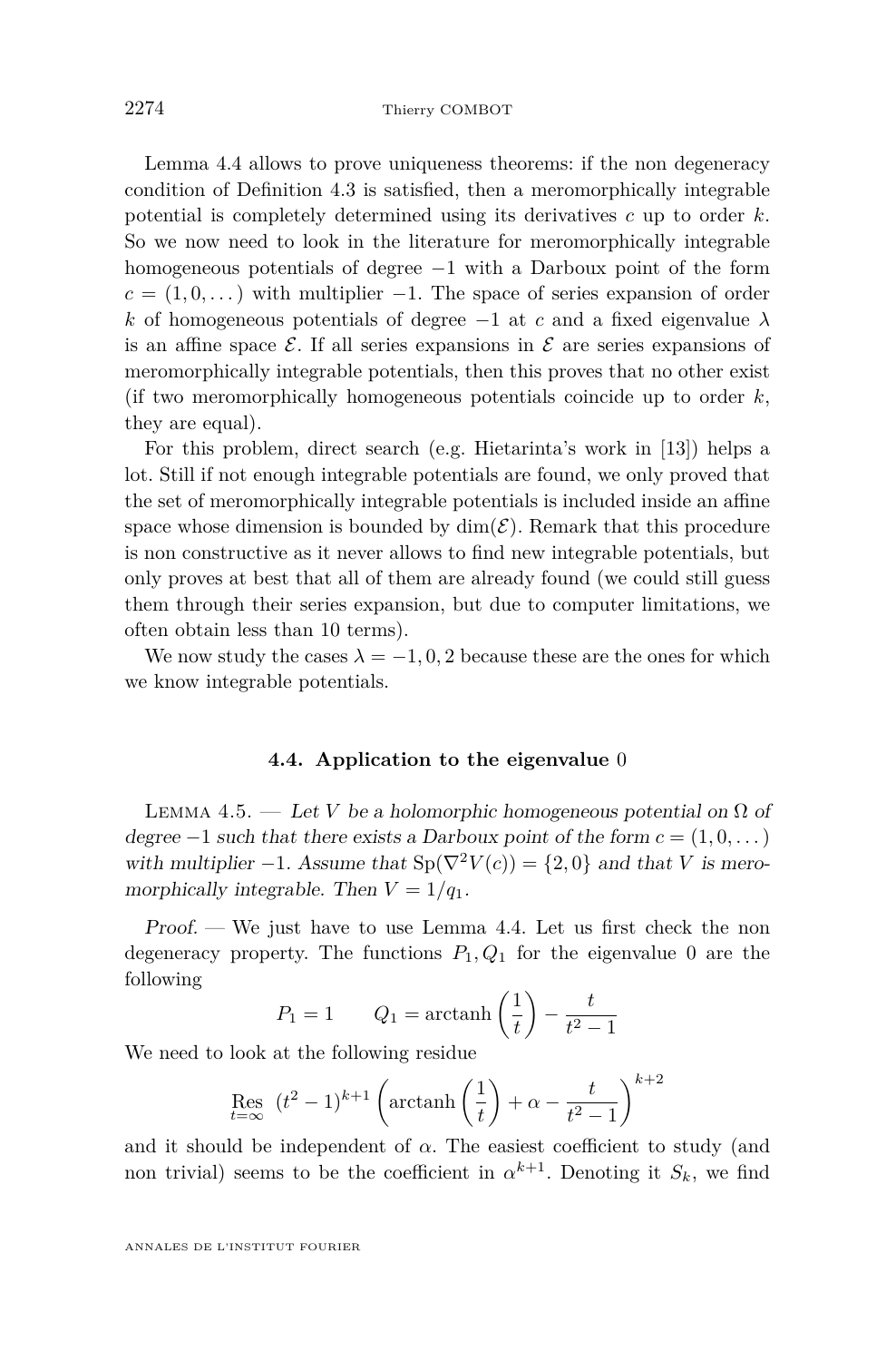Lemma 4.4 allows to prove uniqueness theorems: if the non degeneracy condition of Definition 4.3 is satisfied, then a meromorphically integrable potential is completely determined using its derivatives $c$ up to order $k$. So we now need to look in the literature for meromorphically integrable homogeneous potentials of degree $-1$ with a Darboux point of the form $c = (1, 0, \dots)$ with multiplier $-1$. The space of series expansion of order $k$ of homogeneous potentials of degree $-1$ at $c$ and a fixed eigenvalue $\lambda$ is an affine space $\mathcal{E}$. If all series expansions in $\mathcal{E}$ are series expansions of meromorphically integrable potentials, then this proves that no other exist (if two meromorphically homogeneous potentials coincide up to order $k$, they are equal).

For this problem, direct search (e.g. Hietarinta's work in [13]) helps a lot. Still if not enough integrable potentials are found, we only proved that the set of meromorphically integrable potentials is included inside an affine space whose dimension is bounded by $\dim(\mathcal{E})$. Remark that this procedure is non constructive as it never allows to find new integrable potentials, but only proves at best that all of them are already found (we could still guess them through their series expansion, but due to computer limitations, we often obtain less than 10 terms).

We now study the cases $\lambda = -1, 0, 2$ because these are the ones for which we know integrable potentials.

### 4.4. Application to the eigenvalue 0

Lemma 4.5. — *Let $V$ be a holomorphic homogeneous potential on $\Omega$ of degree $-1$ such that there exists a Darboux point of the form $c = (1, 0, \dots)$ with multiplier $-1$. Assume that $\mathrm{Sp}(\nabla^2 V(c)) = \{2, 0\}$ and that $V$ is meromorphically integrable. Then $V = 1/q_1$.*

*Proof.* — We just have to use Lemma 4.4. Let us first check the non degeneracy property. The functions $P_1, Q_1$ for the eigenvalue 0 are the following

$$P_1 = 1 \qquad Q_1 = \operatorname{arctanh}\left(\frac{1}{t}\right) - \frac{t}{t^2-1}$$

We need to look at the following residue

$$\operatorname*{Res}_{t=\infty}\ (t^2-1)^{k+1}\left(\operatorname{arctanh}\left(\frac{1}{t}\right) + \alpha - \frac{t}{t^2-1}\right)^{k+2}$$

and it should be independent of $\alpha$. The easiest coefficient to study (and non trivial) seems to be the coefficient in $\alpha^{k+1}$. Denoting it $S_k$, we find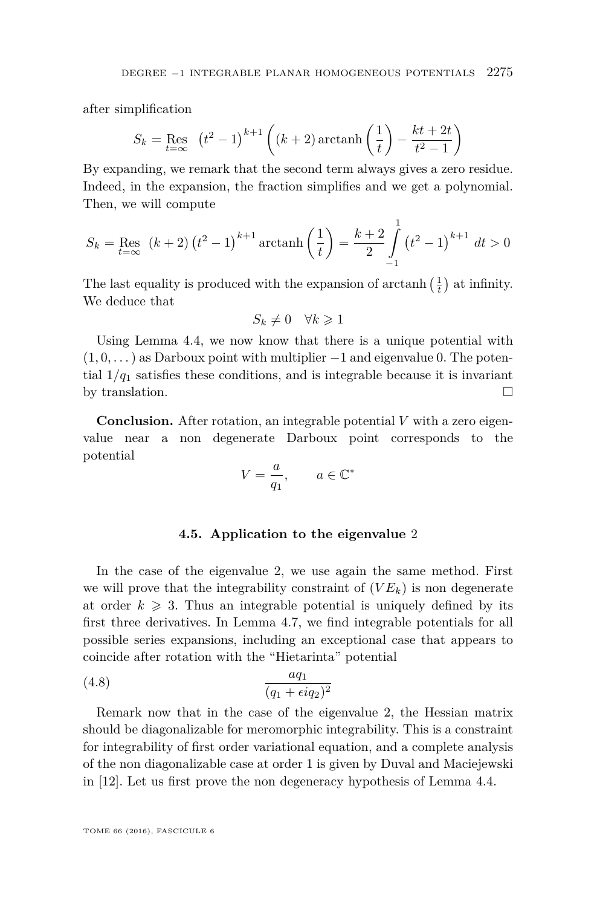after simplification

$$S_k = \operatorname*{Res}_{t=\infty} \;\left(t^2-1\right)^{k+1}\left((k+2)\operatorname{arctanh}\left(\frac{1}{t}\right) - \frac{kt+2t}{t^2-1}\right)$$

By expanding, we remark that the second term always gives a zero residue. Indeed, in the expansion, the fraction simplifies and we get a polynomial. Then, we will compute

$$S_k = \operatorname*{Res}_{t=\infty} \;(k+2)\left(t^2-1\right)^{k+1}\operatorname{arctanh}\left(\frac{1}{t}\right) = \frac{k+2}{2}\int_{-1}^{1}\left(t^2-1\right)^{k+1}\,dt > 0$$

The last equality is produced with the expansion of $\operatorname{arctanh}\left(\frac{1}{t}\right)$ at infinity. We deduce that

$$S_k \neq 0 \quad \forall k \geqslant 1$$

Using Lemma 4.4, we now know that there is a unique potential with $(1, 0, \dots)$ as Darboux point with multiplier $-1$ and eigenvalue 0. The potential $1/q_1$ satisfies these conditions, and is integrable because it is invariant by translation. □

**Conclusion.** After rotation, an integrable potential $V$ with a zero eigenvalue near a non degenerate Darboux point corresponds to the potential

$$V = \frac{a}{q_1}, \qquad a \in \mathbb{C}^*$$

### 4.5. Application to the eigenvalue 2

In the case of the eigenvalue 2, we use again the same method. First we will prove that the integrability constraint of $(VE_k)$ is non degenerate at order $k \geqslant 3$. Thus an integrable potential is uniquely defined by its first three derivatives. In Lemma 4.7, we find integrable potentials for all possible series expansions, including an exceptional case that appears to coincide after rotation with the "Hietarinta" potential

$$\frac{aq_1}{(q_1+\epsilon i q_2)^2} \tag{4.8}$$

Remark now that in the case of the eigenvalue 2, the Hessian matrix should be diagonalizable for meromorphic integrability. This is a constraint for integrability of first order variational equation, and a complete analysis of the non diagonalizable case at order 1 is given by Duval and Maciejewski in [12]. Let us first prove the non degeneracy hypothesis of Lemma 4.4.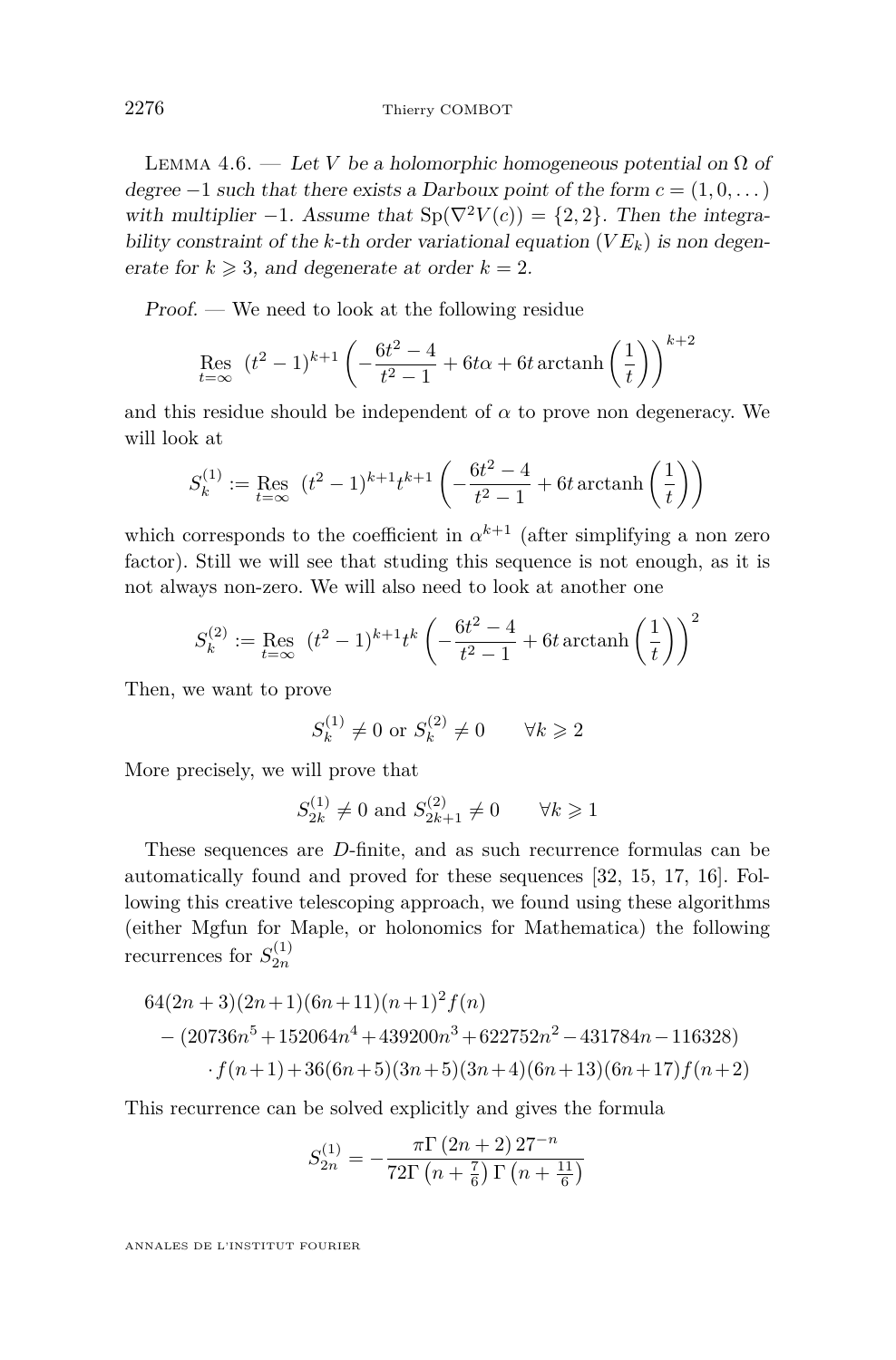Lemma 4.6. — *Let $V$ be a holomorphic homogeneous potential on $\Omega$ of degree $-1$ such that there exists a Darboux point of the form $c=(1,0,\dots)$ with multiplier $-1$. Assume that $\mathrm{Sp}(\nabla^2 V(c))=\{2,2\}$. Then the integrability constraint of the $k$-th order variational equation $(VE_k)$ is non degenerate for $k\geqslant 3$, and degenerate at order $k=2$.*

*Proof.* — We need to look at the following residue

$$\operatorname*{Res}_{t=\infty}\ (t^2-1)^{k+1}\left(-\frac{6t^2-4}{t^2-1}+6t\alpha+6t\operatorname{arctanh}\left(\frac{1}{t}\right)\right)^{k+2}$$

and this residue should be independent of $\alpha$ to prove non degeneracy. We will look at

$$S_k^{(1)}:=\operatorname*{Res}_{t=\infty}\ (t^2-1)^{k+1}t^{k+1}\left(-\frac{6t^2-4}{t^2-1}+6t\operatorname{arctanh}\left(\frac{1}{t}\right)\right)$$

which corresponds to the coefficient in $\alpha^{k+1}$ (after simplifying a non zero factor). Still we will see that studing this sequence is not enough, as it is not always non-zero. We will also need to look at another one

$$S_k^{(2)}:=\operatorname*{Res}_{t=\infty}\ (t^2-1)^{k+1}t^{k}\left(-\frac{6t^2-4}{t^2-1}+6t\operatorname{arctanh}\left(\frac{1}{t}\right)\right)^2$$

Then, we want to prove

$$S_k^{(1)}\neq 0 \text{ or } S_k^{(2)}\neq 0 \qquad \forall k\geqslant 2$$

More precisely, we will prove that

$$S_{2k}^{(1)}\neq 0 \text{ and } S_{2k+1}^{(2)}\neq 0 \qquad \forall k\geqslant 1$$

These sequences are $D$-finite, and as such recurrence formulas can be automatically found and proved for these sequences [32, 15, 17, 16]. Following this creative telescoping approach, we found using these algorithms (either Mgfun for Maple, or holonomics for Mathematica) the following recurrences for $S_{2n}^{(1)}$

$$\begin{aligned}&64(2n+3)(2n+1)(6n+11)(n+1)^2f(n)\\&\quad-(20736n^5+152064n^4+439200n^3+622752n^2-431784n-116328)\\&\qquad\cdot f(n+1)+36(6n+5)(3n+5)(3n+4)(6n+13)(6n+17)f(n+2)\end{aligned}$$

This recurrence can be solved explicitly and gives the formula

$$S_{2n}^{(1)}=-\frac{\pi\Gamma\left(2n+2\right)27^{-n}}{72\Gamma\left(n+\frac{7}{6}\right)\Gamma\left(n+\frac{11}{6}\right)}$$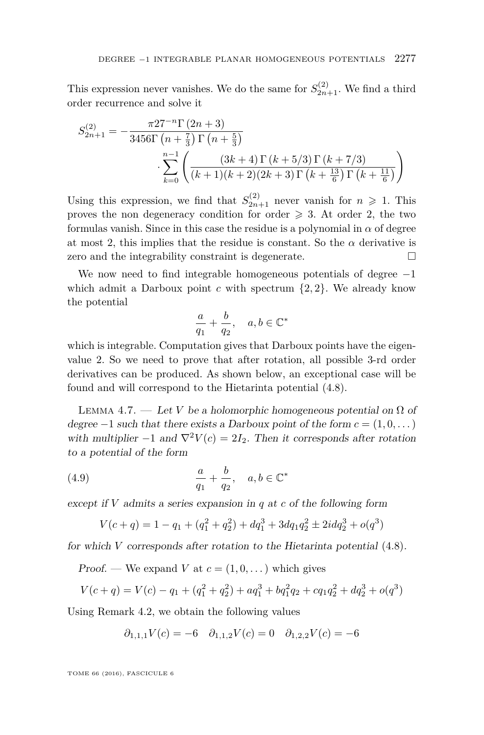This expression never vanishes. We do the same for $S^{(2)}_{2n+1}$. We find a third order recurrence and solve it

$$S^{(2)}_{2n+1} = -\frac{\pi 27^{-n}\Gamma(2n+3)}{3456\Gamma\left(n+\frac{7}{3}\right)\Gamma\left(n+\frac{5}{3}\right)} \cdot \sum_{k=0}^{n-1}\left(\frac{(3k+4)\Gamma(k+5/3)\Gamma(k+7/3)}{(k+1)(k+2)(2k+3)\Gamma\left(k+\frac{13}{6}\right)\Gamma\left(k+\frac{11}{6}\right)}\right)$$

Using this expression, we find that $S^{(2)}_{2n+1}$ never vanish for $n \geqslant 1$. This proves the non degeneracy condition for order $\geqslant 3$. At order 2, the two formulas vanish. Since in this case the residue is a polynomial in $\alpha$ of degree at most 2, this implies that the residue is constant. So the $\alpha$ derivative is zero and the integrability constraint is degenerate. □

We now need to find integrable homogeneous potentials of degree $-1$ which admit a Darboux point $c$ with spectrum $\{2, 2\}$. We already know the potential

$$\frac{a}{q_1} + \frac{b}{q_2}, \quad a, b \in \mathbb{C}^*$$

which is integrable. Computation gives that Darboux points have the eigenvalue 2. So we need to prove that after rotation, all possible 3-rd order derivatives can be produced. As shown below, an exceptional case will be found and will correspond to the Hietarinta potential (4.8).

Lemma 4.7. — *Let $V$ be a holomorphic homogeneous potential on $\Omega$ of degree $-1$ such that there exists a Darboux point of the form $c = (1, 0, \dots)$ with multiplier $-1$ and $\nabla^2 V(c) = 2I_2$. Then it corresponds after rotation to a potential of the form*

$$\frac{a}{q_1} + \frac{b}{q_2}, \quad a, b \in \mathbb{C}^* \tag{4.9}$$

*except if $V$ admits a series expansion in $q$ at $c$ of the following form*

$$V(c+q) = 1 - q_1 + (q_1^2 + q_2^2) + dq_1^3 + 3dq_1 q_2^2 \pm 2idq_2^3 + o(q^3)$$

*for which $V$ corresponds after rotation to the Hietarinta potential (4.8).*

*Proof.* — We expand $V$ at $c = (1, 0, \dots)$ which gives

$$V(c+q) = V(c) - q_1 + (q_1^2 + q_2^2) + aq_1^3 + bq_1^2 q_2 + cq_1 q_2^2 + dq_2^3 + o(q^3)$$

Using Remark 4.2, we obtain the following values

$$\partial_{1,1,1}V(c) = -6 \quad \partial_{1,1,2}V(c) = 0 \quad \partial_{1,2,2}V(c) = -6$$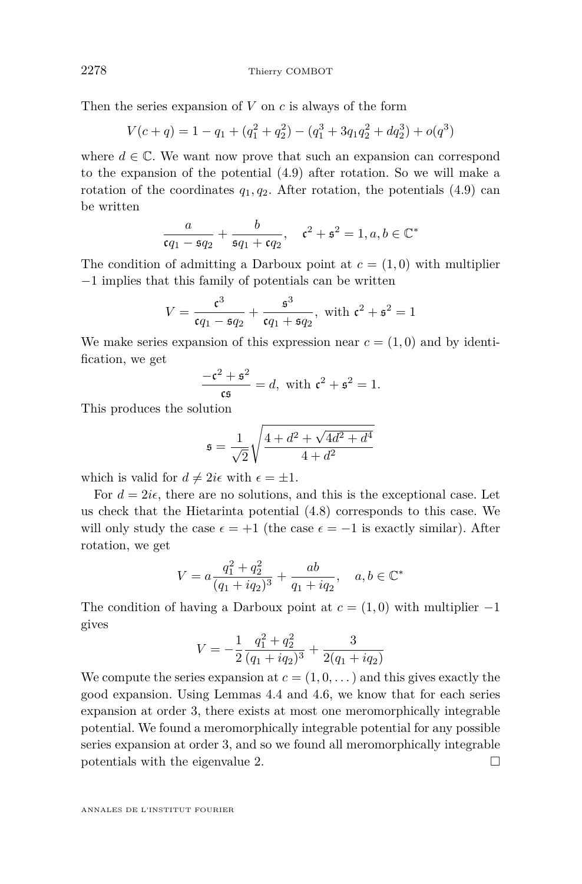Then the series expansion of $V$ on $c$ is always of the form

$$V(c+q) = 1 - q_1 + (q_1^2 + q_2^2) - (q_1^3 + 3q_1q_2^2 + dq_2^3) + o(q^3)$$

where $d \in \mathbb{C}$. We want now prove that such an expansion can correspond to the expansion of the potential (4.9) after rotation. So we will make a rotation of the coordinates $q_1, q_2$. After rotation, the potentials (4.9) can be written

$$\frac{a}{\mathfrak{c}q_1 - \mathfrak{s}q_2} + \frac{b}{\mathfrak{s}q_1 + \mathfrak{c}q_2}, \quad \mathfrak{c}^2 + \mathfrak{s}^2 = 1, a, b \in \mathbb{C}^*$$

The condition of admitting a Darboux point at $c = (1, 0)$ with multiplier $-1$ implies that this family of potentials can be written

$$V = \frac{\mathfrak{c}^3}{\mathfrak{c}q_1 - \mathfrak{s}q_2} + \frac{\mathfrak{s}^3}{\mathfrak{c}q_1 + \mathfrak{s}q_2}, \text{ with } \mathfrak{c}^2 + \mathfrak{s}^2 = 1$$

We make series expansion of this expression near $c = (1, 0)$ and by identification, we get

$$\frac{-\mathfrak{c}^2 + \mathfrak{s}^2}{\mathfrak{c}\mathfrak{s}} = d, \text{ with } \mathfrak{c}^2 + \mathfrak{s}^2 = 1.$$

This produces the solution

$$\mathfrak{s} = \frac{1}{\sqrt{2}}\sqrt{\frac{4 + d^2 + \sqrt{4d^2 + d^4}}{4 + d^2}}$$

which is valid for $d \neq 2i\epsilon$ with $\epsilon = \pm 1$.

For $d = 2i\epsilon$, there are no solutions, and this is the exceptional case. Let us check that the Hietarinta potential (4.8) corresponds to this case. We will only study the case $\epsilon = +1$ (the case $\epsilon = -1$ is exactly similar). After rotation, we get

$$V = a\frac{q_1^2 + q_2^2}{(q_1 + iq_2)^3} + \frac{ab}{q_1 + iq_2}, \quad a, b \in \mathbb{C}^*$$

The condition of having a Darboux point at $c = (1, 0)$ with multiplier $-1$ gives

$$V = -\frac{1}{2}\frac{q_1^2 + q_2^2}{(q_1 + iq_2)^3} + \frac{3}{2(q_1 + iq_2)}$$

We compute the series expansion at $c = (1, 0, \dots)$ and this gives exactly the good expansion. Using Lemmas 4.4 and 4.6, we know that for each series expansion at order 3, there exists at most one meromorphically integrable potential. We found a meromorphically integrable potential for any possible series expansion at order 3, and so we found all meromorphically integrable potentials with the eigenvalue 2. □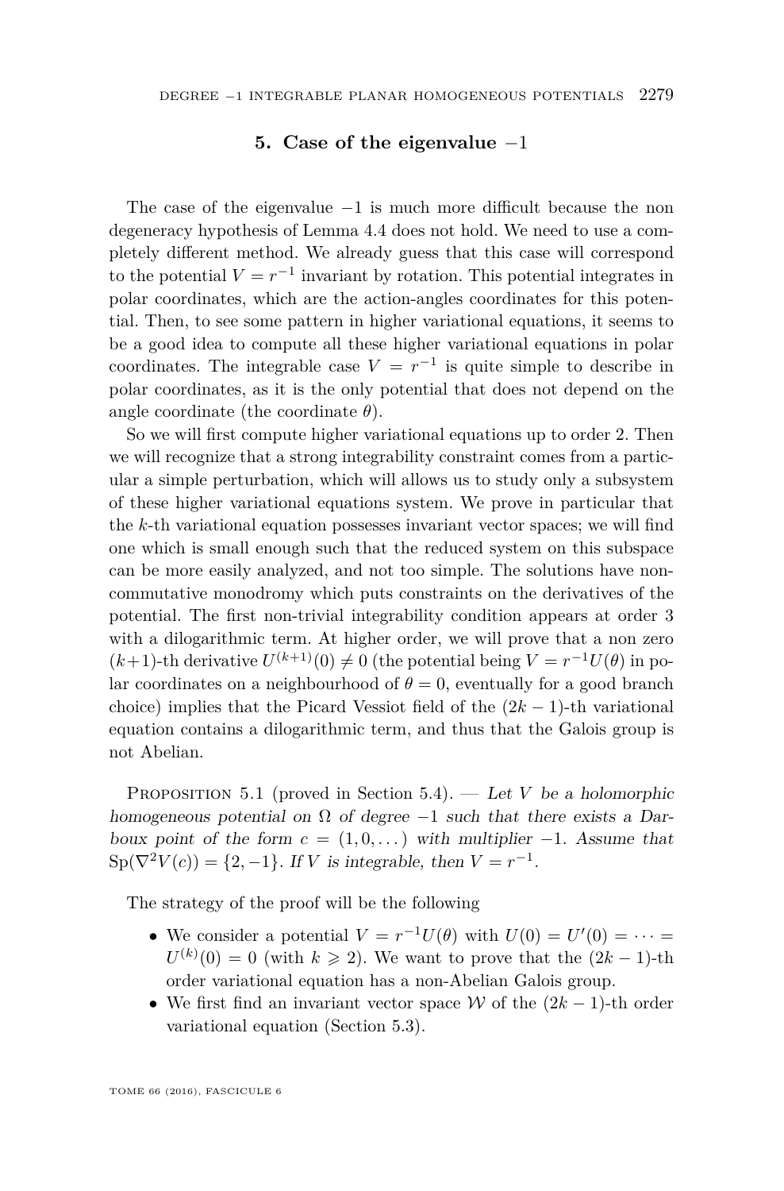## 5. Case of the eigenvalue $-1$

The case of the eigenvalue $-1$ is much more difficult because the non degeneracy hypothesis of Lemma 4.4 does not hold. We need to use a completely different method. We already guess that this case will correspond to the potential $V = r^{-1}$ invariant by rotation. This potential integrates in polar coordinates, which are the action-angles coordinates for this potential. Then, to see some pattern in higher variational equations, it seems to be a good idea to compute all these higher variational equations in polar coordinates. The integrable case $V = r^{-1}$ is quite simple to describe in polar coordinates, as it is the only potential that does not depend on the angle coordinate (the coordinate $\theta$).

So we will first compute higher variational equations up to order 2. Then we will recognize that a strong integrability constraint comes from a particular a simple perturbation, which will allows us to study only a subsystem of these higher variational equations system. We prove in particular that the $k$-th variational equation possesses invariant vector spaces; we will find one which is small enough such that the reduced system on this subspace can be more easily analyzed, and not too simple. The solutions have non-commutative monodromy which puts constraints on the derivatives of the potential. The first non-trivial integrability condition appears at order 3 with a dilogarithmic term. At higher order, we will prove that a non zero $(k+1)$-th derivative $U^{(k+1)}(0) \neq 0$ (the potential being $V = r^{-1}U(\theta)$ in polar coordinates on a neighbourhood of $\theta = 0$, eventually for a good branch choice) implies that the Picard Vessiot field of the $(2k-1)$-th variational equation contains a dilogarithmic term, and thus that the Galois group is not Abelian.

Proposition 5.1 (proved in Section 5.4). — *Let $V$ be a holomorphic homogeneous potential on $\Omega$ of degree $-1$ such that there exists a Darboux point of the form $c = (1, 0, \dots)$ with multiplier $-1$. Assume that $\mathrm{Sp}(\nabla^2 V(c)) = \{2, -1\}$. If $V$ is integrable, then $V = r^{-1}$.*

The strategy of the proof will be the following

- We consider a potential $V = r^{-1}U(\theta)$ with $U(0) = U'(0) = \cdots = U^{(k)}(0) = 0$ (with $k \geqslant 2$). We want to prove that the $(2k-1)$-th order variational equation has a non-Abelian Galois group.
- We first find an invariant vector space $\mathcal{W}$ of the $(2k-1)$-th order variational equation (Section 5.3).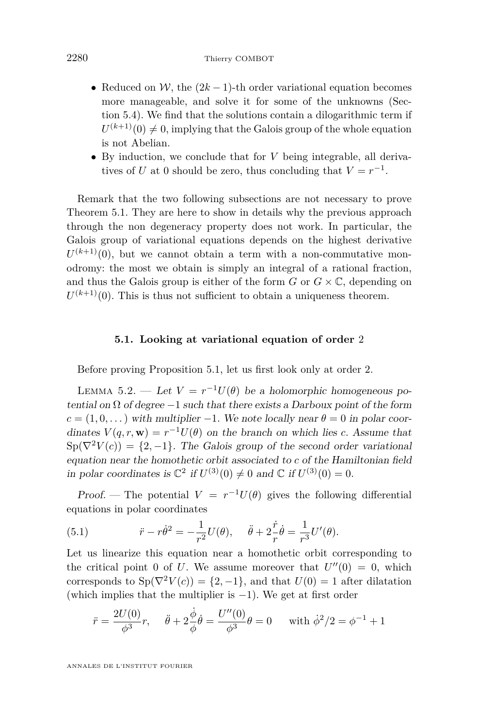- Reduced on $\mathcal{W}$, the $(2k-1)$-th order variational equation becomes more manageable, and solve it for some of the unknowns (Section 5.4). We find that the solutions contain a dilogarithmic term if $U^{(k+1)}(0) \neq 0$, implying that the Galois group of the whole equation is not Abelian.
- By induction, we conclude that for $V$ being integrable, all derivatives of $U$ at 0 should be zero, thus concluding that $V = r^{-1}$.

Remark that the two following subsections are not necessary to prove Theorem 5.1. They are here to show in details why the previous approach through the non degeneracy property does not work. In particular, the Galois group of variational equations depends on the highest derivative $U^{(k+1)}(0)$, but we cannot obtain a term with a non-commutative monodromy: the most we obtain is simply an integral of a rational fraction, and thus the Galois group is either of the form $G$ or $G \times \mathbb{C}$, depending on $U^{(k+1)}(0)$. This is thus not sufficient to obtain a uniqueness theorem.

### 5.1. Looking at variational equation of order 2

Before proving Proposition 5.1, let us first look only at order 2.

Lemma 5.2. — *Let $V = r^{-1}U(\theta)$ be a holomorphic homogeneous potential on $\Omega$ of degree $-1$ such that there exists a Darboux point of the form $c = (1, 0, \dots)$ with multiplier $-1$. We note locally near $\theta = 0$ in polar coordinates $V(q, r, \mathbf{w}) = r^{-1}U(\theta)$ on the branch on which lies $c$. Assume that $\mathrm{Sp}(\nabla^2 V(c)) = \{2, -1\}$. The Galois group of the second order variational equation near the homothetic orbit associated to $c$ of the Hamiltonian field in polar coordinates is $\mathbb{C}^2$ if $U^{(3)}(0) \neq 0$ and $\mathbb{C}$ if $U^{(3)}(0) = 0$.*

*Proof.* — The potential $V = r^{-1}U(\theta)$ gives the following differential equations in polar coordinates

$$\ddot{r} - r\dot{\theta}^2 = -\frac{1}{r^2}U(\theta), \quad \ddot{\theta} + 2\frac{\dot{r}}{r}\dot{\theta} = \frac{1}{r^3}U'(\theta). \tag{5.1}$$

Let us linearize this equation near a homothetic orbit corresponding to the critical point 0 of $U$. We assume moreover that $U''(0) = 0$, which corresponds to $\mathrm{Sp}(\nabla^2 V(c)) = \{2, -1\}$, and that $U(0) = 1$ after dilatation (which implies that the multiplier is $-1$). We get at first order

$$\ddot{r} = \frac{2U(0)}{\phi^3}r, \quad \ddot{\theta} + 2\frac{\dot{\phi}}{\phi}\dot{\theta} = \frac{U''(0)}{\phi^3}\theta = 0 \qquad \text{with } \dot{\phi}^2/2 = \phi^{-1} + 1$$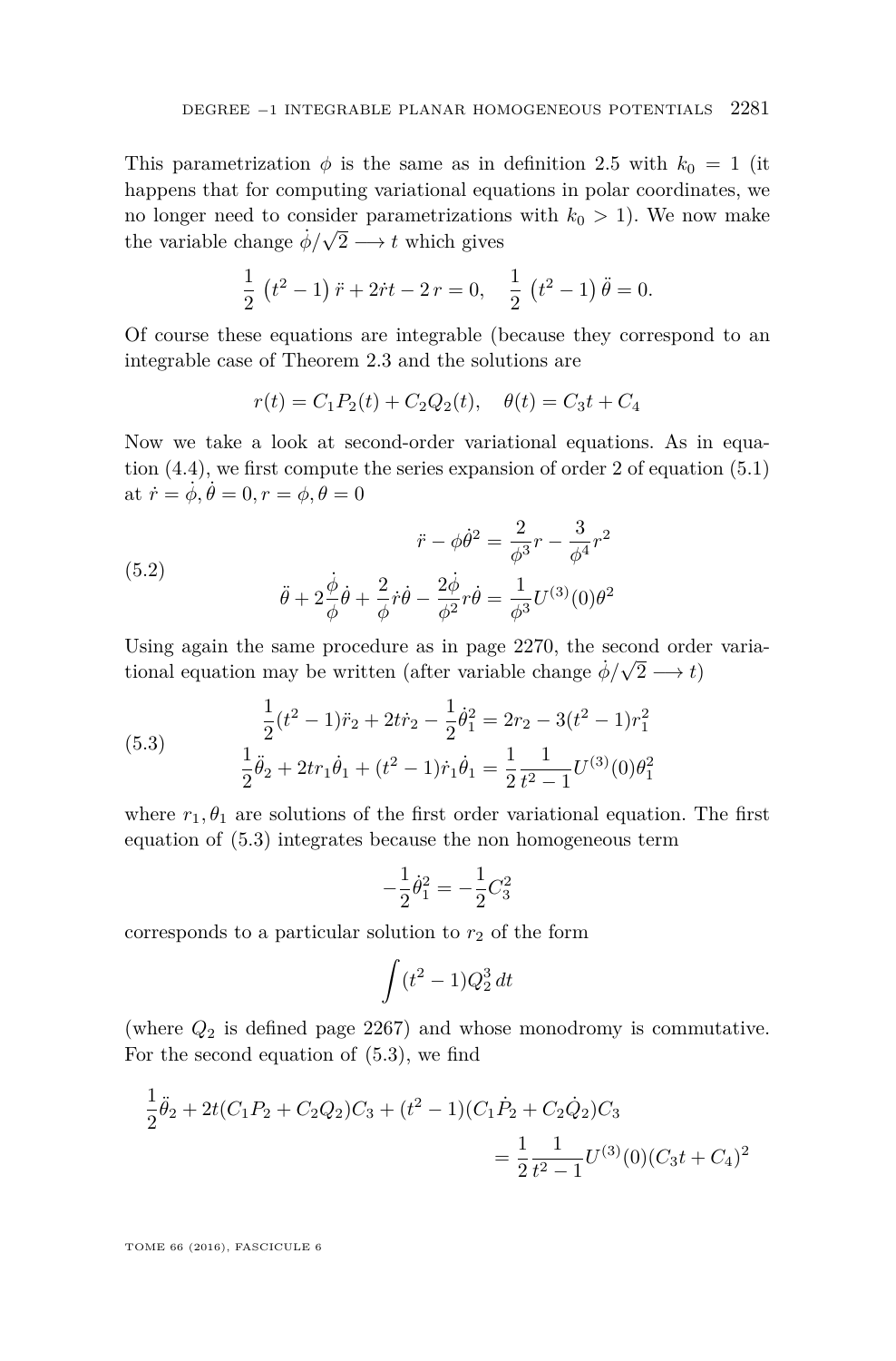This parametrization $\phi$ is the same as in definition 2.5 with $k_0 = 1$ (it happens that for computing variational equations in polar coordinates, we no longer need to consider parametrizations with $k_0 > 1$). We now make the variable change $\dot{\phi}/\sqrt{2} \longrightarrow t$ which gives

$$\frac{1}{2}\left(t^2-1\right)\ddot{r} + 2\dot{r}t - 2\,r = 0, \quad \frac{1}{2}\left(t^2-1\right)\ddot{\theta} = 0.$$

Of course these equations are integrable (because they correspond to an integrable case of Theorem 2.3 and the solutions are

$$r(t) = C_1 P_2(t) + C_2 Q_2(t), \quad \theta(t) = C_3 t + C_4$$

Now we take a look at second-order variational equations. As in equation (4.4), we first compute the series expansion of order 2 of equation (5.1) at $\dot{r} = \dot{\phi}, \dot{\theta} = 0, r = \phi, \theta = 0$

$$\tag{5.2} \begin{gathered} \ddot{r} - \phi\dot{\theta}^2 = \frac{2}{\phi^3} r - \frac{3}{\phi^4} r^2 \\ \ddot{\theta} + 2\frac{\dot{\phi}}{\phi}\dot{\theta} + \frac{2}{\phi}\dot{r}\dot{\theta} - \frac{2\dot{\phi}}{\phi^2} r\dot{\theta} = \frac{1}{\phi^3} U^{(3)}(0)\theta^2 \end{gathered}$$

Using again the same procedure as in page 2270, the second order variational equation may be written (after variable change $\dot{\phi}/\sqrt{2} \longrightarrow t$)

$$\tag{5.3} \begin{gathered} \frac{1}{2}(t^2-1)\ddot{r}_2 + 2t\dot{r}_2 - \frac{1}{2}\dot{\theta}_1^2 = 2r_2 - 3(t^2-1)r_1^2 \\ \frac{1}{2}\ddot{\theta}_2 + 2tr_1\dot{\theta}_1 + (t^2-1)\dot{r}_1\dot{\theta}_1 = \frac{1}{2}\frac{1}{t^2-1}U^{(3)}(0)\theta_1^2 \end{gathered}$$

where $r_1, \theta_1$ are solutions of the first order variational equation. The first equation of (5.3) integrates because the non homogeneous term

$$-\frac{1}{2}\dot{\theta}_1^2 = -\frac{1}{2}C_3^2$$

corresponds to a particular solution to $r_2$ of the form

$$\int (t^2-1) Q_2^3 \, dt$$

(where $Q_2$ is defined page 2267) and whose monodromy is commutative. For the second equation of (5.3), we find

$$\frac{1}{2}\ddot{\theta}_2 + 2t(C_1P_2 + C_2Q_2)C_3 + (t^2-1)(C_1\dot{P}_2 + C_2\dot{Q}_2)C_3 = \frac{1}{2}\frac{1}{t^2-1}U^{(3)}(0)(C_3 t + C_4)^2$$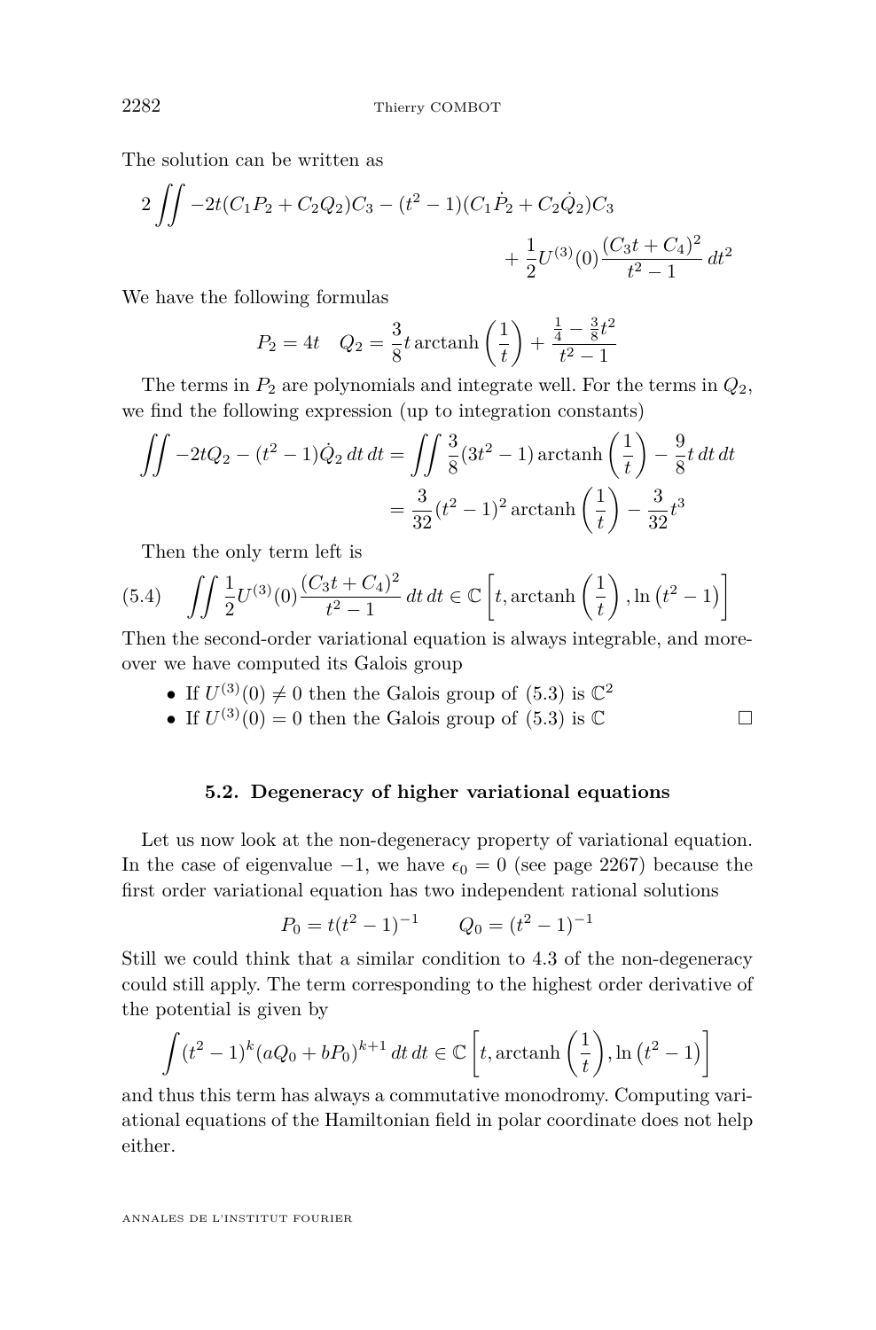The solution can be written as

$$2\iint -2t(C_1P_2+C_2Q_2)C_3-(t^2-1)(C_1\dot{P}_2+C_2\dot{Q}_2)C_3 \\ +\frac{1}{2}U^{(3)}(0)\frac{(C_3t+C_4)^2}{t^2-1}\,dt^2$$

We have the following formulas

$$P_2=4t \quad Q_2=\frac{3}{8}t\,\mathrm{arctanh}\left(\frac{1}{t}\right)+\frac{\frac{1}{4}-\frac{3}{8}t^2}{t^2-1}$$

The terms in $P_2$ are polynomials and integrate well. For the terms in $Q_2$, we find the following expression (up to integration constants)

$$\iint -2tQ_2-(t^2-1)\dot{Q}_2\,dt\,dt=\iint \frac{3}{8}(3t^2-1)\,\mathrm{arctanh}\left(\frac{1}{t}\right)-\frac{9}{8}t\,dt\,dt \\ =\frac{3}{32}(t^2-1)^2\,\mathrm{arctanh}\left(\frac{1}{t}\right)-\frac{3}{32}t^3$$

Then the only term left is

$$\iint \frac{1}{2}U^{(3)}(0)\frac{(C_3t+C_4)^2}{t^2-1}\,dt\,dt\in\mathbb{C}\left[t,\mathrm{arctanh}\left(\frac{1}{t}\right),\ln\left(t^2-1\right)\right] \tag{5.4}$$

Then the second-order variational equation is always integrable, and moreover we have computed its Galois group

- If $U^{(3)}(0)\neq 0$ then the Galois group of (5.3) is $\mathbb{C}^2$
- If $U^{(3)}(0)=0$ then the Galois group of (5.3) is $\mathbb{C}$ □

### 5.2. Degeneracy of higher variational equations

Let us now look at the non-degeneracy property of variational equation. In the case of eigenvalue $-1$, we have $\epsilon_0=0$ (see page 2267) because the first order variational equation has two independent rational solutions

$$P_0=t(t^2-1)^{-1} \qquad Q_0=(t^2-1)^{-1}$$

Still we could think that a similar condition to 4.3 of the non-degeneracy could still apply. The term corresponding to the highest order derivative of the potential is given by

$$\int (t^2-1)^k(aQ_0+bP_0)^{k+1}\,dt\,dt\in\mathbb{C}\left[t,\mathrm{arctanh}\left(\frac{1}{t}\right),\ln\left(t^2-1\right)\right]$$

and thus this term has always a commutative monodromy. Computing variational equations of the Hamiltonian field in polar coordinate does not help either.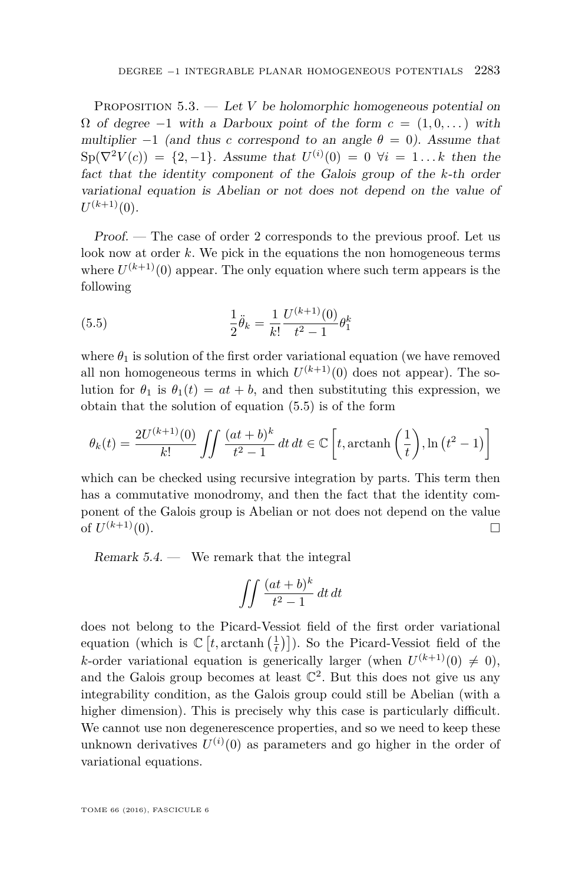Proposition 5.3. — *Let $V$ be holomorphic homogeneous potential on $\Omega$ of degree $-1$ with a Darboux point of the form $c = (1, 0, \dots)$ with multiplier $-1$ (and thus $c$ correspond to an angle $\theta = 0$). Assume that $\mathrm{Sp}(\nabla^2 V(c)) = \{2, -1\}$. Assume that $U^{(i)}(0) = 0$ $\forall i = 1 \dots k$ then the fact that the identity component of the Galois group of the $k$-th order variational equation is Abelian or not does not depend on the value of $U^{(k+1)}(0)$.*

*Proof.* — The case of order 2 corresponds to the previous proof. Let us look now at order $k$. We pick in the equations the non homogeneous terms where $U^{(k+1)}(0)$ appear. The only equation where such term appears is the following

$$\frac{1}{2}\ddot{\theta}_k = \frac{1}{k!}\frac{U^{(k+1)}(0)}{t^2 - 1}\theta_1^k \tag{5.5}$$

where $\theta_1$ is solution of the first order variational equation (we have removed all non homogeneous terms in which $U^{(k+1)}(0)$ does not appear). The solution for $\theta_1$ is $\theta_1(t) = at + b$, and then substituting this expression, we obtain that the solution of equation (5.5) is of the form

$$\theta_k(t) = \frac{2U^{(k+1)}(0)}{k!} \iint \frac{(at+b)^k}{t^2 - 1}\, dt\, dt \in \mathbb{C}\left[t, \operatorname{arctanh}\left(\frac{1}{t}\right), \ln\left(t^2 - 1\right)\right]$$

which can be checked using recursive integration by parts. This term then has a commutative monodromy, and then the fact that the identity component of the Galois group is Abelian or not does not depend on the value of $U^{(k+1)}(0)$. □

*Remark 5.4.* — We remark that the integral

$$\iint \frac{(at+b)^k}{t^2 - 1}\, dt\, dt$$

does not belong to the Picard-Vessiot field of the first order variational equation (which is $\mathbb{C}\left[t, \operatorname{arctanh}\left(\frac{1}{t}\right)\right]$). So the Picard-Vessiot field of the $k$-order variational equation is generically larger (when $U^{(k+1)}(0) \neq 0$), and the Galois group becomes at least $\mathbb{C}^2$. But this does not give us any integrability condition, as the Galois group could still be Abelian (with a higher dimension). This is precisely why this case is particularly difficult. We cannot use non degenerescence properties, and so we need to keep these unknown derivatives $U^{(i)}(0)$ as parameters and go higher in the order of variational equations.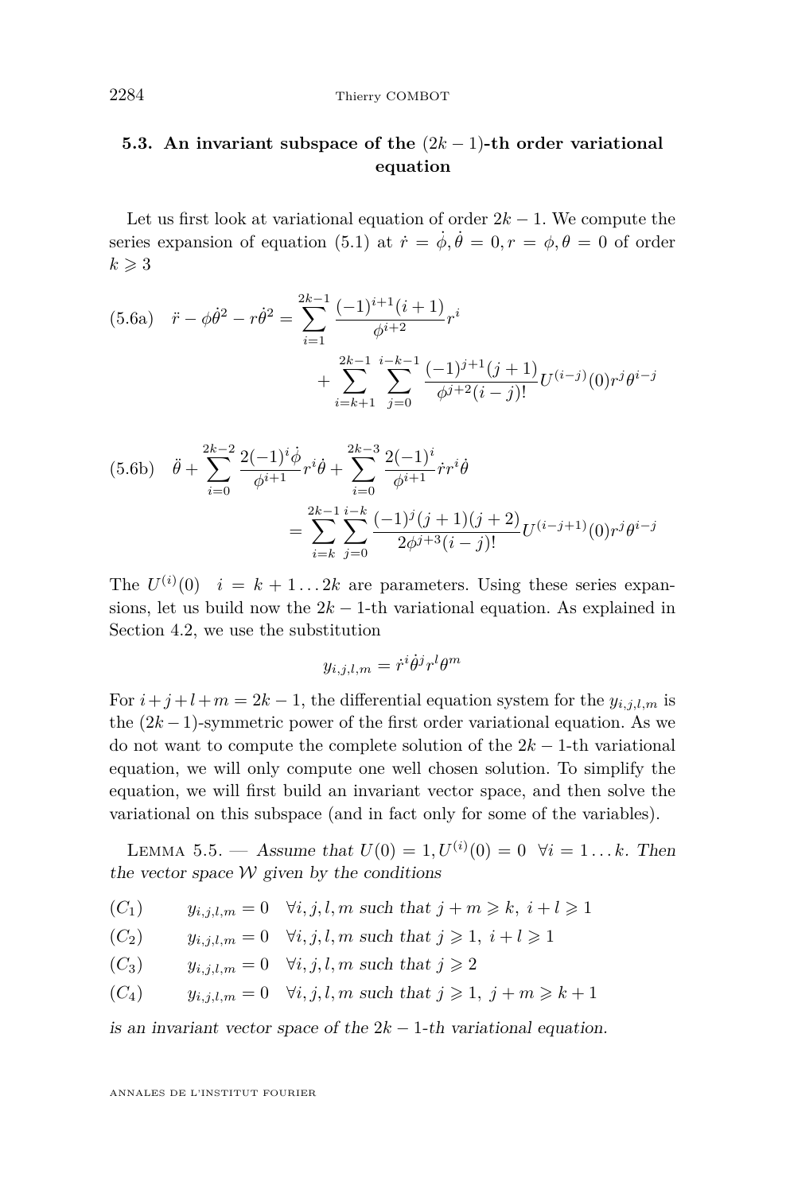### 5.3. An invariant subspace of the $(2k-1)$-th order variational equation

Let us first look at variational equation of order $2k-1$. We compute the series expansion of equation (5.1) at $\dot{r}=\dot{\phi}, \dot{\theta}=0, r=\phi, \theta=0$ of order $k\geqslant 3$

$$\text{(5.6a)}\quad \ddot{r}-\phi\dot{\theta}^2-r\dot{\theta}^2=\sum_{i=1}^{2k-1}\frac{(-1)^{i+1}(i+1)}{\phi^{i+2}}r^i + \sum_{i=k+1}^{2k-1}\sum_{j=0}^{i-k-1}\frac{(-1)^{j+1}(j+1)}{\phi^{j+2}(i-j)!}U^{(i-j)}(0)r^j\theta^{i-j}$$

$$\text{(5.6b)}\quad \ddot{\theta}+\sum_{i=0}^{2k-2}\frac{2(-1)^i\dot{\phi}}{\phi^{i+1}}r^i\dot{\theta}+\sum_{i=0}^{2k-3}\frac{2(-1)^i}{\phi^{i+1}}\dot{r}r^i\dot{\theta} = \sum_{i=k}^{2k-1}\sum_{j=0}^{i-k}\frac{(-1)^j(j+1)(j+2)}{2\phi^{j+3}(i-j)!}U^{(i-j+1)}(0)r^j\theta^{i-j}$$

The $U^{(i)}(0)\quad i=k+1\dots 2k$ are parameters. Using these series expansions, let us build now the $2k-1$-th variational equation. As explained in Section 4.2, we use the substitution

$$y_{i,j,l,m}=\dot{r}^i\dot{\theta}^jr^l\theta^m$$

For $i+j+l+m=2k-1$, the differential equation system for the $y_{i,j,l,m}$ is the $(2k-1)$-symmetric power of the first order variational equation. As we do not want to compute the complete solution of the $2k-1$-th variational equation, we will only compute one well chosen solution. To simplify the equation, we will first build an invariant vector space, and then solve the variational on this subspace (and in fact only for some of the variables).

Lemma 5.5. — *Assume that $U(0)=1, U^{(i)}(0)=0\ \ \forall i=1\dots k$. Then the vector space $\mathcal{W}$ given by the conditions*

$(C_1)\qquad y_{i,j,l,m}=0\quad \forall i,j,l,m$ *such that* $j+m\geqslant k,\ i+l\geqslant 1$

$(C_2)\qquad y_{i,j,l,m}=0\quad \forall i,j,l,m$ *such that* $j\geqslant 1,\ i+l\geqslant 1$

$(C_3)\qquad y_{i,j,l,m}=0\quad \forall i,j,l,m$ *such that* $j\geqslant 2$

$(C_4)\qquad y_{i,j,l,m}=0\quad \forall i,j,l,m$ *such that* $j\geqslant 1,\ j+m\geqslant k+1$

*is an invariant vector space of the $2k-1$-th variational equation.*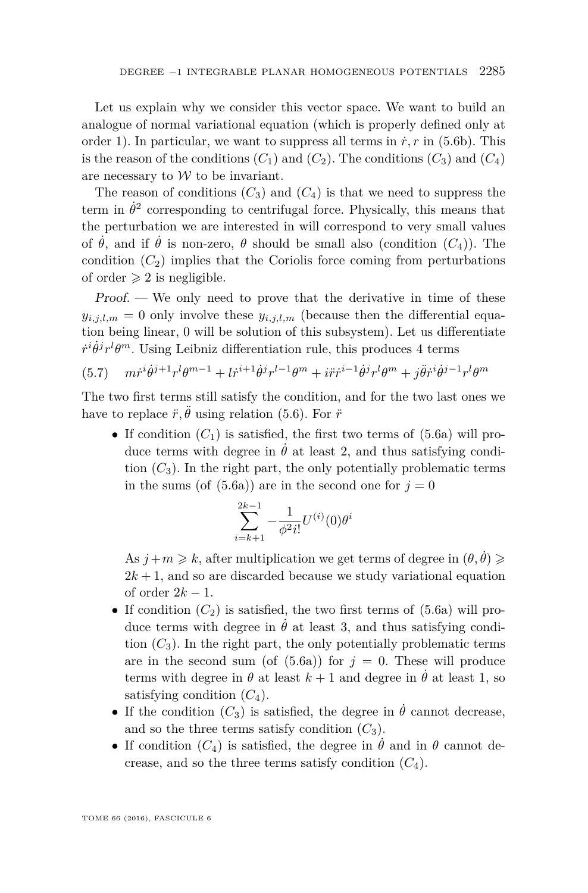Let us explain why we consider this vector space. We want to build an analogue of normal variational equation (which is properly defined only at order 1). In particular, we want to suppress all terms in $\dot{r}, r$ in (5.6b). This is the reason of the conditions $(C_1)$ and $(C_2)$. The conditions $(C_3)$ and $(C_4)$ are necessary to $\mathcal{W}$ to be invariant.

The reason of conditions $(C_3)$ and $(C_4)$ is that we need to suppress the term in $\dot{\theta}^2$ corresponding to centrifugal force. Physically, this means that the perturbation we are interested in will correspond to very small values of $\dot{\theta}$, and if $\dot{\theta}$ is non-zero, $\theta$ should be small also (condition $(C_4)$). The condition $(C_2)$ implies that the Coriolis force coming from perturbations of order $\geqslant 2$ is negligible.

*Proof.* — We only need to prove that the derivative in time of these $y_{i,j,l,m} = 0$ only involve these $y_{i,j,l,m}$ (because then the differential equation being linear, 0 will be solution of this subsystem). Let us differentiate $\dot{r}^i \dot{\theta}^j r^l \theta^m$. Using Leibniz differentiation rule, this produces 4 terms

$$m\dot{r}^i\dot{\theta}^{j+1}r^l\theta^{m-1} + l\dot{r}^{i+1}\dot{\theta}^j r^{l-1}\theta^m + i\ddot{r}\dot{r}^{i-1}\dot{\theta}^j r^l\theta^m + j\ddot{\theta}\dot{r}^i\dot{\theta}^{j-1}r^l\theta^m \tag{5.7}$$

The two first terms still satisfy the condition, and for the two last ones we have to replace $\ddot{r}, \ddot{\theta}$ using relation (5.6). For $\ddot{r}$

- If condition $(C_1)$ is satisfied, the first two terms of (5.6a) will produce terms with degree in $\dot{\theta}$ at least 2, and thus satisfying condition $(C_3)$. In the right part, the only potentially problematic terms in the sums (of (5.6a)) are in the second one for $j = 0$

$$\sum_{i=k+1}^{2k-1} -\frac{1}{\phi^2 i!} U^{(i)}(0)\theta^i$$

  As $j + m \geqslant k$, after multiplication we get terms of degree in $(\theta, \dot{\theta}) \geqslant 2k + 1$, and so are discarded because we study variational equation of order $2k - 1$.
- If condition $(C_2)$ is satisfied, the two first terms of (5.6a) will produce terms with degree in $\dot{\theta}$ at least 3, and thus satisfying condition $(C_3)$. In the right part, the only potentially problematic terms are in the second sum (of (5.6a)) for $j = 0$. These will produce terms with degree in $\theta$ at least $k + 1$ and degree in $\dot{\theta}$ at least 1, so satisfying condition $(C_4)$.
- If the condition $(C_3)$ is satisfied, the degree in $\dot{\theta}$ cannot decrease, and so the three terms satisfy condition $(C_3)$.
- If condition $(C_4)$ is satisfied, the degree in $\dot{\theta}$ and in $\theta$ cannot decrease, and so the three terms satisfy condition $(C_4)$.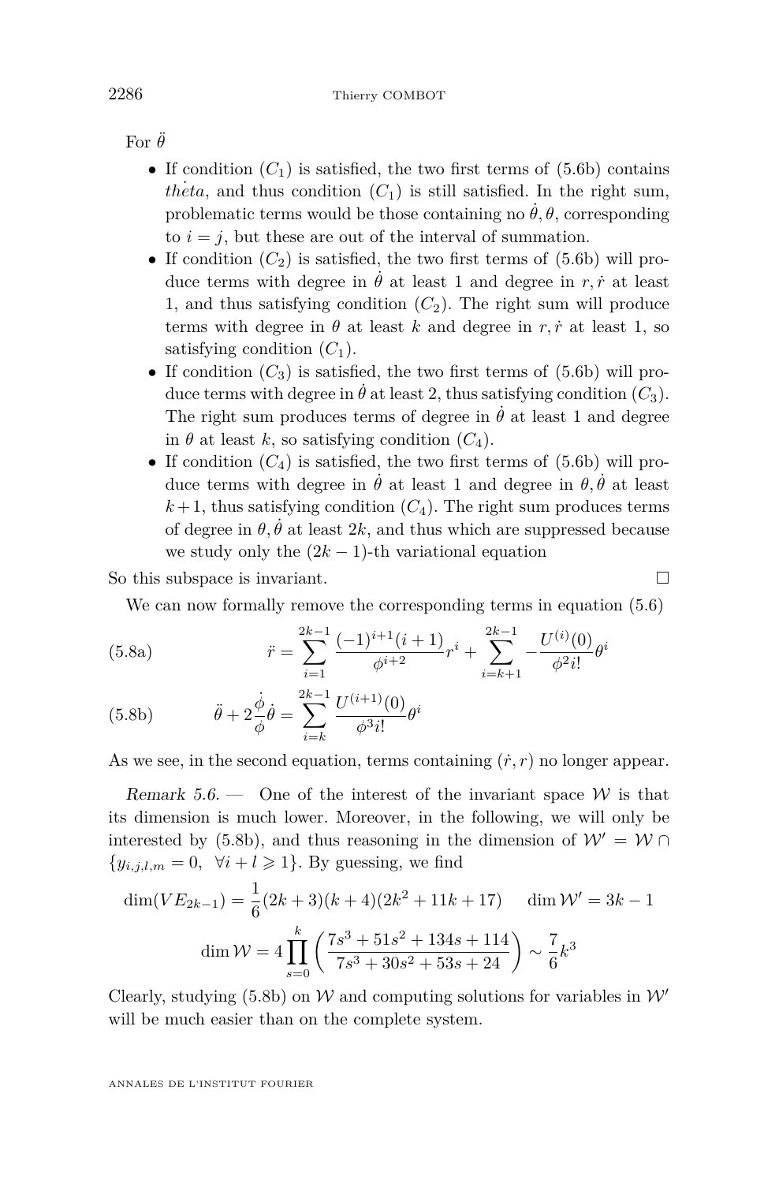For $\ddot{\theta}$

- If condition $(C_1)$ is satisfied, the two first terms of (5.6b) contains $\dot{theta}$, and thus condition $(C_1)$ is still satisfied. In the right sum, problematic terms would be those containing no $\dot{\theta}, \theta$, corresponding to $i = j$, but these are out of the interval of summation.
- If condition $(C_2)$ is satisfied, the two first terms of (5.6b) will produce terms with degree in $\dot{\theta}$ at least 1 and degree in $r, \dot{r}$ at least 1, and thus satisfying condition $(C_2)$. The right sum will produce terms with degree in $\theta$ at least $k$ and degree in $r, \dot{r}$ at least 1, so satisfying condition $(C_1)$.
- If condition $(C_3)$ is satisfied, the two first terms of (5.6b) will produce terms with degree in $\dot{\theta}$ at least 2, thus satisfying condition $(C_3)$. The right sum produces terms of degree in $\dot{\theta}$ at least 1 and degree in $\theta$ at least $k$, so satisfying condition $(C_4)$.
- If condition $(C_4)$ is satisfied, the two first terms of (5.6b) will produce terms with degree in $\dot{\theta}$ at least 1 and degree in $\theta, \dot{\theta}$ at least $k+1$, thus satisfying condition $(C_4)$. The right sum produces terms of degree in $\theta, \dot{\theta}$ at least $2k$, and thus which are suppressed because we study only the $(2k-1)$-th variational equation

So this subspace is invariant. □

We can now formally remove the corresponding terms in equation (5.6)

$$\ddot{r} = \sum_{i=1}^{2k-1} \frac{(-1)^{i+1}(i+1)}{\phi^{i+2}} r^i + \sum_{i=k+1}^{2k-1} -\frac{U^{(i)}(0)}{\phi^2 i!}\theta^i \tag{5.8a}$$

$$\ddot{\theta} + 2\frac{\dot{\phi}}{\phi}\dot{\theta} = \sum_{i=k}^{2k-1} \frac{U^{(i+1)}(0)}{\phi^3 i!}\theta^i \tag{5.8b}$$

As we see, in the second equation, terms containing $(\dot{r}, r)$ no longer appear.

*Remark 5.6.* — One of the interest of the invariant space $\mathcal{W}$ is that its dimension is much lower. Moreover, in the following, we will only be interested by (5.8b), and thus reasoning in the dimension of $\mathcal{W}' = \mathcal{W} \cap \{y_{i,j,l,m} = 0, \ \forall i + l \geqslant 1\}$. By guessing, we find

$$\dim(VE_{2k-1}) = \frac{1}{6}(2k+3)(k+4)(2k^2+11k+17) \qquad \dim \mathcal{W}' = 3k-1$$

$$\dim \mathcal{W} = 4\prod_{s=0}^{k}\left(\frac{7s^3+51s^2+134s+114}{7s^3+30s^2+53s+24}\right) \sim \frac{7}{6}k^3$$

Clearly, studying (5.8b) on $\mathcal{W}$ and computing solutions for variables in $\mathcal{W}'$ will be much easier than on the complete system.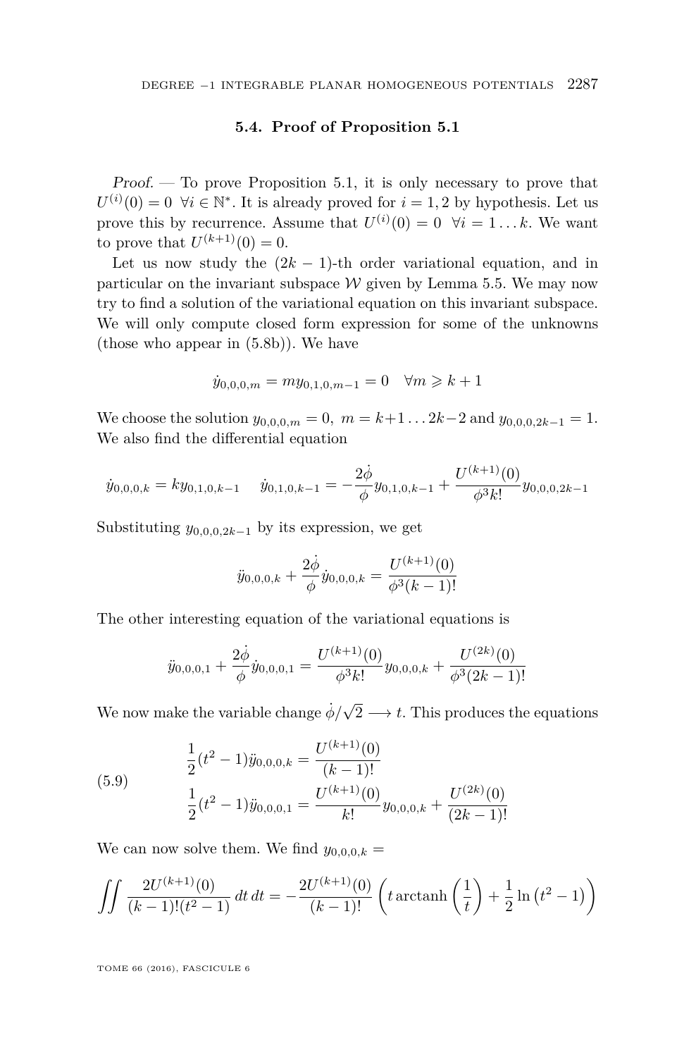### 5.4. Proof of Proposition 5.1

*Proof.* — To prove Proposition 5.1, it is only necessary to prove that $U^{(i)}(0)=0\ \ \forall i\in\mathbb{N}^*$. It is already proved for $i=1,2$ by hypothesis. Let us prove this by recurrence. Assume that $U^{(i)}(0)=0\ \ \forall i=1\dots k$. We want to prove that $U^{(k+1)}(0)=0$.

Let us now study the $(2k-1)$-th order variational equation, and in particular on the invariant subspace $\mathcal{W}$ given by Lemma 5.5. We may now try to find a solution of the variational equation on this invariant subspace. We will only compute closed form expression for some of the unknowns (those who appear in (5.8b)). We have

$$\dot{y}_{0,0,0,m}=my_{0,1,0,m-1}=0\quad \forall m\geqslant k+1$$

We choose the solution $y_{0,0,0,m}=0,\ m=k+1\dots 2k-2$ and $y_{0,0,0,2k-1}=1$. We also find the differential equation

$$\dot{y}_{0,0,0,k}=ky_{0,1,0,k-1}\qquad \dot{y}_{0,1,0,k-1}=-\frac{2\dot{\phi}}{\phi}y_{0,1,0,k-1}+\frac{U^{(k+1)}(0)}{\phi^3 k!}y_{0,0,0,2k-1}$$

Substituting $y_{0,0,0,2k-1}$ by its expression, we get

$$\ddot{y}_{0,0,0,k}+\frac{2\dot{\phi}}{\phi}\dot{y}_{0,0,0,k}=\frac{U^{(k+1)}(0)}{\phi^3(k-1)!}$$

The other interesting equation of the variational equations is

$$\ddot{y}_{0,0,0,1}+\frac{2\dot{\phi}}{\phi}\dot{y}_{0,0,0,1}=\frac{U^{(k+1)}(0)}{\phi^3 k!}y_{0,0,0,k}+\frac{U^{(2k)}(0)}{\phi^3(2k-1)!}$$

We now make the variable change $\dot{\phi}/\sqrt{2}\longrightarrow t$. This produces the equations

$$\begin{aligned}\frac{1}{2}(t^2-1)\ddot{y}_{0,0,0,k}&=\frac{U^{(k+1)}(0)}{(k-1)!}\\ \frac{1}{2}(t^2-1)\ddot{y}_{0,0,0,1}&=\frac{U^{(k+1)}(0)}{k!}y_{0,0,0,k}+\frac{U^{(2k)}(0)}{(2k-1)!}\end{aligned}\tag{5.9}$$

We can now solve them. We find $y_{0,0,0,k}=$

$$\iint \frac{2U^{(k+1)}(0)}{(k-1)!(t^2-1)}\,dt\,dt=-\frac{2U^{(k+1)}(0)}{(k-1)!}\left(t\operatorname{arctanh}\left(\frac{1}{t}\right)+\frac{1}{2}\ln\left(t^2-1\right)\right)$$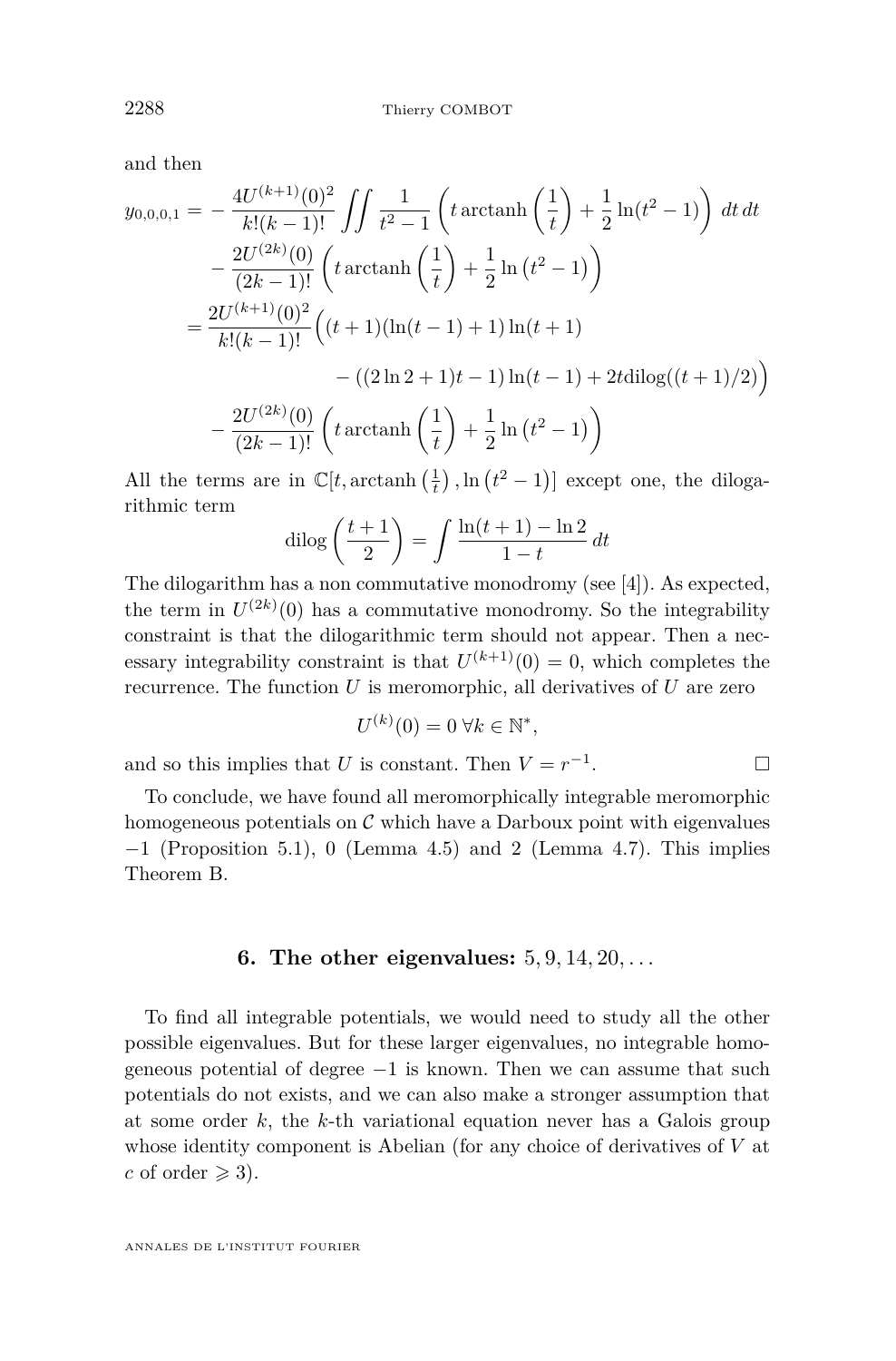and then

$$
\begin{aligned}
y_{0,0,0,1} = &-\frac{4U^{(k+1)}(0)^2}{k!(k-1)!}\iint \frac{1}{t^2-1}\left(t\operatorname{arctanh}\left(\frac{1}{t}\right)+\frac{1}{2}\ln(t^2-1)\right)\,dt\,dt\\
&-\frac{2U^{(2k)}(0)}{(2k-1)!}\left(t\operatorname{arctanh}\left(\frac{1}{t}\right)+\frac{1}{2}\ln\left(t^2-1\right)\right)\\
= &\frac{2U^{(k+1)}(0)^2}{k!(k-1)!}\Big((t+1)(\ln(t-1)+1)\ln(t+1)\\
&\qquad -((2\ln 2+1)t-1)\ln(t-1)+2t\operatorname{dilog}((t+1)/2)\Big)\\
&-\frac{2U^{(2k)}(0)}{(2k-1)!}\left(t\operatorname{arctanh}\left(\frac{1}{t}\right)+\frac{1}{2}\ln\left(t^2-1\right)\right)
\end{aligned}
$$

All the terms are in $\mathbb{C}[t,\operatorname{arctanh}\left(\frac{1}{t}\right),\ln\left(t^2-1\right)]$ except one, the dilogarithmic term

$$
\operatorname{dilog}\left(\frac{t+1}{2}\right)=\int \frac{\ln(t+1)-\ln 2}{1-t}\,dt
$$

The dilogarithm has a non commutative monodromy (see [4]). As expected, the term in $U^{(2k)}(0)$ has a commutative monodromy. So the integrability constraint is that the dilogarithmic term should not appear. Then a necessary integrability constraint is that $U^{(k+1)}(0)=0$, which completes the recurrence. The function $U$ is meromorphic, all derivatives of $U$ are zero

$$
U^{(k)}(0)=0\ \forall k\in\mathbb{N}^*,
$$

and so this implies that $U$ is constant. Then $V=r^{-1}$. □

To conclude, we have found all meromorphically integrable meromorphic homogeneous potentials on $\mathcal{C}$ which have a Darboux point with eigenvalues $-1$ (Proposition 5.1), 0 (Lemma 4.5) and 2 (Lemma 4.7). This implies Theorem B.

## 6. The other eigenvalues: $5, 9, 14, 20, \ldots$

To find all integrable potentials, we would need to study all the other possible eigenvalues. But for these larger eigenvalues, no integrable homogeneous potential of degree $-1$ is known. Then we can assume that such potentials do not exists, and we can also make a stronger assumption that at some order $k$, the $k$-th variational equation never has a Galois group whose identity component is Abelian (for any choice of derivatives of $V$ at $c$ of order $\geqslant 3$).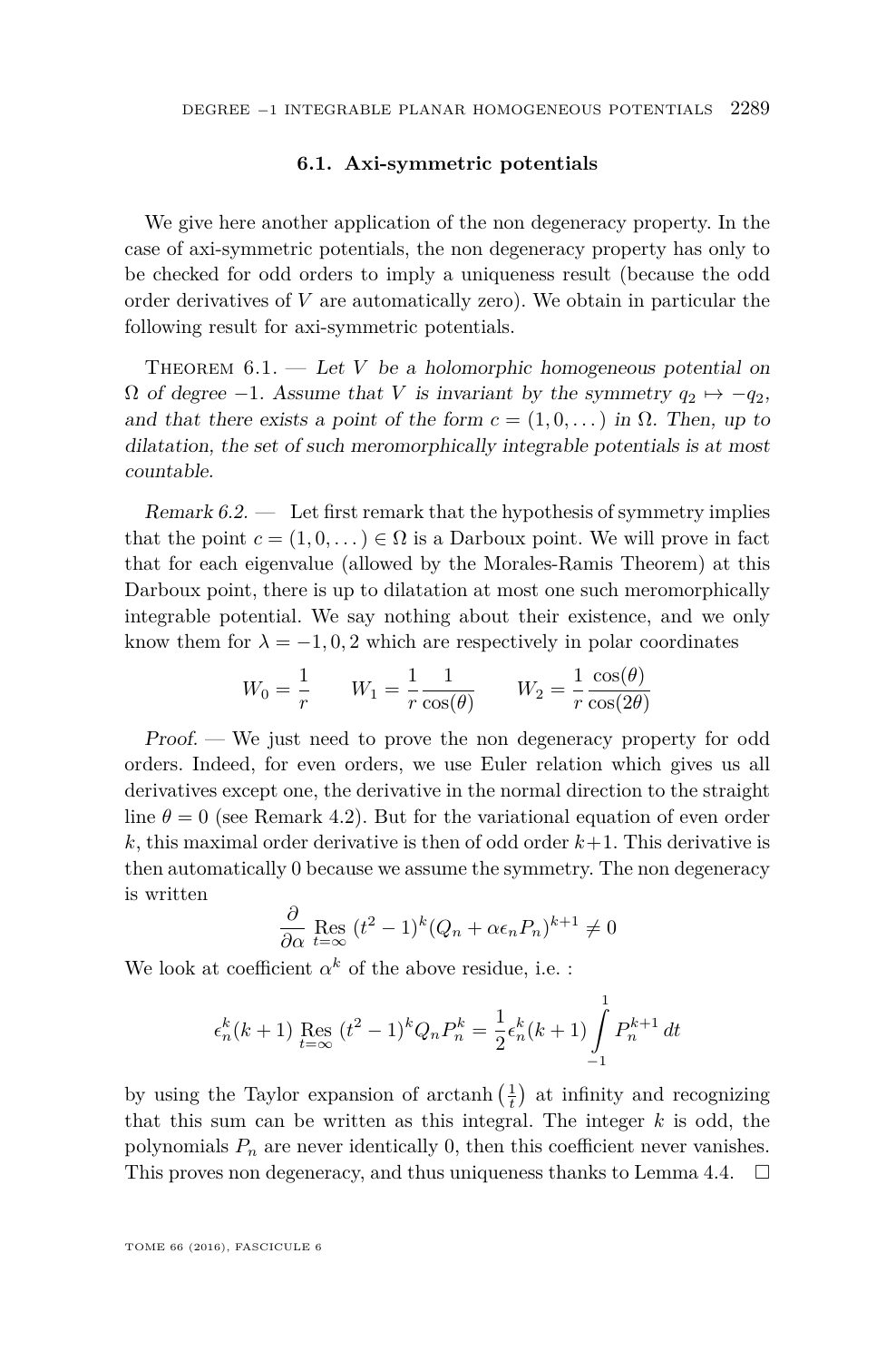### 6.1. Axi-symmetric potentials

We give here another application of the non degeneracy property. In the case of axi-symmetric potentials, the non degeneracy property has only to be checked for odd orders to imply a uniqueness result (because the odd order derivatives of $V$ are automatically zero). We obtain in particular the following result for axi-symmetric potentials.

Theorem 6.1. — *Let $V$ be a holomorphic homogeneous potential on $\Omega$ of degree $-1$. Assume that $V$ is invariant by the symmetry $q_2 \mapsto -q_2$, and that there exists a point of the form $c = (1, 0, \dots)$ in $\Omega$. Then, up to dilatation, the set of such meromorphically integrable potentials is at most countable.*

*Remark 6.2.* — Let first remark that the hypothesis of symmetry implies that the point $c = (1, 0, \dots) \in \Omega$ is a Darboux point. We will prove in fact that for each eigenvalue (allowed by the Morales-Ramis Theorem) at this Darboux point, there is up to dilatation at most one such meromorphically integrable potential. We say nothing about their existence, and we only know them for $\lambda = -1, 0, 2$ which are respectively in polar coordinates

$$W_0 = \frac{1}{r} \qquad W_1 = \frac{1}{r}\frac{1}{\cos(\theta)} \qquad W_2 = \frac{1}{r}\frac{\cos(\theta)}{\cos(2\theta)}$$

*Proof.* — We just need to prove the non degeneracy property for odd orders. Indeed, for even orders, we use Euler relation which gives us all derivatives except one, the derivative in the normal direction to the straight line $\theta = 0$ (see Remark 4.2). But for the variational equation of even order $k$, this maximal order derivative is then of odd order $k+1$. This derivative is then automatically 0 because we assume the symmetry. The non degeneracy is written

$$\frac{\partial}{\partial \alpha} \operatorname*{Res}_{t=\infty} (t^2-1)^k (Q_n + \alpha \epsilon_n P_n)^{k+1} \neq 0$$

We look at coefficient $\alpha^k$ of the above residue, i.e. :

$$\epsilon_n^k (k+1) \operatorname*{Res}_{t=\infty} (t^2-1)^k Q_n P_n^k = \frac{1}{2}\epsilon_n^k (k+1) \int_{-1}^{1} P_n^{k+1}\, dt$$

by using the Taylor expansion of $\operatorname{arctanh}\left(\frac{1}{t}\right)$ at infinity and recognizing that this sum can be written as this integral. The integer $k$ is odd, the polynomials $P_n$ are never identically 0, then this coefficient never vanishes. This proves non degeneracy, and thus uniqueness thanks to Lemma 4.4. $\square$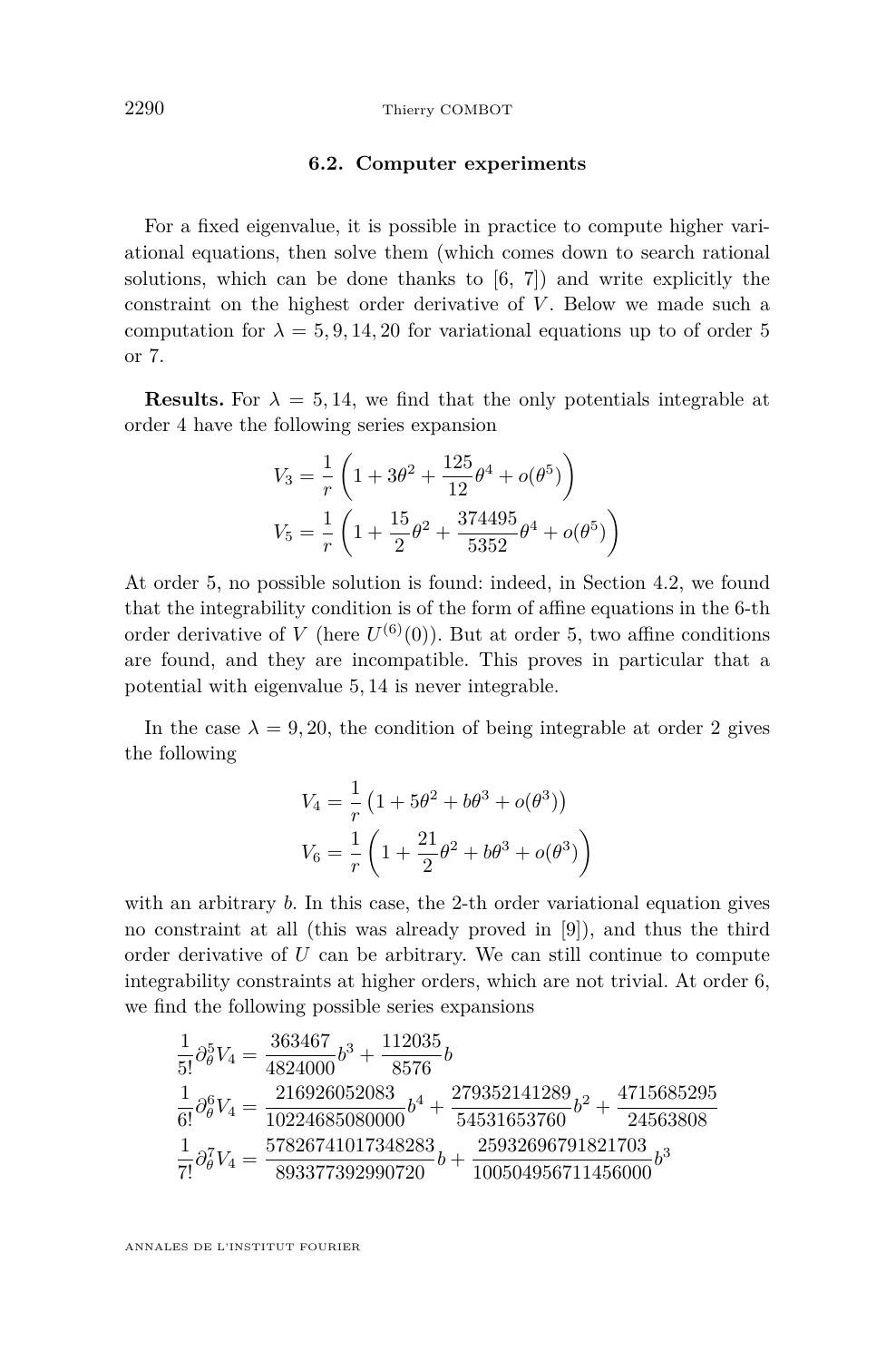### 6.2. Computer experiments

For a fixed eigenvalue, it is possible in practice to compute higher variational equations, then solve them (which comes down to search rational solutions, which can be done thanks to [6, 7]) and write explicitly the constraint on the highest order derivative of $V$. Below we made such a computation for $\lambda = 5, 9, 14, 20$ for variational equations up to of order 5 or 7.

**Results.** For $\lambda = 5, 14$, we find that the only potentials integrable at order 4 have the following series expansion

$$V_3 = \frac{1}{r}\left(1 + 3\theta^2 + \frac{125}{12}\theta^4 + o(\theta^5)\right)$$
$$V_5 = \frac{1}{r}\left(1 + \frac{15}{2}\theta^2 + \frac{374495}{5352}\theta^4 + o(\theta^5)\right)$$

At order 5, no possible solution is found: indeed, in Section 4.2, we found that the integrability condition is of the form of affine equations in the 6-th order derivative of $V$ (here $U^{(6)}(0)$). But at order 5, two affine conditions are found, and they are incompatible. This proves in particular that a potential with eigenvalue $5, 14$ is never integrable.

In the case $\lambda = 9, 20$, the condition of being integrable at order 2 gives the following

$$V_4 = \frac{1}{r}\left(1 + 5\theta^2 + b\theta^3 + o(\theta^3)\right)$$
$$V_6 = \frac{1}{r}\left(1 + \frac{21}{2}\theta^2 + b\theta^3 + o(\theta^3)\right)$$

with an arbitrary $b$. In this case, the 2-th order variational equation gives no constraint at all (this was already proved in [9]), and thus the third order derivative of $U$ can be arbitrary. We can still continue to compute integrability constraints at higher orders, which are not trivial. At order 6, we find the following possible series expansions

$$\frac{1}{5!}\partial_\theta^5 V_4 = \frac{363467}{4824000}b^3 + \frac{112035}{8576}b$$
$$\frac{1}{6!}\partial_\theta^6 V_4 = \frac{216926052083}{10224685080000}b^4 + \frac{279352141289}{54531653760}b^2 + \frac{4715685295}{24563808}$$
$$\frac{1}{7!}\partial_\theta^7 V_4 = \frac{57826741017348283}{893377392990720}b + \frac{25932696791821703}{100504956711456000}b^3$$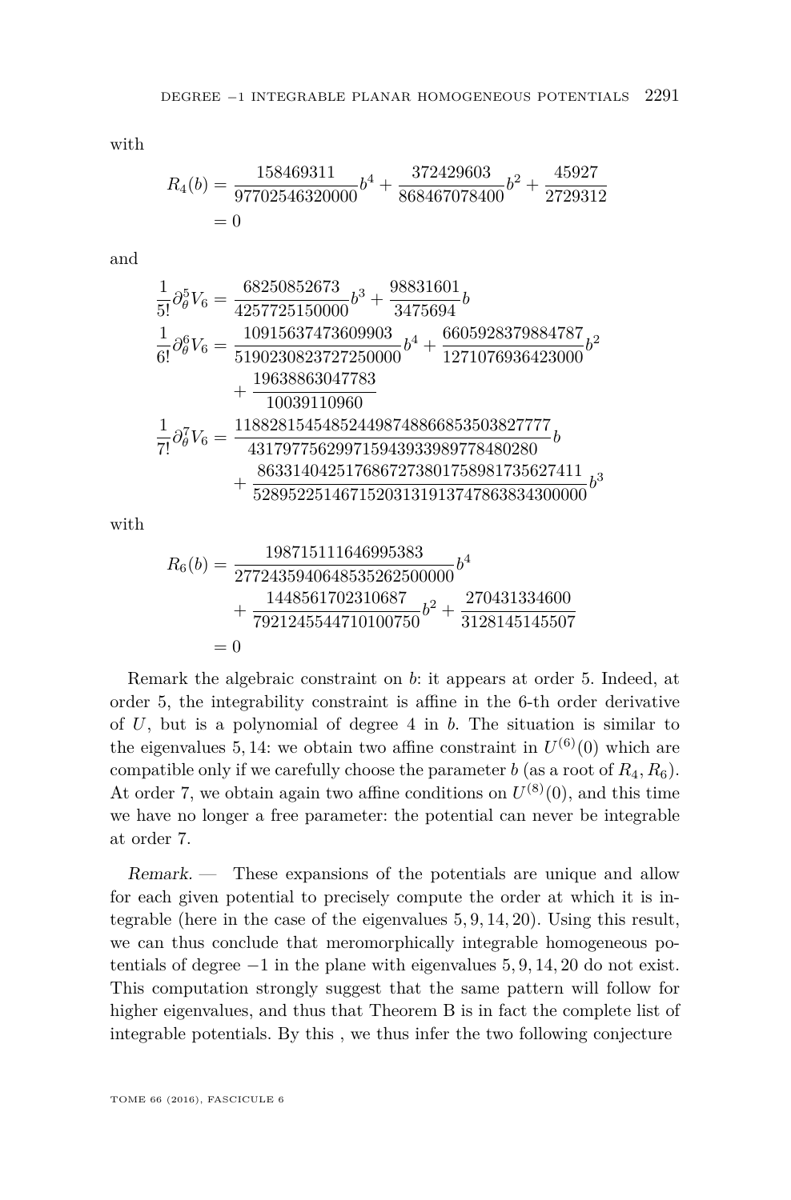with

$$
\begin{aligned}
R_4(b) &= \frac{158469311}{97702546320000}b^4 + \frac{372429603}{868467078400}b^2 + \frac{45927}{2729312}\\
&= 0
\end{aligned}
$$

and

$$
\begin{aligned}
\frac{1}{5!}\partial_\theta^5 V_6 &= \frac{68250852673}{4257725150000}b^3 + \frac{98831601}{3475694}b\\
\frac{1}{6!}\partial_\theta^6 V_6 &= \frac{10915637473609903}{5190230823727250000}b^4 + \frac{6605928379884787}{1271076936423000}b^2\\
&\quad + \frac{19638863047783}{10039110960}\\
\frac{1}{7!}\partial_\theta^7 V_6 &= \frac{1188281545485244987488668535038277777}{431797756299715943933989778480280}b\\
&\quad + \frac{863314042517686727380175898173562741 1}{5289522514671520313191374786383430000 0}b^3
\end{aligned}
$$

with

$$
\begin{aligned}
R_6(b) &= \frac{198715111646995383}{277243594064853526250000 0}b^4\\
&\quad + \frac{1448561702310687}{7921245544710100750}b^2 + \frac{270431334600}{3128145145507}\\
&= 0
\end{aligned}
$$

Remark the algebraic constraint on $b$: it appears at order 5. Indeed, at order 5, the integrability constraint is affine in the 6-th order derivative of $U$, but is a polynomial of degree 4 in $b$. The situation is similar to the eigenvalues $5, 14$: we obtain two affine constraint in $U^{(6)}(0)$ which are compatible only if we carefully choose the parameter $b$ (as a root of $R_4, R_6$). At order 7, we obtain again two affine conditions on $U^{(8)}(0)$, and this time we have no longer a free parameter: the potential can never be integrable at order 7.

*Remark.* — These expansions of the potentials are unique and allow for each given potential to precisely compute the order at which it is integrable (here in the case of the eigenvalues $5, 9, 14, 20$). Using this result, we can thus conclude that meromorphically integrable homogeneous potentials of degree $-1$ in the plane with eigenvalues $5, 9, 14, 20$ do not exist. This computation strongly suggest that the same pattern will follow for higher eigenvalues, and thus that Theorem B is in fact the complete list of integrable potentials. By this , we thus infer the two following conjecture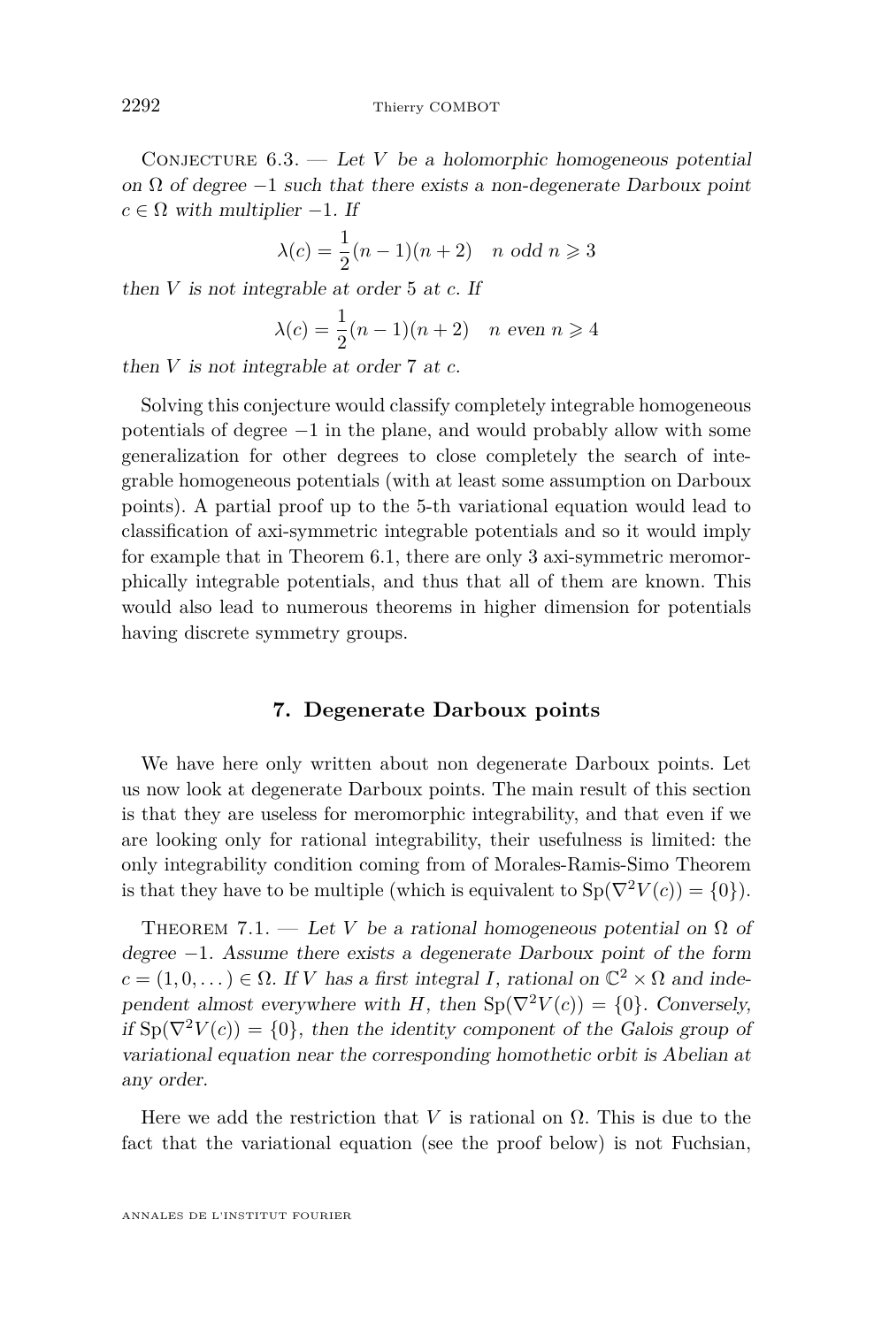Conjecture 6.3. — *Let $V$ be a holomorphic homogeneous potential on $\Omega$ of degree $-1$ such that there exists a non-degenerate Darboux point $c \in \Omega$ with multiplier $-1$. If*

$$\lambda(c) = \frac{1}{2}(n-1)(n+2) \quad n \text{ odd } n \geqslant 3$$

*then $V$ is not integrable at order $5$ at $c$. If*

$$\lambda(c) = \frac{1}{2}(n-1)(n+2) \quad n \text{ even } n \geqslant 4$$

*then $V$ is not integrable at order $7$ at $c$.*

Solving this conjecture would classify completely integrable homogeneous potentials of degree $-1$ in the plane, and would probably allow with some generalization for other degrees to close completely the search of integrable homogeneous potentials (with at least some assumption on Darboux points). A partial proof up to the 5-th variational equation would lead to classification of axi-symmetric integrable potentials and so it would imply for example that in Theorem 6.1, there are only 3 axi-symmetric meromorphically integrable potentials, and thus that all of them are known. This would also lead to numerous theorems in higher dimension for potentials having discrete symmetry groups.

## 7. Degenerate Darboux points

We have here only written about non degenerate Darboux points. Let us now look at degenerate Darboux points. The main result of this section is that they are useless for meromorphic integrability, and that even if we are looking only for rational integrability, their usefulness is limited: the only integrability condition coming from of Morales-Ramis-Simo Theorem is that they have to be multiple (which is equivalent to $\mathrm{Sp}(\nabla^2 V(c)) = \{0\}$).

Theorem 7.1. — *Let $V$ be a rational homogeneous potential on $\Omega$ of degree $-1$. Assume there exists a degenerate Darboux point of the form $c = (1, 0, \dots) \in \Omega$. If $V$ has a first integral $I$, rational on $\mathbb{C}^2 \times \Omega$ and independent almost everywhere with $H$, then $\mathrm{Sp}(\nabla^2 V(c)) = \{0\}$. Conversely, if $\mathrm{Sp}(\nabla^2 V(c)) = \{0\}$, then the identity component of the Galois group of variational equation near the corresponding homothetic orbit is Abelian at any order.*

Here we add the restriction that $V$ is rational on $\Omega$. This is due to the fact that the variational equation (see the proof below) is not Fuchsian,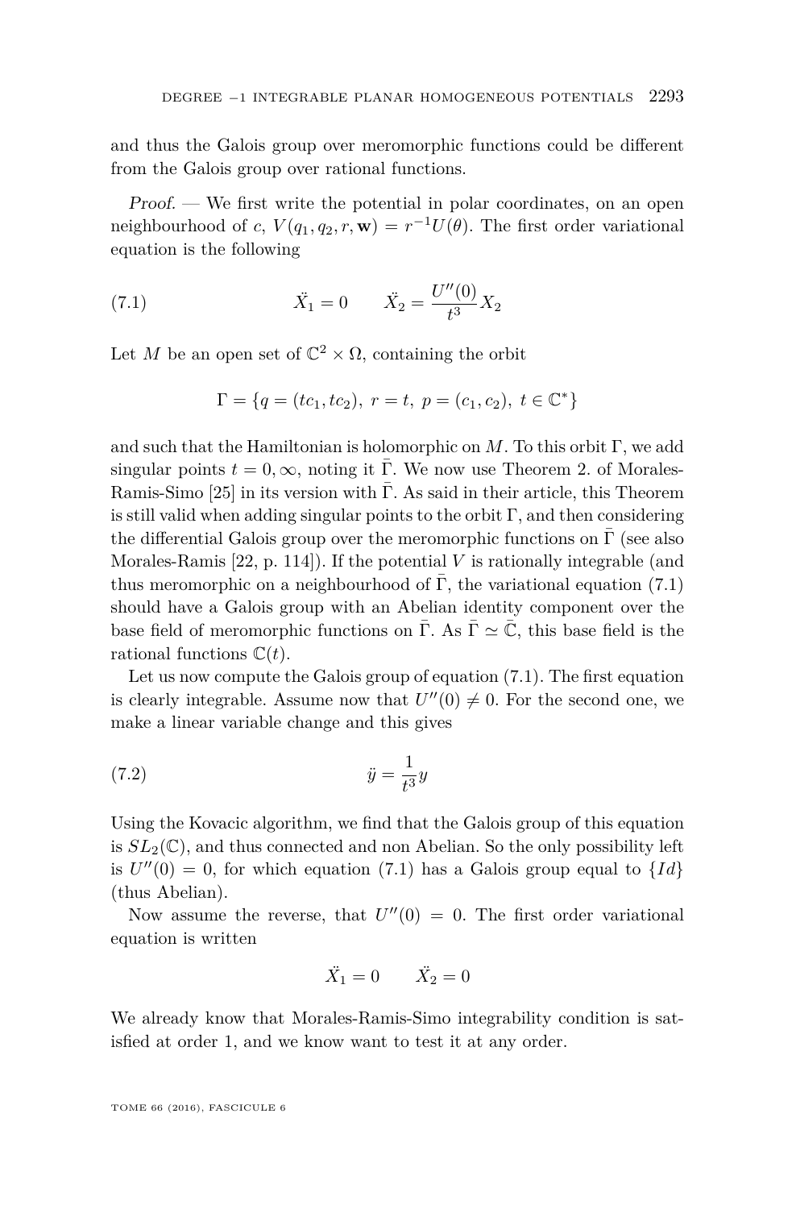and thus the Galois group over meromorphic functions could be different from the Galois group over rational functions.

*Proof.* — We first write the potential in polar coordinates, on an open neighbourhood of $c$, $V(q_1,q_2,r,\mathbf{w}) = r^{-1}U(\theta)$. The first order variational equation is the following

$$\ddot{X}_1 = 0 \qquad \ddot{X}_2 = \frac{U''(0)}{t^3}X_2 \tag{7.1}$$

Let $M$ be an open set of $\mathbb{C}^2 \times \Omega$, containing the orbit

$$\Gamma = \{q = (tc_1, tc_2),\ r = t,\ p = (c_1,c_2),\ t \in \mathbb{C}^*\}$$

and such that the Hamiltonian is holomorphic on $M$. To this orbit $\Gamma$, we add singular points $t = 0, \infty$, noting it $\bar{\Gamma}$. We now use Theorem 2. of Morales-Ramis-Simo [25] in its version with $\bar{\Gamma}$. As said in their article, this Theorem is still valid when adding singular points to the orbit $\Gamma$, and then considering the differential Galois group over the meromorphic functions on $\bar{\Gamma}$ (see also Morales-Ramis [22, p. 114]). If the potential $V$ is rationally integrable (and thus meromorphic on a neighbourhood of $\bar{\Gamma}$, the variational equation (7.1) should have a Galois group with an Abelian identity component over the base field of meromorphic functions on $\bar{\Gamma}$. As $\bar{\Gamma} \simeq \bar{\mathbb{C}}$, this base field is the rational functions $\mathbb{C}(t)$.

Let us now compute the Galois group of equation (7.1). The first equation is clearly integrable. Assume now that $U''(0) \neq 0$. For the second one, we make a linear variable change and this gives

$$\ddot{y} = \frac{1}{t^3}y \tag{7.2}$$

Using the Kovacic algorithm, we find that the Galois group of this equation is $SL_2(\mathbb{C})$, and thus connected and non Abelian. So the only possibility left is $U''(0) = 0$, for which equation (7.1) has a Galois group equal to $\{Id\}$ (thus Abelian).

Now assume the reverse, that $U''(0) = 0$. The first order variational equation is written

$$\ddot{X}_1 = 0 \qquad \ddot{X}_2 = 0$$

We already know that Morales-Ramis-Simo integrability condition is satisfied at order 1, and we know want to test it at any order.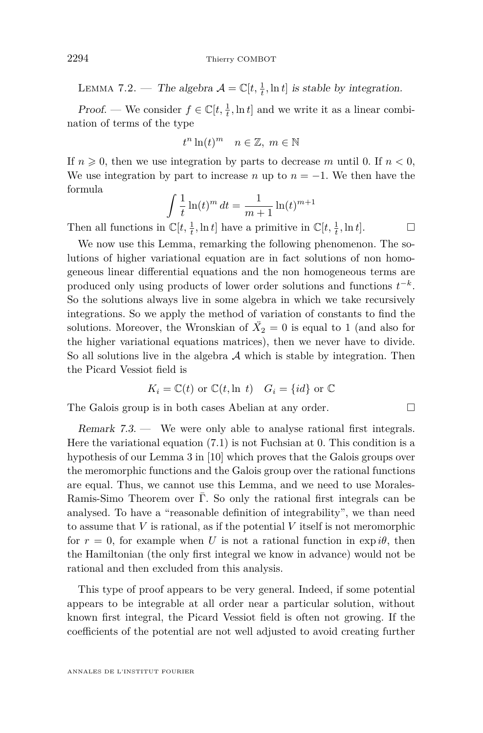Lemma 7.2. — *The algebra $\mathcal{A}=\mathbb{C}[t,\frac{1}{t},\ln t]$ is stable by integration.*

*Proof.* — We consider $f\in\mathbb{C}[t,\frac{1}{t},\ln t]$ and we write it as a linear combination of terms of the type

$$t^n\ln(t)^m \quad n\in\mathbb{Z},\ m\in\mathbb{N}$$

If $n\geqslant 0$, then we use integration by parts to decrease $m$ until 0. If $n<0$, We use integration by part to increase $n$ up to $n=-1$. We then have the formula

$$\int \frac{1}{t}\ln(t)^m\,dt=\frac{1}{m+1}\ln(t)^{m+1}$$

Then all functions in $\mathbb{C}[t,\frac{1}{t},\ln t]$ have a primitive in $\mathbb{C}[t,\frac{1}{t},\ln t]$. □

We now use this Lemma, remarking the following phenomenon. The solutions of higher variational equation are in fact solutions of non homogeneous linear differential equations and the non homogeneous terms are produced only using products of lower order solutions and functions $t^{-k}$. So the solutions always live in some algebra in which we take recursively integrations. So we apply the method of variation of constants to find the solutions. Moreover, the Wronskian of $\ddot{X}_2=0$ is equal to 1 (and also for the higher variational equations matrices), then we never have to divide. So all solutions live in the algebra $\mathcal{A}$ which is stable by integration. Then the Picard Vessiot field is

$$K_i=\mathbb{C}(t) \text{ or } \mathbb{C}(t,\ln\ t) \quad G_i=\{id\} \text{ or } \mathbb{C}$$

The Galois group is in both cases Abelian at any order. □

*Remark 7.3.* — We were only able to analyse rational first integrals. Here the variational equation (7.1) is not Fuchsian at 0. This condition is a hypothesis of our Lemma 3 in [10] which proves that the Galois groups over the meromorphic functions and the Galois group over the rational functions are equal. Thus, we cannot use this Lemma, and we need to use Morales-Ramis-Simo Theorem over $\bar{\Gamma}$. So only the rational first integrals can be analysed. To have a "reasonable definition of integrability", we than need to assume that $V$ is rational, as if the potential $V$ itself is not meromorphic for $r=0$, for example when $U$ is not a rational function in $\exp i\theta$, then the Hamiltonian (the only first integral we know in advance) would not be rational and then excluded from this analysis.

This type of proof appears to be very general. Indeed, if some potential appears to be integrable at all order near a particular solution, without known first integral, the Picard Vessiot field is often not growing. If the coefficients of the potential are not well adjusted to avoid creating further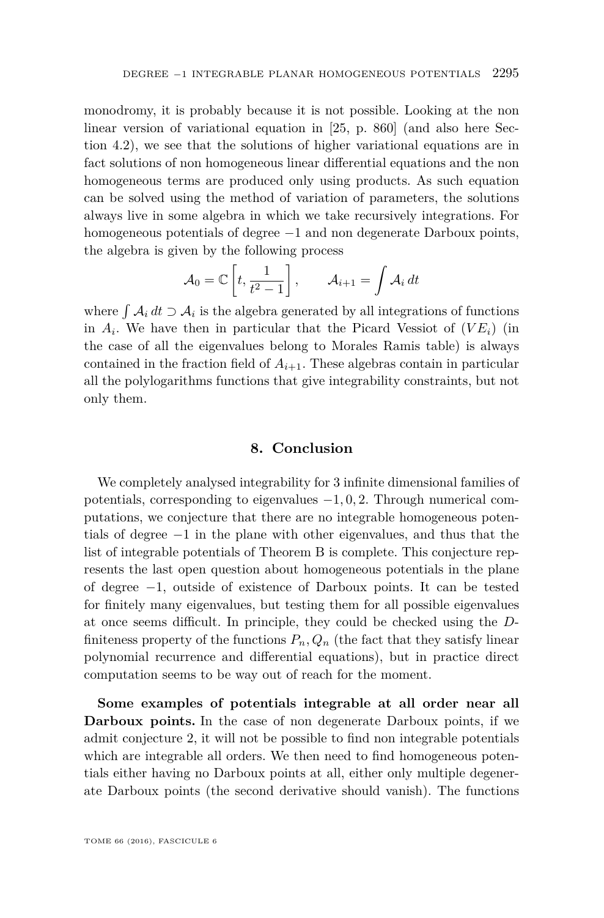monodromy, it is probably because it is not possible. Looking at the non linear version of variational equation in [25, p. 860] (and also here Section 4.2), we see that the solutions of higher variational equations are in fact solutions of non homogeneous linear differential equations and the non homogeneous terms are produced only using products. As such equation can be solved using the method of variation of parameters, the solutions always live in some algebra in which we take recursively integrations. For homogeneous potentials of degree $-1$ and non degenerate Darboux points, the algebra is given by the following process

$$\mathcal{A}_0 = \mathbb{C}\left[t, \frac{1}{t^2-1}\right], \qquad \mathcal{A}_{i+1} = \int \mathcal{A}_i \, dt$$

where $\int \mathcal{A}_i \, dt \supset \mathcal{A}_i$ is the algebra generated by all integrations of functions in $A_i$. We have then in particular that the Picard Vessiot of $(VE_i)$ (in the case of all the eigenvalues belong to Morales Ramis table) is always contained in the fraction field of $A_{i+1}$. These algebras contain in particular all the polylogarithms functions that give integrability constraints, but not only them.

## 8. Conclusion

We completely analysed integrability for 3 infinite dimensional families of potentials, corresponding to eigenvalues $-1, 0, 2$. Through numerical computations, we conjecture that there are no integrable homogeneous potentials of degree $-1$ in the plane with other eigenvalues, and thus that the list of integrable potentials of Theorem B is complete. This conjecture represents the last open question about homogeneous potentials in the plane of degree $-1$, outside of existence of Darboux points. It can be tested for finitely many eigenvalues, but testing them for all possible eigenvalues at once seems difficult. In principle, they could be checked using the $D$-finiteness property of the functions $P_n, Q_n$ (the fact that they satisfy linear polynomial recurrence and differential equations), but in practice direct computation seems to be way out of reach for the moment.

**Some examples of potentials integrable at all order near all Darboux points.** In the case of non degenerate Darboux points, if we admit conjecture 2, it will not be possible to find non integrable potentials which are integrable all orders. We then need to find homogeneous potentials either having no Darboux points at all, either only multiple degenerate Darboux points (the second derivative should vanish). The functions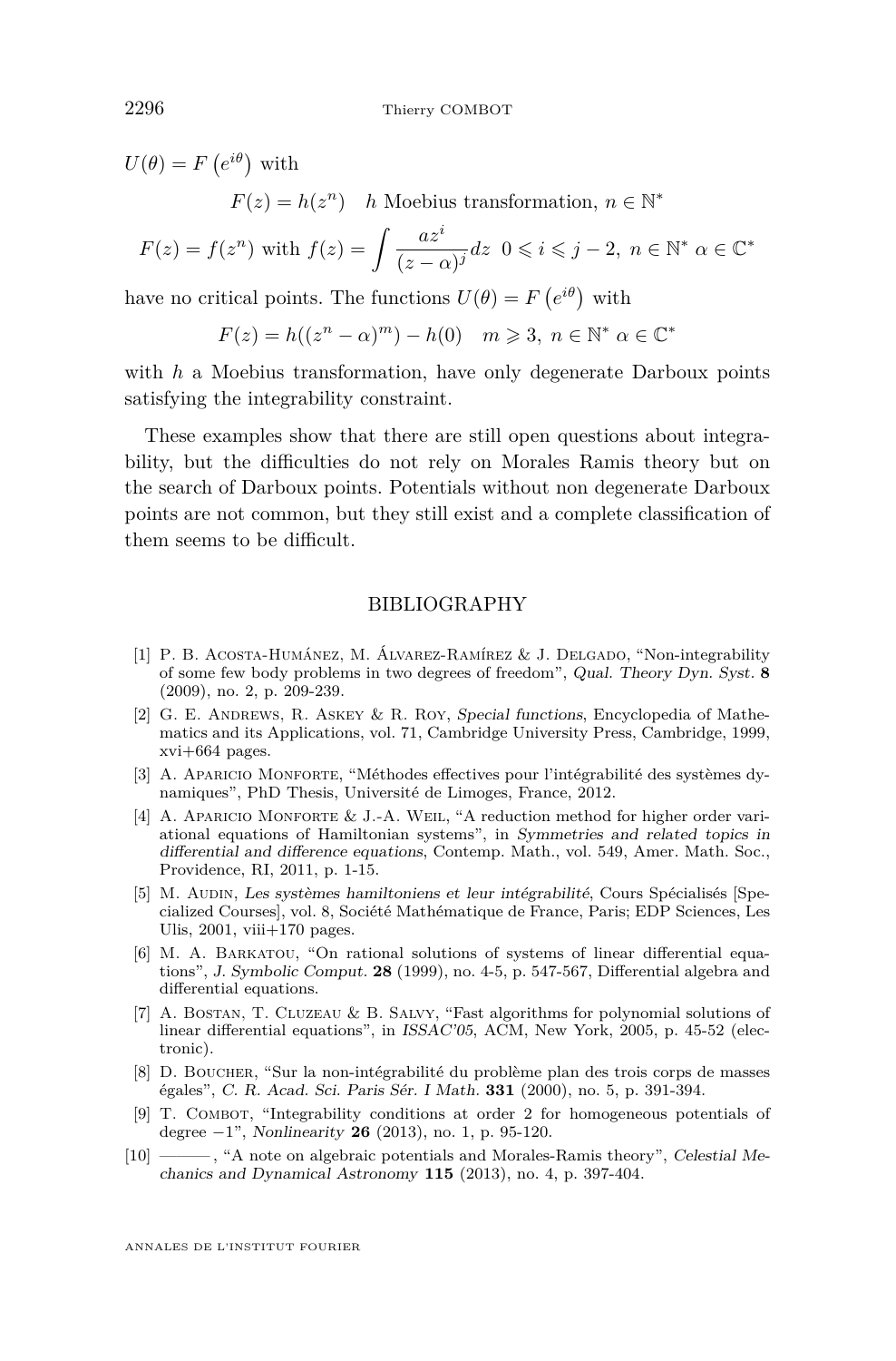$U(\theta) = F\left(e^{i\theta}\right)$ with

$$F(z) = h(z^n) \quad h \text{ Moebius transformation, } n \in \mathbb{N}^*$$

$$F(z) = f(z^n) \text{ with } f(z) = \int \frac{az^i}{(z-\alpha)^j} dz \;\; 0 \leqslant i \leqslant j-2, \; n \in \mathbb{N}^* \; \alpha \in \mathbb{C}^*$$

have no critical points. The functions $U(\theta) = F\left(e^{i\theta}\right)$ with

$$F(z) = h((z^n - \alpha)^m) - h(0) \quad m \geqslant 3, \; n \in \mathbb{N}^* \; \alpha \in \mathbb{C}^*$$

with $h$ a Moebius transformation, have only degenerate Darboux points satisfying the integrability constraint.

These examples show that there are still open questions about integrability, but the difficulties do not rely on Morales Ramis theory but on the search of Darboux points. Potentials without non degenerate Darboux points are not common, but they still exist and a complete classification of them seems to be difficult.

## BIBLIOGRAPHY

[1] P. B. Acosta-Humánez, M. Álvarez-Ramírez & J. Delgado, "Non-integrability of some few body problems in two degrees of freedom", *Qual. Theory Dyn. Syst.* **8** (2009), no. 2, p. 209-239.

[2] G. E. Andrews, R. Askey & R. Roy, *Special functions*, Encyclopedia of Mathematics and its Applications, vol. 71, Cambridge University Press, Cambridge, 1999, xvi+664 pages.

[3] A. Aparicio Monforte, "Méthodes effectives pour l'intégrabilité des systèmes dynamiques", PhD Thesis, Université de Limoges, France, 2012.

[4] A. Aparicio Monforte & J.-A. Weil, "A reduction method for higher order variational equations of Hamiltonian systems", in *Symmetries and related topics in differential and difference equations*, Contemp. Math., vol. 549, Amer. Math. Soc., Providence, RI, 2011, p. 1-15.

[5] M. Audin, *Les systèmes hamiltoniens et leur intégrabilité*, Cours Spécialisés [Specialized Courses], vol. 8, Société Mathématique de France, Paris; EDP Sciences, Les Ulis, 2001, viii+170 pages.

[6] M. A. Barkatou, "On rational solutions of systems of linear differential equations", *J. Symbolic Comput.* **28** (1999), no. 4-5, p. 547-567, Differential algebra and differential equations.

[7] A. Bostan, T. Cluzeau & B. Salvy, "Fast algorithms for polynomial solutions of linear differential equations", in *ISSAC'05*, ACM, New York, 2005, p. 45-52 (electronic).

[8] D. Boucher, "Sur la non-intégrabilité du problème plan des trois corps de masses égales", *C. R. Acad. Sci. Paris Sér. I Math.* **331** (2000), no. 5, p. 391-394.

[9] T. Combot, "Integrability conditions at order 2 for homogeneous potentials of degree −1", *Nonlinearity* **26** (2013), no. 1, p. 95-120.

[10] ———, "A note on algebraic potentials and Morales-Ramis theory", *Celestial Mechanics and Dynamical Astronomy* **115** (2013), no. 4, p. 397-404.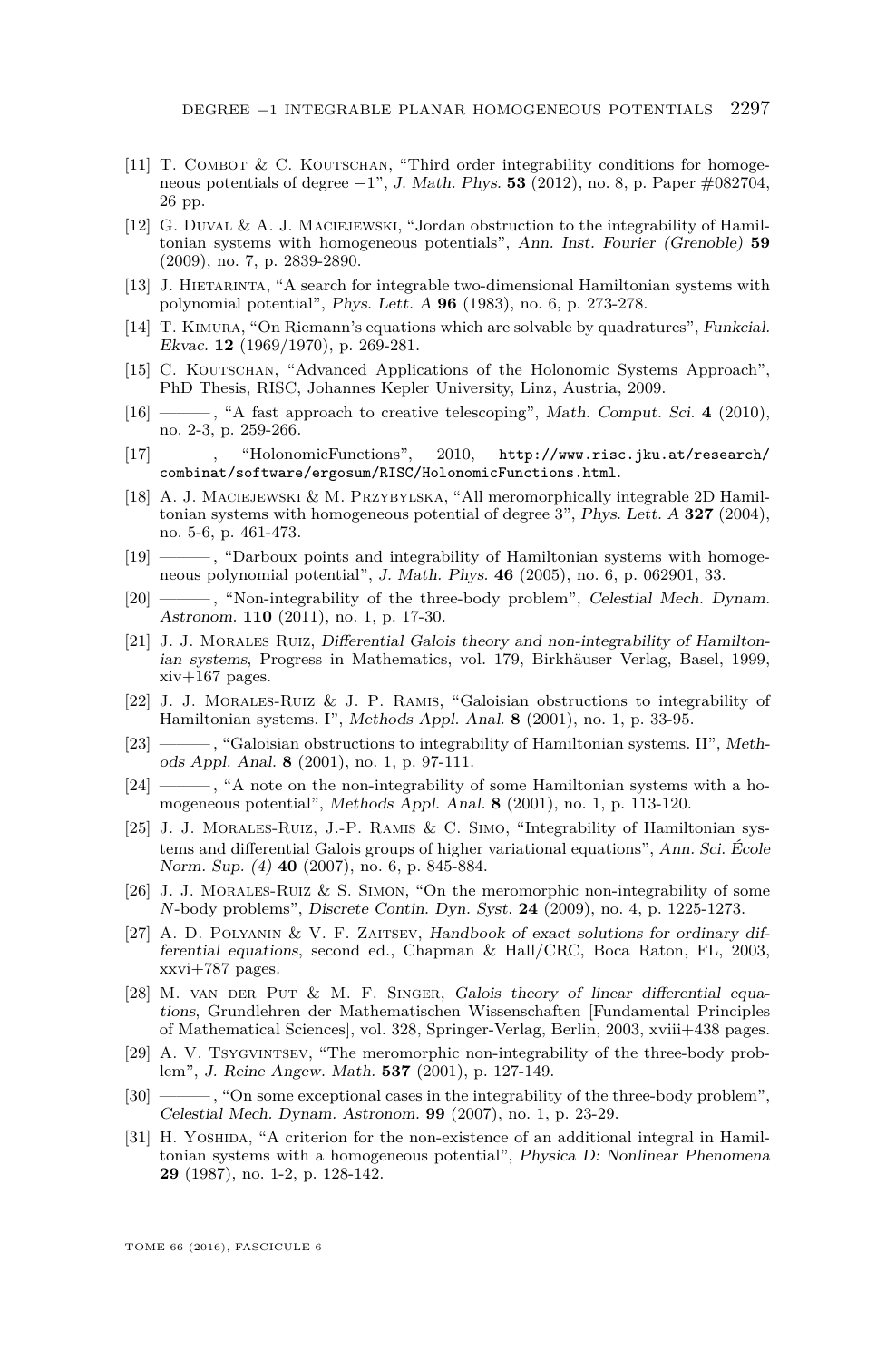[11] T. Combot & C. Koutschan, "Third order integrability conditions for homogeneous potentials of degree $-1$", *J. Math. Phys.* **53** (2012), no. 8, p. Paper #082704, 26 pp.

[12] G. Duval & A. J. Maciejewski, "Jordan obstruction to the integrability of Hamiltonian systems with homogeneous potentials", *Ann. Inst. Fourier (Grenoble)* **59** (2009), no. 7, p. 2839-2890.

[13] J. Hietarinta, "A search for integrable two-dimensional Hamiltonian systems with polynomial potential", *Phys. Lett. A* **96** (1983), no. 6, p. 273-278.

[14] T. Kimura, "On Riemann's equations which are solvable by quadratures", *Funkcial. Ekvac.* **12** (1969/1970), p. 269-281.

[15] C. Koutschan, "Advanced Applications of the Holonomic Systems Approach", PhD Thesis, RISC, Johannes Kepler University, Linz, Austria, 2009.

[16] ———, "A fast approach to creative telescoping", *Math. Comput. Sci.* **4** (2010), no. 2-3, p. 259-266.

[17] ———, "HolonomicFunctions", 2010, `http://www.risc.jku.at/research/combinat/software/ergosum/RISC/HolonomicFunctions.html`.

[18] A. J. Maciejewski & M. Przybylska, "All meromorphically integrable 2D Hamiltonian systems with homogeneous potential of degree 3", *Phys. Lett. A* **327** (2004), no. 5-6, p. 461-473.

[19] ———, "Darboux points and integrability of Hamiltonian systems with homogeneous polynomial potential", *J. Math. Phys.* **46** (2005), no. 6, p. 062901, 33.

[20] ———, "Non-integrability of the three-body problem", *Celestial Mech. Dynam. Astronom.* **110** (2011), no. 1, p. 17-30.

[21] J. J. Morales Ruiz, *Differential Galois theory and non-integrability of Hamiltonian systems*, Progress in Mathematics, vol. 179, Birkhäuser Verlag, Basel, 1999, xiv+167 pages.

[22] J. J. Morales-Ruiz & J. P. Ramis, "Galoisian obstructions to integrability of Hamiltonian systems. I", *Methods Appl. Anal.* **8** (2001), no. 1, p. 33-95.

[23] ———, "Galoisian obstructions to integrability of Hamiltonian systems. II", *Methods Appl. Anal.* **8** (2001), no. 1, p. 97-111.

[24] ———, "A note on the non-integrability of some Hamiltonian systems with a homogeneous potential", *Methods Appl. Anal.* **8** (2001), no. 1, p. 113-120.

[25] J. J. Morales-Ruiz, J.-P. Ramis & C. Simo, "Integrability of Hamiltonian systems and differential Galois groups of higher variational equations", *Ann. Sci. École Norm. Sup. (4)* **40** (2007), no. 6, p. 845-884.

[26] J. J. Morales-Ruiz & S. Simon, "On the meromorphic non-integrability of some $N$-body problems", *Discrete Contin. Dyn. Syst.* **24** (2009), no. 4, p. 1225-1273.

[27] A. D. Polyanin & V. F. Zaitsev, *Handbook of exact solutions for ordinary differential equations*, second ed., Chapman & Hall/CRC, Boca Raton, FL, 2003, xxvi+787 pages.

[28] M. van der Put & M. F. Singer, *Galois theory of linear differential equations*, Grundlehren der Mathematischen Wissenschaften [Fundamental Principles of Mathematical Sciences], vol. 328, Springer-Verlag, Berlin, 2003, xviii+438 pages.

[29] A. V. Tsygvintsev, "The meromorphic non-integrability of the three-body problem", *J. Reine Angew. Math.* **537** (2001), p. 127-149.

[30] ———, "On some exceptional cases in the integrability of the three-body problem", *Celestial Mech. Dynam. Astronom.* **99** (2007), no. 1, p. 23-29.

[31] H. Yoshida, "A criterion for the non-existence of an additional integral in Hamiltonian systems with a homogeneous potential", *Physica D: Nonlinear Phenomena* **29** (1987), no. 1-2, p. 128-142.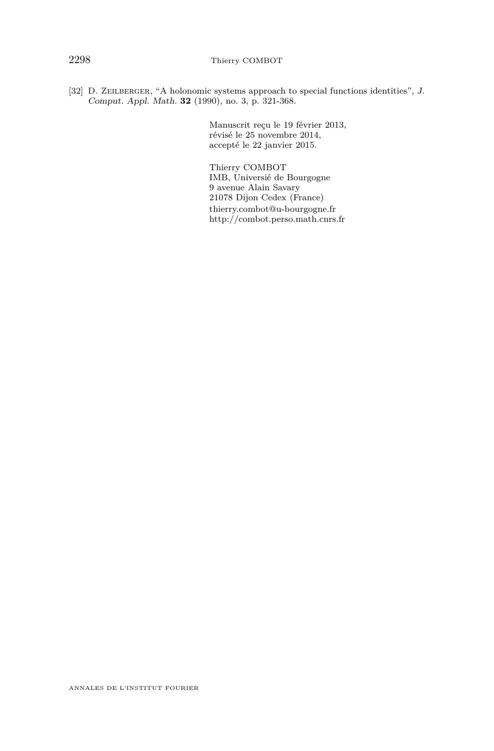[32] D. Zeilberger, "A holonomic systems approach to special functions identities", *J. Comput. Appl. Math.* **32** (1990), no. 3, p. 321-368.

Manuscrit reçu le 19 février 2013,
révisé le 25 novembre 2014,
accepté le 22 janvier 2015.

Thierry COMBOT
IMB, Universié de Bourgogne
9 avenue Alain Savary
21078 Dijon Cedex (France)
thierry.combot@u-bourgogne.fr
http://combot.perso.math.cnrs.fr